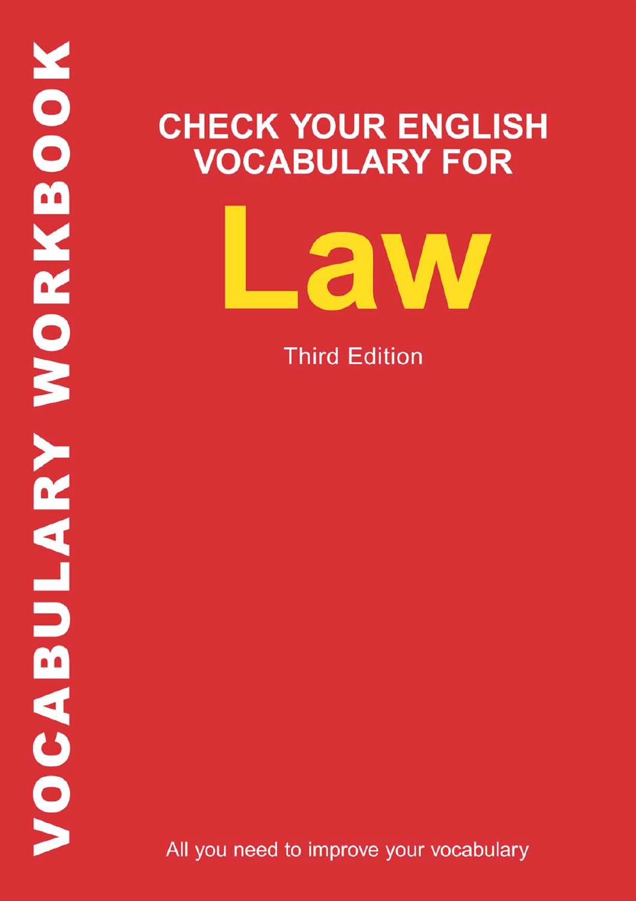VOCABULARY WORKBOOK

# CHECK YOUR ENGLISH VOCABULARY FOR

# Law

Third Edition

All you need to improve your vocabulary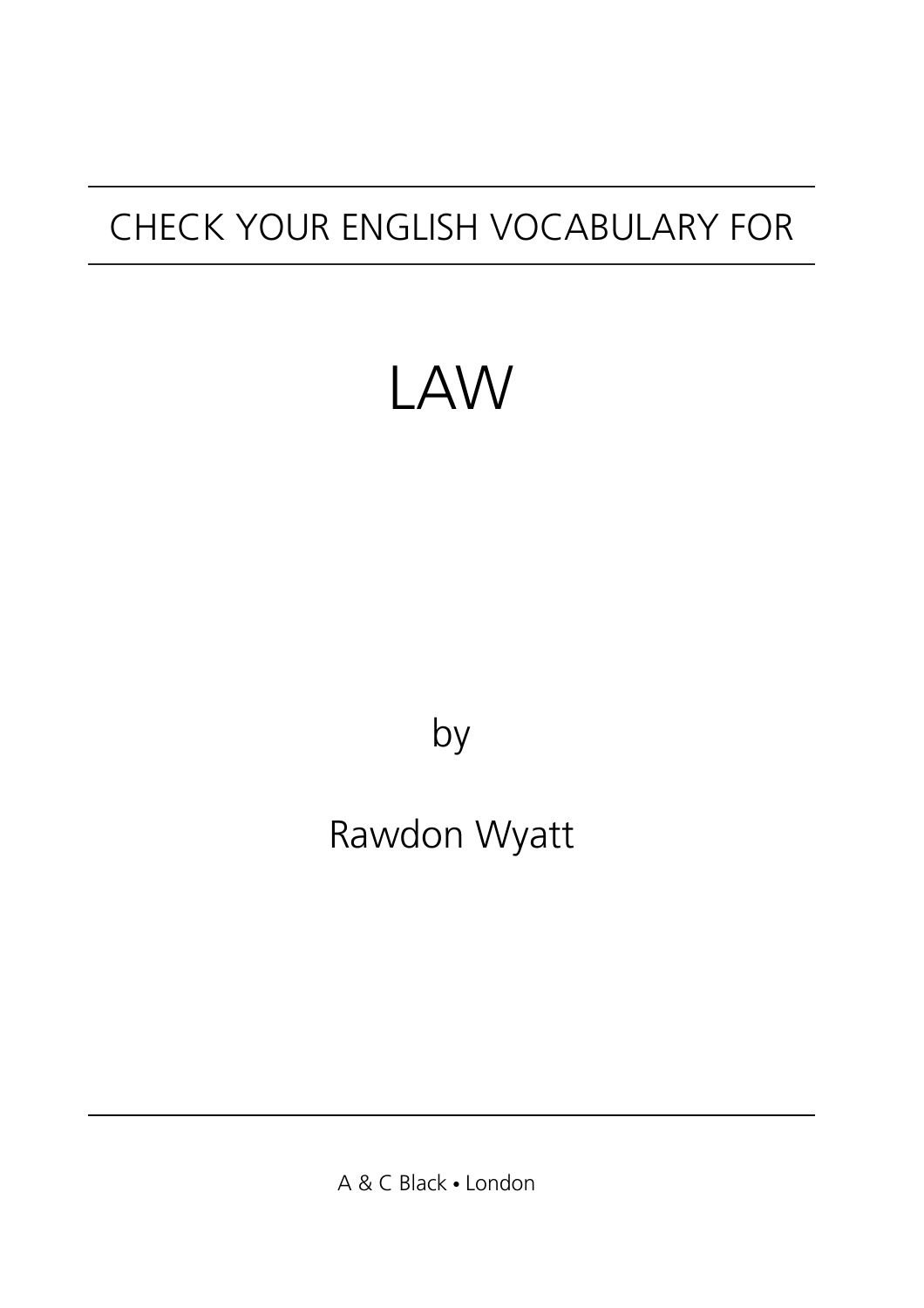CHECK YOUR ENGLISH VOCABULARY FOR

# LAW

by

Rawdon Wyatt

A & C Black • London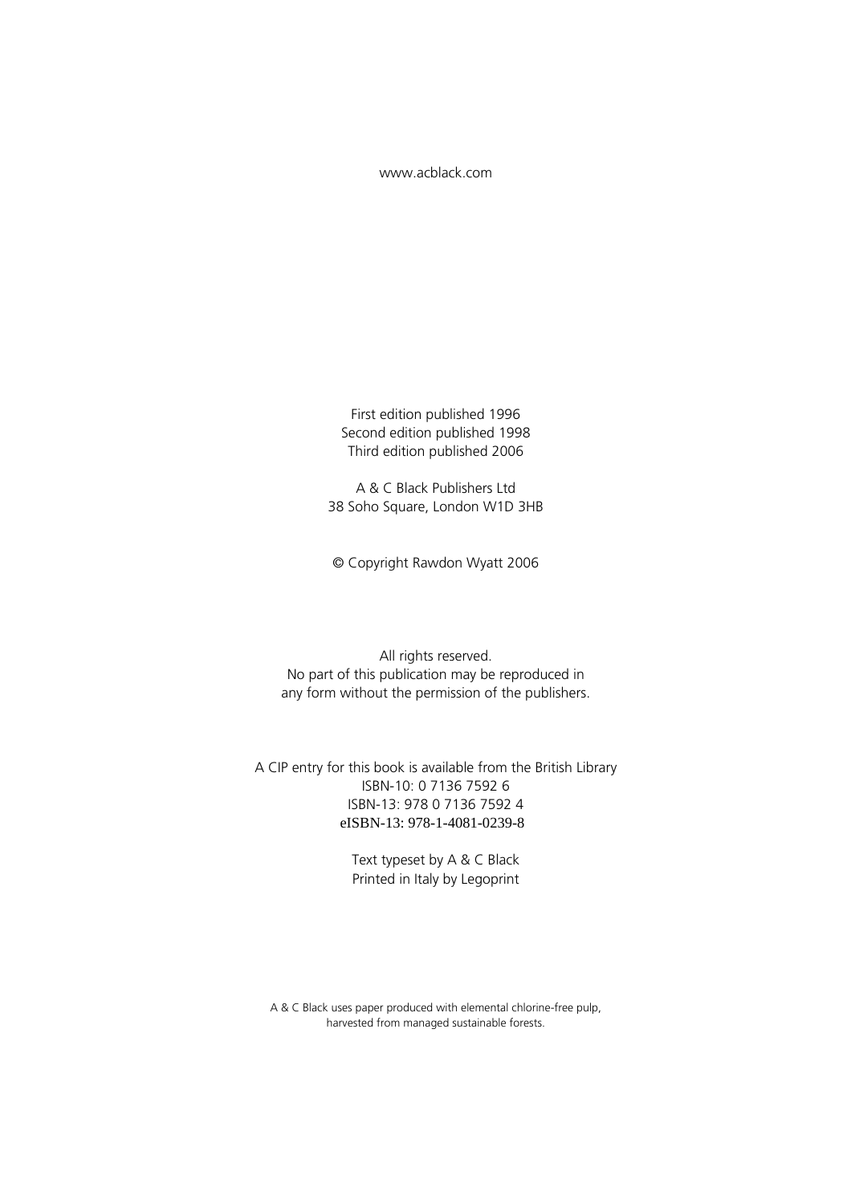www.acblack.com

First edition published 1996
Second edition published 1998
Third edition published 2006

A & C Black Publishers Ltd
38 Soho Square, London W1D 3HB

© Copyright Rawdon Wyatt 2006

All rights reserved.
No part of this publication may be reproduced in
any form without the permission of the publishers.

A CIP entry for this book is available from the British Library
ISBN-10: 0 7136 7592 6
ISBN-13: 978 0 7136 7592 4
eISBN-13: 978-1-4081-0239-8

Text typeset by A & C Black
Printed in Italy by Legoprint

A & C Black uses paper produced with elemental chlorine-free pulp,
harvested from managed sustainable forests.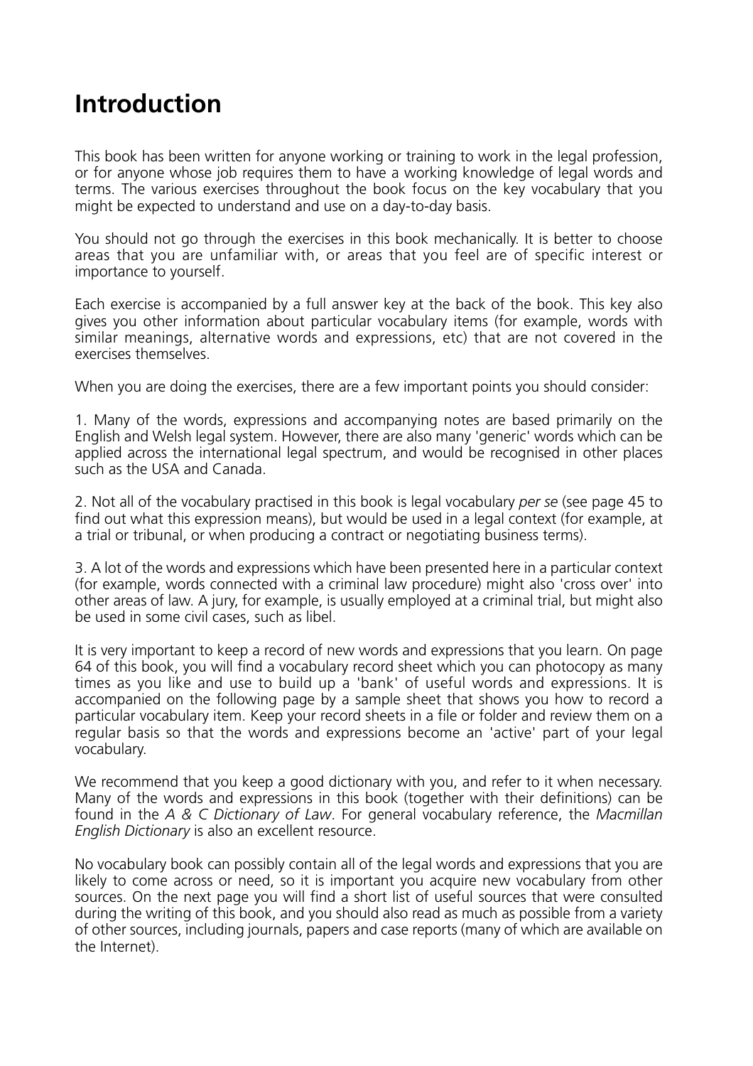# Introduction

This book has been written for anyone working or training to work in the legal profession, or for anyone whose job requires them to have a working knowledge of legal words and terms. The various exercises throughout the book focus on the key vocabulary that you might be expected to understand and use on a day-to-day basis.

You should not go through the exercises in this book mechanically. It is better to choose areas that you are unfamiliar with, or areas that you feel are of specific interest or importance to yourself.

Each exercise is accompanied by a full answer key at the back of the book. This key also gives you other information about particular vocabulary items (for example, words with similar meanings, alternative words and expressions, etc) that are not covered in the exercises themselves.

When you are doing the exercises, there are a few important points you should consider:

1. Many of the words, expressions and accompanying notes are based primarily on the English and Welsh legal system. However, there are also many 'generic' words which can be applied across the international legal spectrum, and would be recognised in other places such as the USA and Canada.

2. Not all of the vocabulary practised in this book is legal vocabulary *per se* (see page 45 to find out what this expression means), but would be used in a legal context (for example, at a trial or tribunal, or when producing a contract or negotiating business terms).

3. A lot of the words and expressions which have been presented here in a particular context (for example, words connected with a criminal law procedure) might also 'cross over' into other areas of law. A jury, for example, is usually employed at a criminal trial, but might also be used in some civil cases, such as libel.

It is very important to keep a record of new words and expressions that you learn. On page 64 of this book, you will find a vocabulary record sheet which you can photocopy as many times as you like and use to build up a 'bank' of useful words and expressions. It is accompanied on the following page by a sample sheet that shows you how to record a particular vocabulary item. Keep your record sheets in a file or folder and review them on a regular basis so that the words and expressions become an 'active' part of your legal vocabulary.

We recommend that you keep a good dictionary with you, and refer to it when necessary. Many of the words and expressions in this book (together with their definitions) can be found in the *A & C Dictionary of Law*. For general vocabulary reference, the *Macmillan English Dictionary* is also an excellent resource.

No vocabulary book can possibly contain all of the legal words and expressions that you are likely to come across or need, so it is important you acquire new vocabulary from other sources. On the next page you will find a short list of useful sources that were consulted during the writing of this book, and you should also read as much as possible from a variety of other sources, including journals, papers and case reports (many of which are available on the Internet).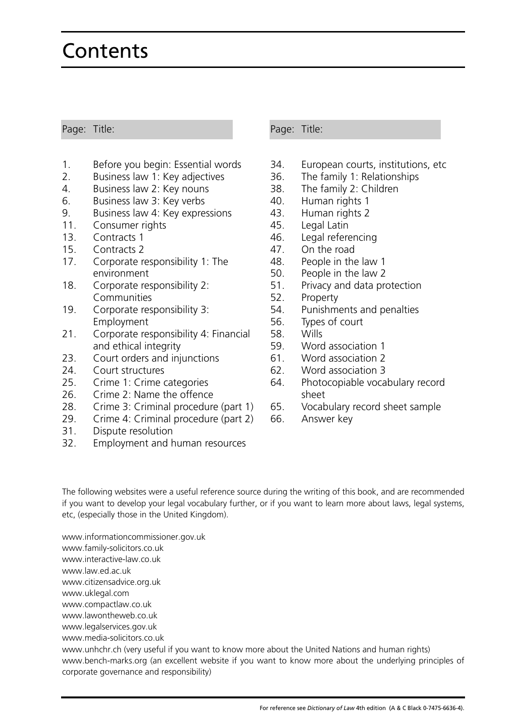# Contents

| Page: | Title: |
| --- | --- |
| 1. | Before you begin: Essential words |
| 2. | Business law 1: Key adjectives |
| 4. | Business law 2: Key nouns |
| 6. | Business law 3: Key verbs |
| 9. | Business law 4: Key expressions |
| 11. | Consumer rights |
| 13. | Contracts 1 |
| 15. | Contracts 2 |
| 17. | Corporate responsibility 1: The environment |
| 18. | Corporate responsibility 2: Communities |
| 19. | Corporate responsibility 3: Employment |
| 21. | Corporate responsibility 4: Financial and ethical integrity |
| 23. | Court orders and injunctions |
| 24. | Court structures |
| 25. | Crime 1: Crime categories |
| 26. | Crime 2: Name the offence |
| 28. | Crime 3: Criminal procedure (part 1) |
| 29. | Crime 4: Criminal procedure (part 2) |
| 31. | Dispute resolution |
| 32. | Employment and human resources |
| 34. | European courts, institutions, etc |
| 36. | The family 1: Relationships |
| 38. | The family 2: Children |
| 40. | Human rights 1 |
| 43. | Human rights 2 |
| 45. | Legal Latin |
| 46. | Legal referencing |
| 47. | On the road |
| 48. | People in the law 1 |
| 50. | People in the law 2 |
| 51. | Privacy and data protection |
| 52. | Property |
| 54. | Punishments and penalties |
| 56. | Types of court |
| 58. | Wills |
| 59. | Word association 1 |
| 61. | Word association 2 |
| 62. | Word association 3 |
| 64. | Photocopiable vocabulary record sheet |
| 65. | Vocabulary record sheet sample |
| 66. | Answer key |

The following websites were a useful reference source during the writing of this book, and are recommended if you want to develop your legal vocabulary further, or if you want to learn more about laws, legal systems, etc, (especially those in the United Kingdom).

www.informationcommissioner.gov.uk
www.family-solicitors.co.uk
www.interactive-law.co.uk
www.law.ed.ac.uk
www.citizensadvice.org.uk
www.uklegal.com
www.compactlaw.co.uk
www.lawontheweb.co.uk
www.legalservices.gov.uk
www.media-solicitors.co.uk
www.unhchr.ch (very useful if you want to know more about the United Nations and human rights)
www.bench-marks.org (an excellent website if you want to know more about the underlying principles of corporate governance and responsibility)

For reference see *Dictionary of Law* 4th edition (A & C Black 0-7475-6636-4).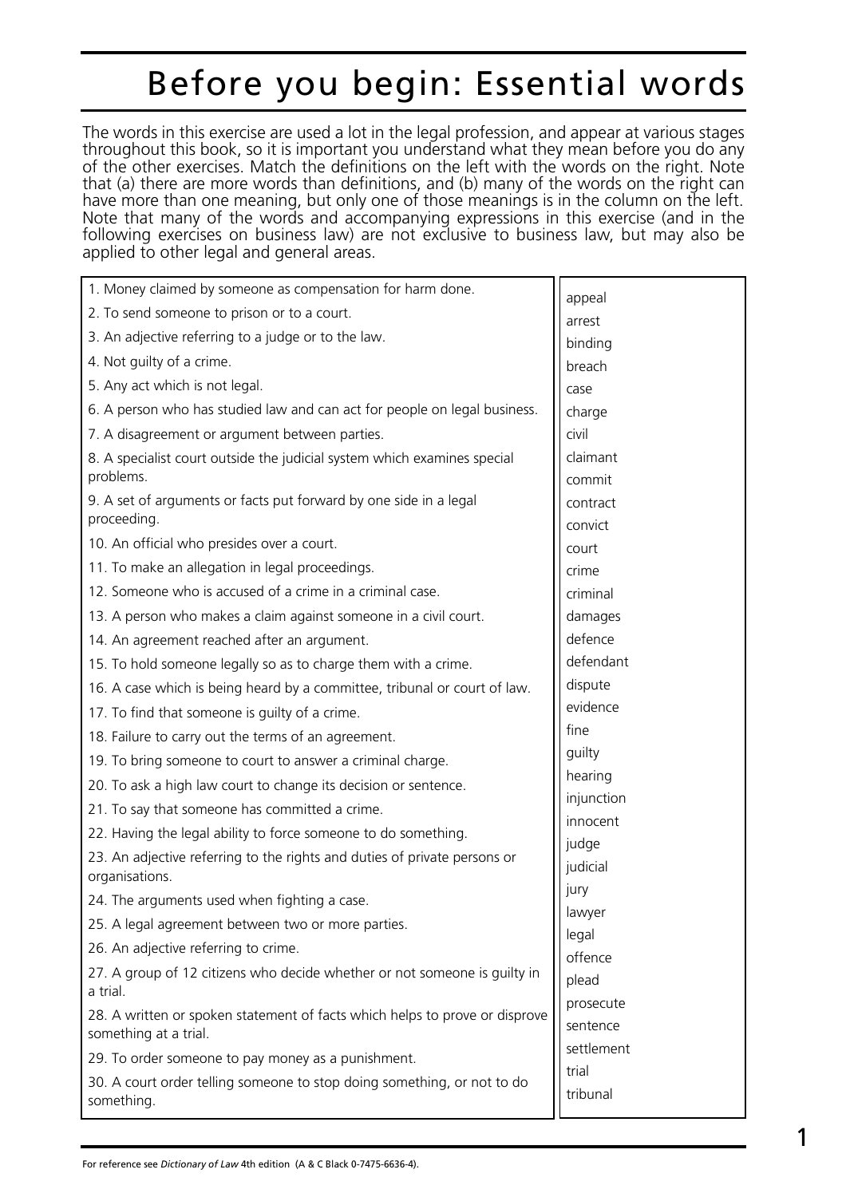# Before you begin: Essential words

The words in this exercise are used a lot in the legal profession, and appear at various stages throughout this book, so it is important you understand what they mean before you do any of the other exercises. Match the definitions on the left with the words on the right. Note that (a) there are more words than definitions, and (b) many of the words on the right can have more than one meaning, but only one of those meanings is in the column on the left. Note that many of the words and accompanying expressions in this exercise (and in the following exercises on business law) are not exclusive to business law, but may also be applied to other legal and general areas.

1. Money claimed by someone as compensation for harm done.
2. To send someone to prison or to a court.
3. An adjective referring to a judge or to the law.
4. Not guilty of a crime.
5. Any act which is not legal.
6. A person who has studied law and can act for people on legal business.
7. A disagreement or argument between parties.
8. A specialist court outside the judicial system which examines special problems.
9. A set of arguments or facts put forward by one side in a legal proceeding.
10. An official who presides over a court.
11. To make an allegation in legal proceedings.
12. Someone who is accused of a crime in a criminal case.
13. A person who makes a claim against someone in a civil court.
14. An agreement reached after an argument.
15. To hold someone legally so as to charge them with a crime.
16. A case which is being heard by a committee, tribunal or court of law.
17. To find that someone is guilty of a crime.
18. Failure to carry out the terms of an agreement.
19. To bring someone to court to answer a criminal charge.
20. To ask a high law court to change its decision or sentence.
21. To say that someone has committed a crime.
22. Having the legal ability to force someone to do something.
23. An adjective referring to the rights and duties of private persons or organisations.
24. The arguments used when fighting a case.
25. A legal agreement between two or more parties.
26. An adjective referring to crime.
27. A group of 12 citizens who decide whether or not someone is guilty in a trial.
28. A written or spoken statement of facts which helps to prove or disprove something at a trial.
29. To order someone to pay money as a punishment.
30. A court order telling someone to stop doing something, or not to do something.

appeal
arrest
binding
breach
case
charge
civil
claimant
commit
contract
convict
court
crime
criminal
damages
defence
defendant
dispute
evidence
fine
guilty
hearing
injunction
innocent
judge
judicial
jury
lawyer
legal
offence
plead
prosecute
sentence
settlement
trial
tribunal

For reference see *Dictionary of Law* 4th edition (A & C Black 0-7475-6636-4).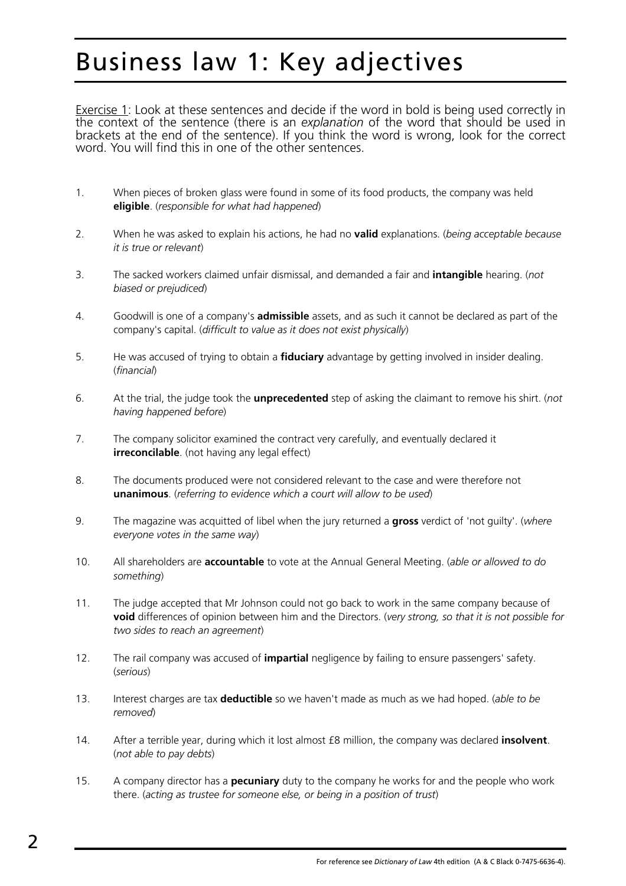# Business law 1: Key adjectives

<u>Exercise 1</u>: Look at these sentences and decide if the word in bold is being used correctly in the context of the sentence (there is an *explanation* of the word that should be used in brackets at the end of the sentence). If you think the word is wrong, look for the correct word. You will find this in one of the other sentences.

1. When pieces of broken glass were found in some of its food products, the company was held **eligible**. (*responsible for what had happened*)

2. When he was asked to explain his actions, he had no **valid** explanations. (*being acceptable because it is true or relevant*)

3. The sacked workers claimed unfair dismissal, and demanded a fair and **intangible** hearing. (*not biased or prejudiced*)

4. Goodwill is one of a company's **admissible** assets, and as such it cannot be declared as part of the company's capital. (*difficult to value as it does not exist physically*)

5. He was accused of trying to obtain a **fiduciary** advantage by getting involved in insider dealing. (*financial*)

6. At the trial, the judge took the **unprecedented** step of asking the claimant to remove his shirt. (*not having happened before*)

7. The company solicitor examined the contract very carefully, and eventually declared it **irreconcilable**. (not having any legal effect)

8. The documents produced were not considered relevant to the case and were therefore not **unanimous**. (*referring to evidence which a court will allow to be used*)

9. The magazine was acquitted of libel when the jury returned a **gross** verdict of 'not guilty'. (*where everyone votes in the same way*)

10. All shareholders are **accountable** to vote at the Annual General Meeting. (*able or allowed to do something*)

11. The judge accepted that Mr Johnson could not go back to work in the same company because of **void** differences of opinion between him and the Directors. (*very strong, so that it is not possible for two sides to reach an agreement*)

12. The rail company was accused of **impartial** negligence by failing to ensure passengers' safety. (*serious*)

13. Interest charges are tax **deductible** so we haven't made as much as we had hoped. (*able to be removed*)

14. After a terrible year, during which it lost almost £8 million, the company was declared **insolvent**. (*not able to pay debts*)

15. A company director has a **pecuniary** duty to the company he works for and the people who work there. (*acting as trustee for someone else, or being in a position of trust*)

For reference see *Dictionary of Law* 4th edition (A & C Black 0-7475-6636-4).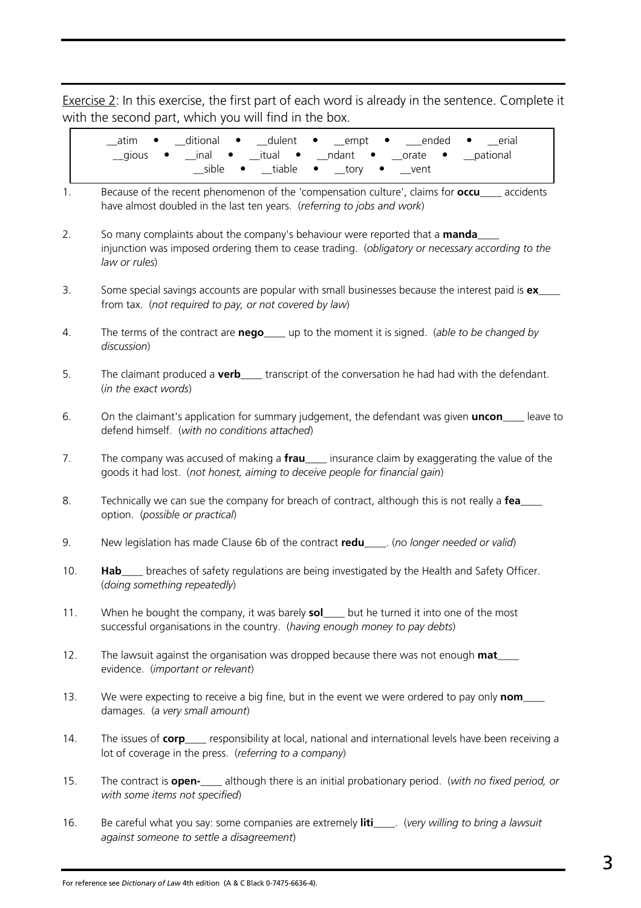Exercise 2: In this exercise, the first part of each word is already in the sentence. Complete it with the second part, which you will find in the box.

> __atim • __ditional • __dulent • __empt • ___ended • __erial
> __gious • __inal • __itual • __ndant • __orate • __pational
> __sible • __tiable • __tory • __vent

1. Because of the recent phenomenon of the 'compensation culture', claims for **occu**____ accidents have almost doubled in the last ten years. (*referring to jobs and work*)

2. So many complaints about the company's behaviour were reported that a **manda**____ injunction was imposed ordering them to cease trading. (*obligatory or necessary according to the law or rules*)

3. Some special savings accounts are popular with small businesses because the interest paid is **ex**____ from tax. (*not required to pay, or not covered by law*)

4. The terms of the contract are **nego**____ up to the moment it is signed. (*able to be changed by discussion*)

5. The claimant produced a **verb**____ transcript of the conversation he had had with the defendant. (*in the exact words*)

6. On the claimant's application for summary judgement, the defendant was given **uncon**____ leave to defend himself. (*with no conditions attached*)

7. The company was accused of making a **frau**____ insurance claim by exaggerating the value of the goods it had lost. (*not honest, aiming to deceive people for financial gain*)

8. Technically we can sue the company for breach of contract, although this is not really a **fea**____ option. (*possible or practical*)

9. New legislation has made Clause 6b of the contract **redu**____. (*no longer needed or valid*)

10. **Hab**____ breaches of safety regulations are being investigated by the Health and Safety Officer. (*doing something repeatedly*)

11. When he bought the company, it was barely **sol**____ but he turned it into one of the most successful organisations in the country. (*having enough money to pay debts*)

12. The lawsuit against the organisation was dropped because there was not enough **mat**____ evidence. (*important or relevant*)

13. We were expecting to receive a big fine, but in the event we were ordered to pay only **nom**____ damages. (*a very small amount*)

14. The issues of **corp**____ responsibility at local, national and international levels have been receiving a lot of coverage in the press. (*referring to a company*)

15. The contract is **open-**____ although there is an initial probationary period. (*with no fixed period, or with some items not specified*)

16. Be careful what you say: some companies are extremely **liti**____. (*very willing to bring a lawsuit against someone to settle a disagreement*)

For reference see *Dictionary of Law* 4th edition (A & C Black 0-7475-6636-4).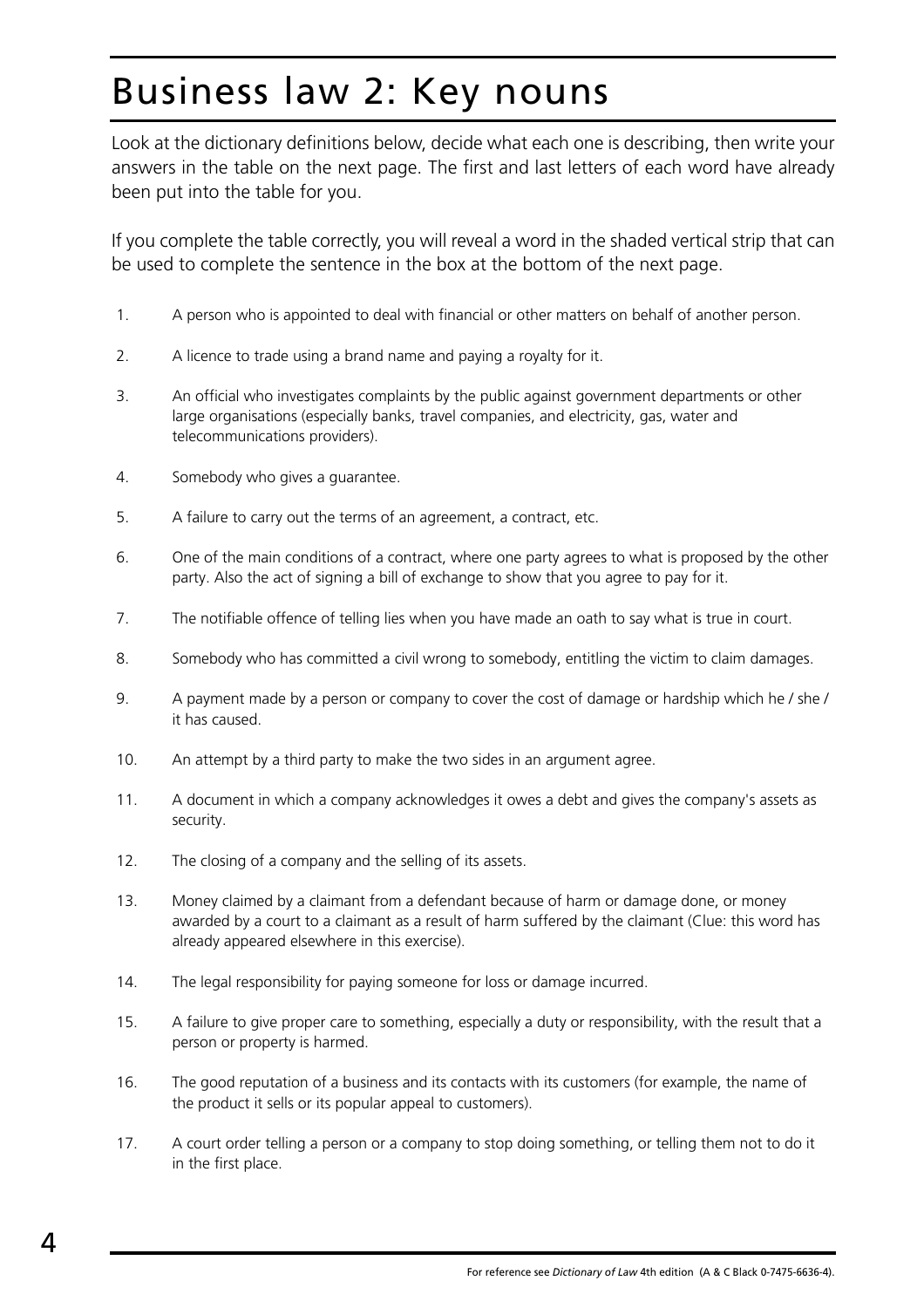# Business law 2: Key nouns

Look at the dictionary definitions below, decide what each one is describing, then write your answers in the table on the next page. The first and last letters of each word have already been put into the table for you.

If you complete the table correctly, you will reveal a word in the shaded vertical strip that can be used to complete the sentence in the box at the bottom of the next page.

1. A person who is appointed to deal with financial or other matters on behalf of another person.
2. A licence to trade using a brand name and paying a royalty for it.
3. An official who investigates complaints by the public against government departments or other large organisations (especially banks, travel companies, and electricity, gas, water and telecommunications providers).
4. Somebody who gives a guarantee.
5. A failure to carry out the terms of an agreement, a contract, etc.
6. One of the main conditions of a contract, where one party agrees to what is proposed by the other party. Also the act of signing a bill of exchange to show that you agree to pay for it.
7. The notifiable offence of telling lies when you have made an oath to say what is true in court.
8. Somebody who has committed a civil wrong to somebody, entitling the victim to claim damages.
9. A payment made by a person or company to cover the cost of damage or hardship which he / she / it has caused.
10. An attempt by a third party to make the two sides in an argument agree.
11. A document in which a company acknowledges it owes a debt and gives the company's assets as security.
12. The closing of a company and the selling of its assets.
13. Money claimed by a claimant from a defendant because of harm or damage done, or money awarded by a court to a claimant as a result of harm suffered by the claimant (Clue: this word has already appeared elsewhere in this exercise).
14. The legal responsibility for paying someone for loss or damage incurred.
15. A failure to give proper care to something, especially a duty or responsibility, with the result that a person or property is harmed.
16. The good reputation of a business and its contacts with its customers (for example, the name of the product it sells or its popular appeal to customers).
17. A court order telling a person or a company to stop doing something, or telling them not to do it in the first place.

For reference see *Dictionary of Law* 4th edition (A & C Black 0-7475-6636-4).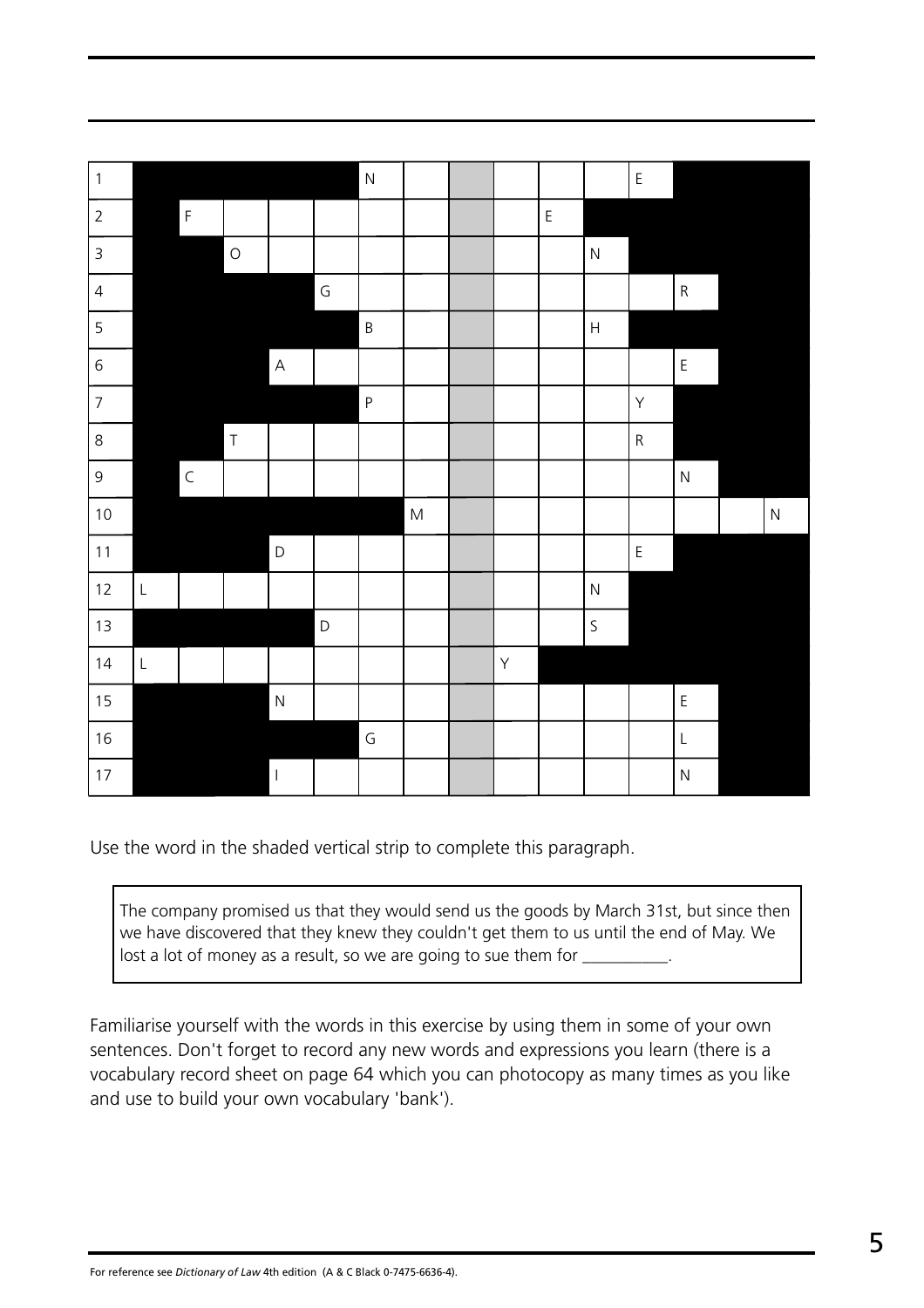| | | | | | | | | | | | | | | | |
|---|---|---|---|---|---|---|---|---|---|---|---|---|---|---|---|
| 1 | | | | | | N | | | | | | E | | | |
| 2 | | F | | | | | | | | E | | | | | |
| 3 | | | O | | | | | | | | N | | | | |
| 4 | | | | | G | | | | | | | | R | | |
| 5 | | | | | | B | | | | | H | | | | |
| 6 | | | | A | | | | | | | | | E | | |
| 7 | | | | | | P | | | | | | Y | | | |
| 8 | | | T | | | | | | | | | R | | | |
| 9 | | C | | | | | | | | | | | N | | |
| 10 | | | | | | | M | | | | | | | | N |
| 11 | | | | D | | | | | | | | E | | | |
| 12 | L | | | | | | | | | | N | | | | |
| 13 | | | | | D | | | | | | S | | | | |
| 14 | L | | | | | | | | Y | | | | | | |
| 15 | | | | N | | | | | | | | | E | | |
| 16 | | | | | | G | | | | | | | L | | |
| 17 | | | | I | | | | | | | | | N | | |

Use the word in the shaded vertical strip to complete this paragraph.

> The company promised us that they would send us the goods by March 31st, but since then we have discovered that they knew they couldn't get them to us until the end of May. We lost a lot of money as a result, so we are going to sue them for __________.

Familiarise yourself with the words in this exercise by using them in some of your own sentences. Don't forget to record any new words and expressions you learn (there is a vocabulary record sheet on page 64 which you can photocopy as many times as you like and use to build your own vocabulary 'bank').

For reference see *Dictionary of Law* 4th edition (A & C Black 0-7475-6636-4).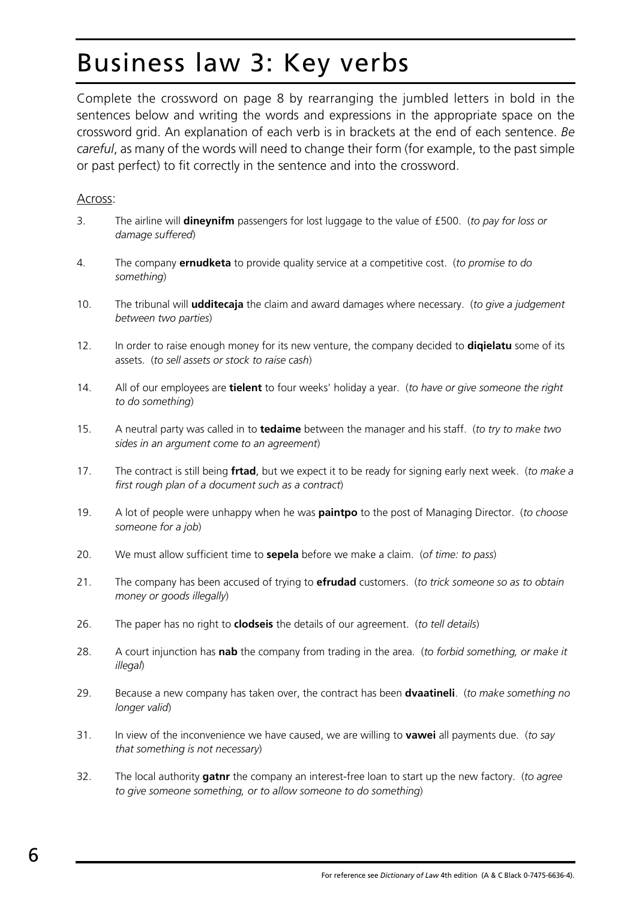# Business law 3: Key verbs

Complete the crossword on page 8 by rearranging the jumbled letters in bold in the sentences below and writing the words and expressions in the appropriate space on the crossword grid. An explanation of each verb is in brackets at the end of each sentence. *Be careful*, as many of the words will need to change their form (for example, to the past simple or past perfect) to fit correctly in the sentence and into the crossword.

Across:

3. The airline will **dineynifm** passengers for lost luggage to the value of £500. (*to pay for loss or damage suffered*)

4. The company **ernudketa** to provide quality service at a competitive cost. (*to promise to do something*)

10. The tribunal will **udditecaja** the claim and award damages where necessary. (*to give a judgement between two parties*)

12. In order to raise enough money for its new venture, the company decided to **diqielatu** some of its assets. (*to sell assets or stock to raise cash*)

14. All of our employees are **tielent** to four weeks' holiday a year. (*to have or give someone the right to do something*)

15. A neutral party was called in to **tedaime** between the manager and his staff. (*to try to make two sides in an argument come to an agreement*)

17. The contract is still being **frtad**, but we expect it to be ready for signing early next week. (*to make a first rough plan of a document such as a contract*)

19. A lot of people were unhappy when he was **paintpo** to the post of Managing Director. (*to choose someone for a job*)

20. We must allow sufficient time to **sepela** before we make a claim. (*of time: to pass*)

21. The company has been accused of trying to **efrudad** customers. (*to trick someone so as to obtain money or goods illegally*)

26. The paper has no right to **clodseis** the details of our agreement. (*to tell details*)

28. A court injunction has **nab** the company from trading in the area. (*to forbid something, or make it illegal*)

29. Because a new company has taken over, the contract has been **dvaatineli**. (*to make something no longer valid*)

31. In view of the inconvenience we have caused, we are willing to **vawei** all payments due. (*to say that something is not necessary*)

32. The local authority **gatnr** the company an interest-free loan to start up the new factory. (*to agree to give someone something, or to allow someone to do something*)

For reference see *Dictionary of Law* 4th edition (A & C Black 0-7475-6636-4).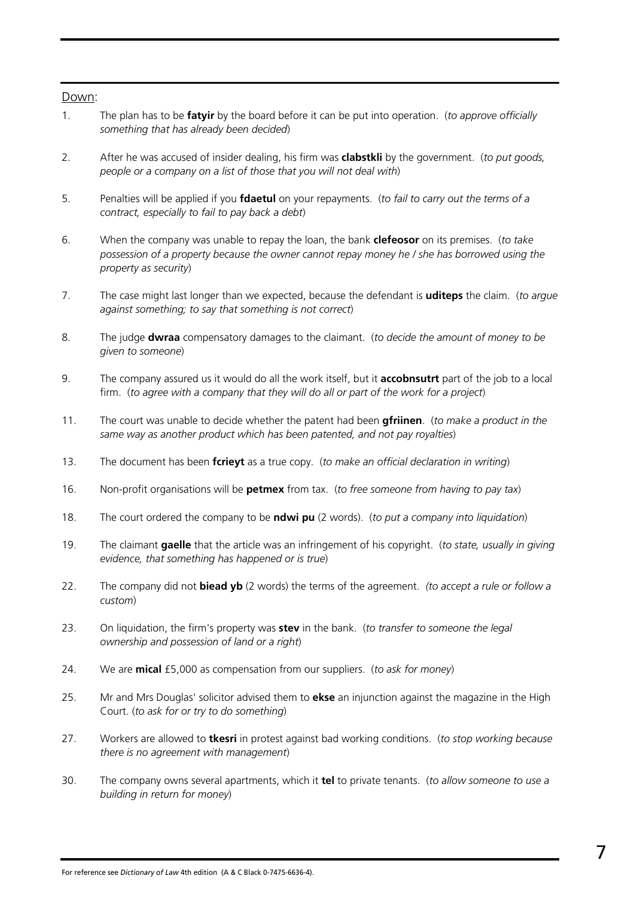Down:

1. The plan has to be **fatyir** by the board before it can be put into operation. (*to approve officially something that has already been decided*)

2. After he was accused of insider dealing, his firm was **clabstkli** by the government. (*to put goods, people or a company on a list of those that you will not deal with*)

5. Penalties will be applied if you **fdaetul** on your repayments. (*to fail to carry out the terms of a contract, especially to fail to pay back a debt*)

6. When the company was unable to repay the loan, the bank **clefeosor** on its premises. (*to take possession of a property because the owner cannot repay money he / she has borrowed using the property as security*)

7. The case might last longer than we expected, because the defendant is **uditeps** the claim. (*to argue against something; to say that something is not correct*)

8. The judge **dwraa** compensatory damages to the claimant. (*to decide the amount of money to be given to someone*)

9. The company assured us it would do all the work itself, but it **accobnsutrt** part of the job to a local firm. (*to agree with a company that they will do all or part of the work for a project*)

11. The court was unable to decide whether the patent had been **gfriinen**. (*to make a product in the same way as another product which has been patented, and not pay royalties*)

13. The document has been **fcrieyt** as a true copy. (*to make an official declaration in writing*)

16. Non-profit organisations will be **petmex** from tax. (*to free someone from having to pay tax*)

18. The court ordered the company to be **ndwi pu** (2 words). (*to put a company into liquidation*)

19. The claimant **gaelle** that the article was an infringement of his copyright. (*to state, usually in giving evidence, that something has happened or is true*)

22. The company did not **biead yb** (2 words) the terms of the agreement. *(to accept a rule or follow a custom*)

23. On liquidation, the firm's property was **stev** in the bank. (*to transfer to someone the legal ownership and possession of land or a right*)

24. We are **mical** £5,000 as compensation from our suppliers. (*to ask for money*)

25. Mr and Mrs Douglas' solicitor advised them to **ekse** an injunction against the magazine in the High Court. (*to ask for or try to do something*)

27. Workers are allowed to **tkesri** in protest against bad working conditions. (*to stop working because there is no agreement with management*)

30. The company owns several apartments, which it **tel** to private tenants. (*to allow someone to use a building in return for money*)

For reference see *Dictionary of Law* 4th edition (A & C Black 0-7475-6636-4).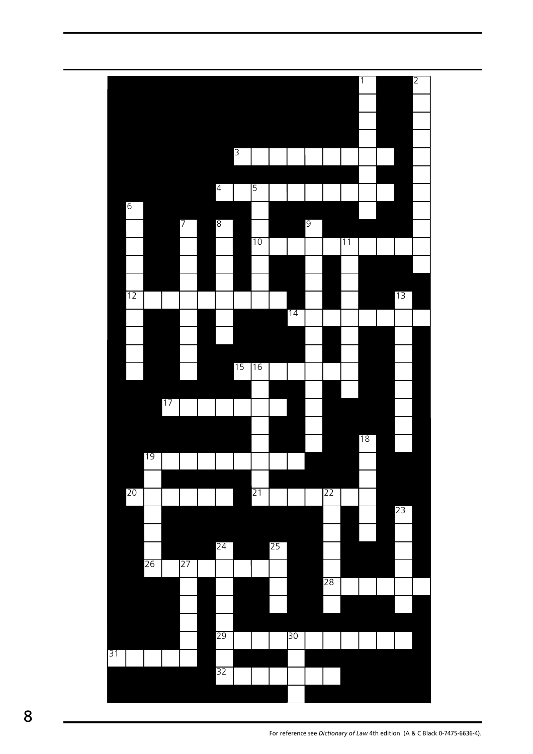For reference see *Dictionary of Law* 4th edition (A & C Black 0-7475-6636-4).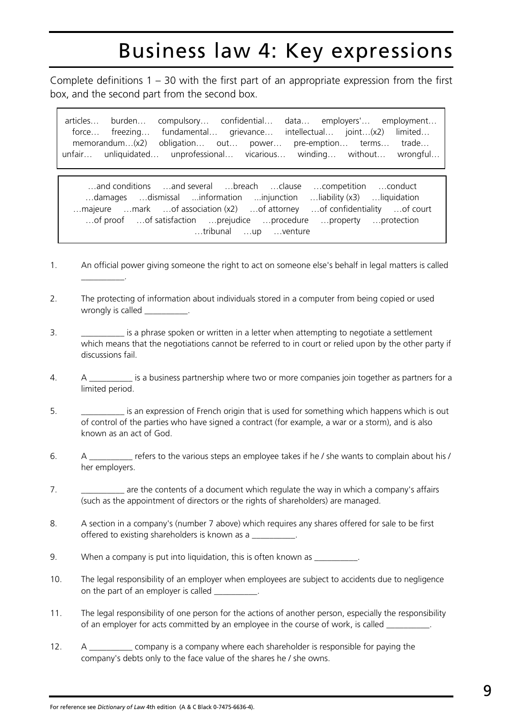# Business law 4: Key expressions

Complete definitions 1 – 30 with the first part of an appropriate expression from the first box, and the second part from the second box.

articles… burden… compulsory… confidential… data… employers'… employment… force… freezing… fundamental… grievance… intellectual… joint…(x2) limited… memorandum…(x2) obligation… out… power… pre-emption… terms… trade… unfair… unliquidated… unprofessional… vicarious… winding… without… wrongful…

…and conditions …and several …breach …clause …competition …conduct …damages …dismissal ...information ...injunction …liability (x3) …liquidation …majeure …mark …of association (x2) …of attorney …of confidentiality …of court …of proof …of satisfaction …prejudice …procedure …property …protection …tribunal …up …venture

1. An official power giving someone the right to act on someone else's behalf in legal matters is called __________.

2. The protecting of information about individuals stored in a computer from being copied or used wrongly is called __________.

3. __________ is a phrase spoken or written in a letter when attempting to negotiate a settlement which means that the negotiations cannot be referred to in court or relied upon by the other party if discussions fail.

4. A __________ is a business partnership where two or more companies join together as partners for a limited period.

5. __________ is an expression of French origin that is used for something which happens which is out of control of the parties who have signed a contract (for example, a war or a storm), and is also known as an act of God.

6. A __________ refers to the various steps an employee takes if he / she wants to complain about his / her employers.

7. __________ are the contents of a document which regulate the way in which a company's affairs (such as the appointment of directors or the rights of shareholders) are managed.

8. A section in a company's (number 7 above) which requires any shares offered for sale to be first offered to existing shareholders is known as a __________.

9. When a company is put into liquidation, this is often known as __________.

10. The legal responsibility of an employer when employees are subject to accidents due to negligence on the part of an employer is called __________.

11. The legal responsibility of one person for the actions of another person, especially the responsibility of an employer for acts committed by an employee in the course of work, is called __________.

12. A __________ company is a company where each shareholder is responsible for paying the company's debts only to the face value of the shares he / she owns.

For reference see *Dictionary of Law* 4th edition (A & C Black 0-7475-6636-4).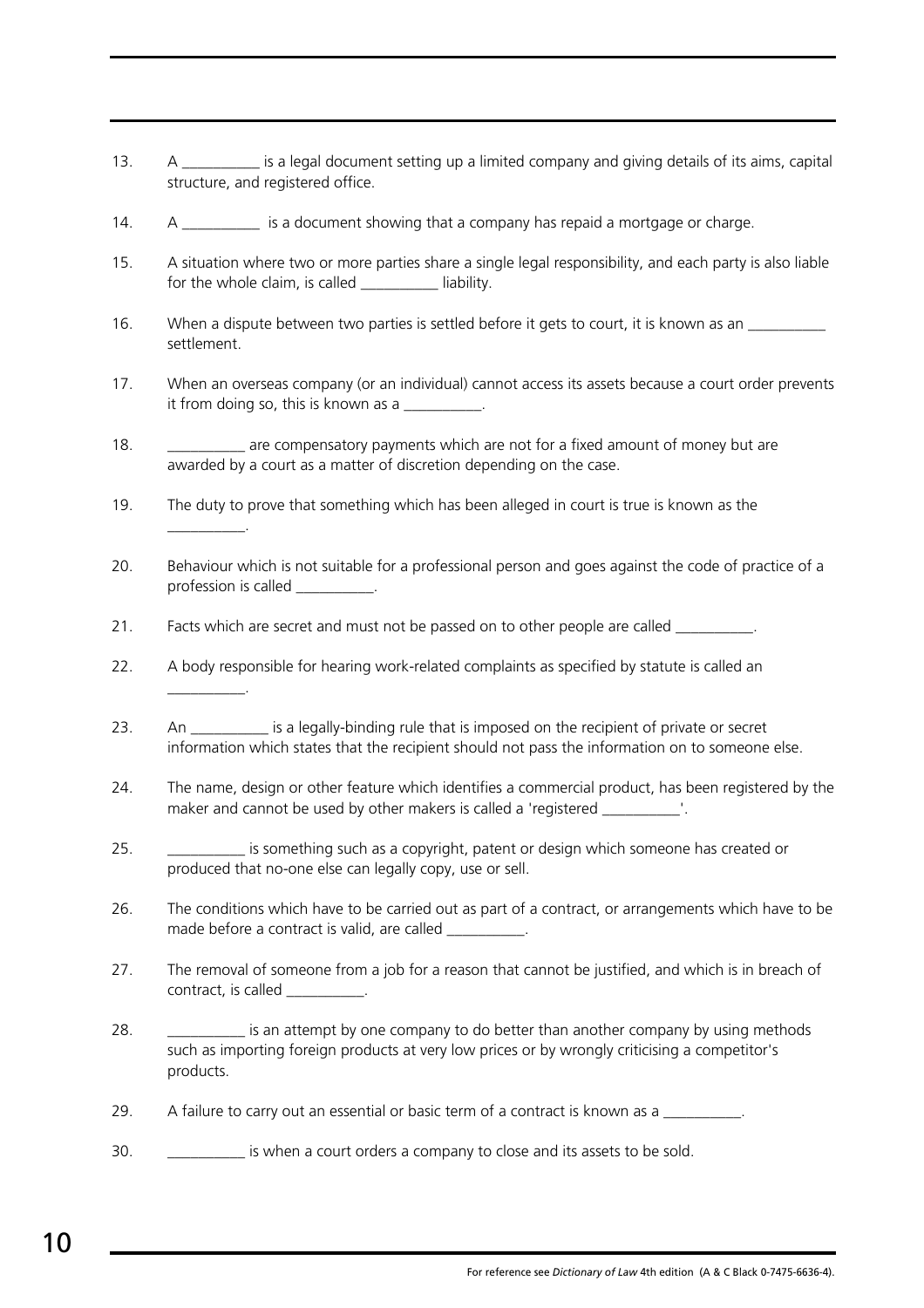13. A __________ is a legal document setting up a limited company and giving details of its aims, capital structure, and registered office.

14. A __________ is a document showing that a company has repaid a mortgage or charge.

15. A situation where two or more parties share a single legal responsibility, and each party is also liable for the whole claim, is called __________ liability.

16. When a dispute between two parties is settled before it gets to court, it is known as an __________ settlement.

17. When an overseas company (or an individual) cannot access its assets because a court order prevents it from doing so, this is known as a __________.

18. __________ are compensatory payments which are not for a fixed amount of money but are awarded by a court as a matter of discretion depending on the case.

19. The duty to prove that something which has been alleged in court is true is known as the __________.

20. Behaviour which is not suitable for a professional person and goes against the code of practice of a profession is called __________.

21. Facts which are secret and must not be passed on to other people are called __________.

22. A body responsible for hearing work-related complaints as specified by statute is called an __________.

23. An __________ is a legally-binding rule that is imposed on the recipient of private or secret information which states that the recipient should not pass the information on to someone else.

24. The name, design or other feature which identifies a commercial product, has been registered by the maker and cannot be used by other makers is called a 'registered __________'.

25. __________ is something such as a copyright, patent or design which someone has created or produced that no-one else can legally copy, use or sell.

26. The conditions which have to be carried out as part of a contract, or arrangements which have to be made before a contract is valid, are called __________.

27. The removal of someone from a job for a reason that cannot be justified, and which is in breach of contract, is called __________.

28. __________ is an attempt by one company to do better than another company by using methods such as importing foreign products at very low prices or by wrongly criticising a competitor's products.

29. A failure to carry out an essential or basic term of a contract is known as a __________.

30. __________ is when a court orders a company to close and its assets to be sold.

For reference see *Dictionary of Law* 4th edition (A & C Black 0-7475-6636-4).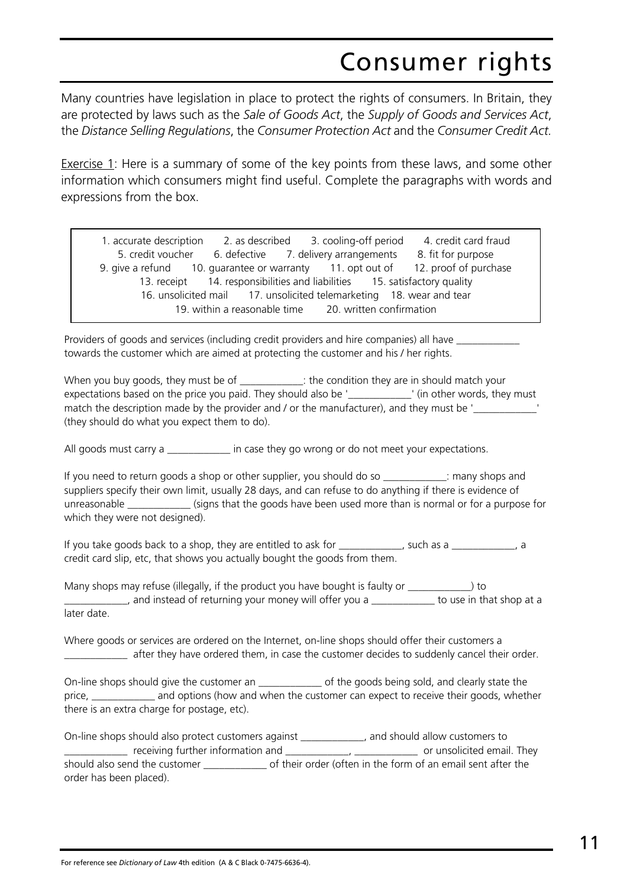# Consumer rights

Many countries have legislation in place to protect the rights of consumers. In Britain, they are protected by laws such as the *Sale of Goods Act*, the *Supply of Goods and Services Act*, the *Distance Selling Regulations*, the *Consumer Protection Act* and the *Consumer Credit Act*.

Exercise 1: Here is a summary of some of the key points from these laws, and some other information which consumers might find useful. Complete the paragraphs with words and expressions from the box.

> 1. accurate description    2. as described    3. cooling-off period    4. credit card fraud
> 5. credit voucher    6. defective    7. delivery arrangements    8. fit for purpose
> 9. give a refund    10. guarantee or warranty    11. opt out of    12. proof of purchase
> 13. receipt    14. responsibilities and liabilities    15. satisfactory quality
> 16. unsolicited mail    17. unsolicited telemarketing    18. wear and tear
> 19. within a reasonable time    20. written confirmation

Providers of goods and services (including credit providers and hire companies) all have ____________ towards the customer which are aimed at protecting the customer and his / her rights.

When you buy goods, they must be of ____________: the condition they are in should match your expectations based on the price you paid. They should also be '____________' (in other words, they must match the description made by the provider and / or the manufacturer), and they must be '____________' (they should do what you expect them to do).

All goods must carry a ____________ in case they go wrong or do not meet your expectations.

If you need to return goods a shop or other supplier, you should do so ____________: many shops and suppliers specify their own limit, usually 28 days, and can refuse to do anything if there is evidence of unreasonable ____________ (signs that the goods have been used more than is normal or for a purpose for which they were not designed).

If you take goods back to a shop, they are entitled to ask for ____________, such as a ____________, a credit card slip, etc, that shows you actually bought the goods from them.

Many shops may refuse (illegally, if the product you have bought is faulty or ____________) to ____________, and instead of returning your money will offer you a ____________ to use in that shop at a later date.

Where goods or services are ordered on the Internet, on-line shops should offer their customers a ____________ after they have ordered them, in case the customer decides to suddenly cancel their order.

On-line shops should give the customer an ____________ of the goods being sold, and clearly state the price, ____________ and options (how and when the customer can expect to receive their goods, whether there is an extra charge for postage, etc).

On-line shops should also protect customers against ____________, and should allow customers to ____________ receiving further information and ____________, ____________ or unsolicited email. They should also send the customer ____________ of their order (often in the form of an email sent after the order has been placed).

For reference see *Dictionary of Law* 4th edition (A & C Black 0-7475-6636-4).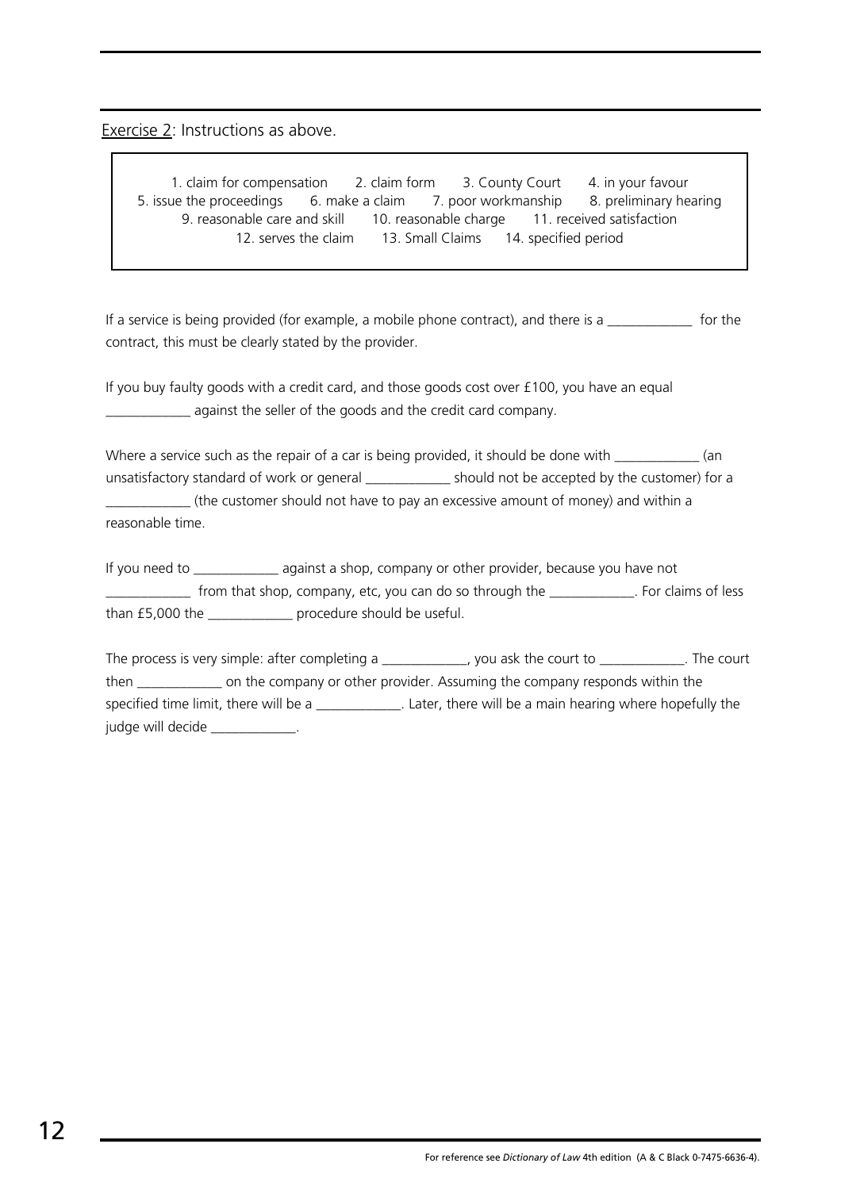Exercise 2: Instructions as above.

1. claim for compensation 2. claim form 3. County Court 4. in your favour
5. issue the proceedings 6. make a claim 7. poor workmanship 8. preliminary hearing
9. reasonable care and skill 10. reasonable charge 11. received satisfaction
12. serves the claim 13. Small Claims 14. specified period

If a service is being provided (for example, a mobile phone contract), and there is a ____________ for the contract, this must be clearly stated by the provider.

If you buy faulty goods with a credit card, and those goods cost over £100, you have an equal ____________ against the seller of the goods and the credit card company.

Where a service such as the repair of a car is being provided, it should be done with ____________ (an unsatisfactory standard of work or general ____________ should not be accepted by the customer) for a ____________ (the customer should not have to pay an excessive amount of money) and within a reasonable time.

If you need to ____________ against a shop, company or other provider, because you have not ____________ from that shop, company, etc, you can do so through the ____________. For claims of less than £5,000 the ____________ procedure should be useful.

The process is very simple: after completing a ____________, you ask the court to ____________. The court then ____________ on the company or other provider. Assuming the company responds within the specified time limit, there will be a ____________. Later, there will be a main hearing where hopefully the judge will decide ____________.

For reference see *Dictionary of Law* 4th edition (A & C Black 0-7475-6636-4).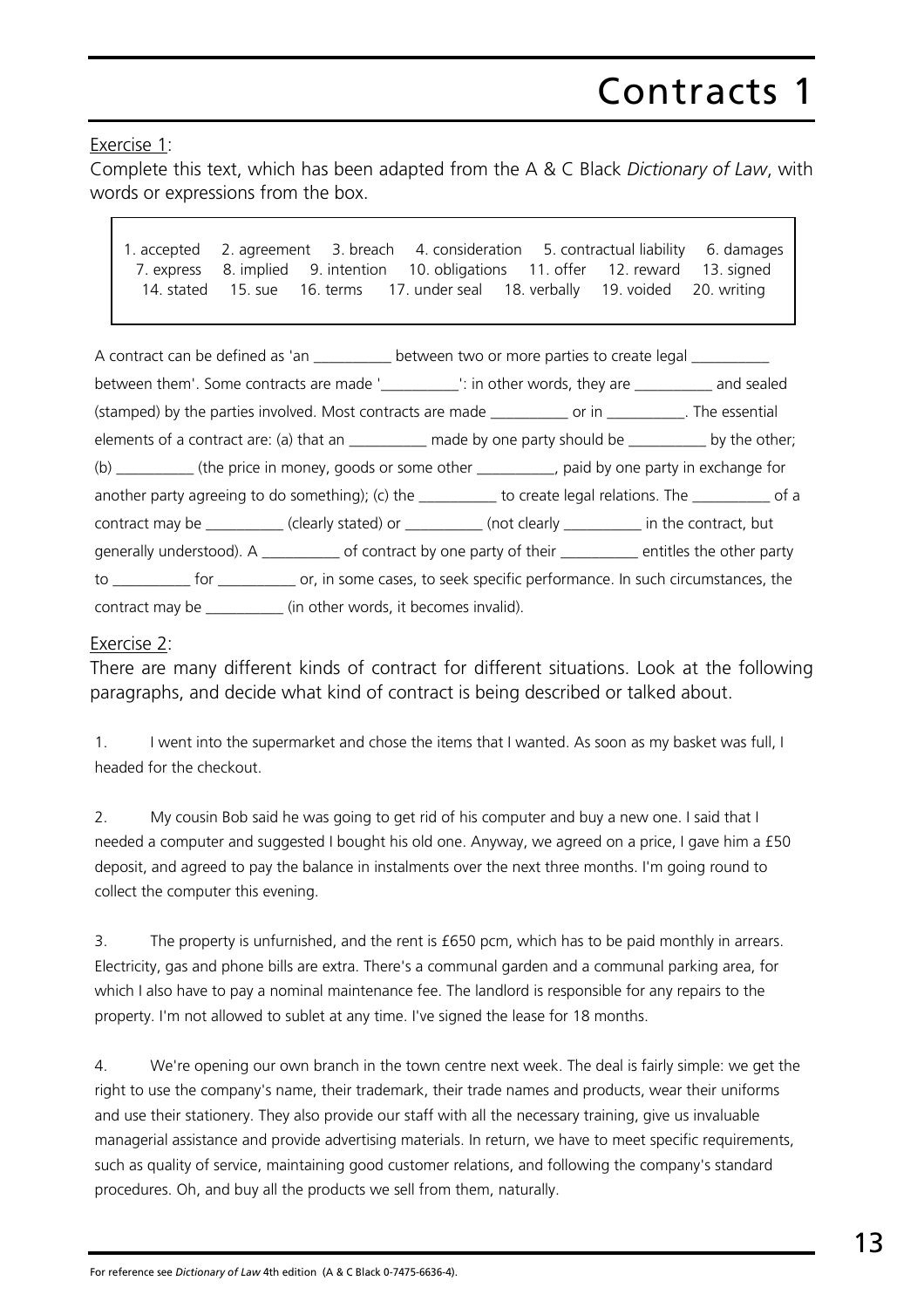# Contracts 1

Exercise 1:

Complete this text, which has been adapted from the A & C Black *Dictionary of Law*, with words or expressions from the box.

> 1. accepted 2. agreement 3. breach 4. consideration 5. contractual liability 6. damages 7. express 8. implied 9. intention 10. obligations 11. offer 12. reward 13. signed 14. stated 15. sue 16. terms 17. under seal 18. verbally 19. voided 20. writing

A contract can be defined as 'an __________ between two or more parties to create legal __________ between them'. Some contracts are made '__________': in other words, they are __________ and sealed (stamped) by the parties involved. Most contracts are made __________ or in __________. The essential elements of a contract are: (a) that an __________ made by one party should be __________ by the other; (b) __________ (the price in money, goods or some other __________, paid by one party in exchange for another party agreeing to do something); (c) the __________ to create legal relations. The __________ of a contract may be __________ (clearly stated) or __________ (not clearly __________ in the contract, but generally understood). A __________ of contract by one party of their __________ entitles the other party to __________ for __________ or, in some cases, to seek specific performance. In such circumstances, the contract may be __________ (in other words, it becomes invalid).

Exercise 2:

There are many different kinds of contract for different situations. Look at the following paragraphs, and decide what kind of contract is being described or talked about.

1. I went into the supermarket and chose the items that I wanted. As soon as my basket was full, I headed for the checkout.

2. My cousin Bob said he was going to get rid of his computer and buy a new one. I said that I needed a computer and suggested I bought his old one. Anyway, we agreed on a price, I gave him a £50 deposit, and agreed to pay the balance in instalments over the next three months. I'm going round to collect the computer this evening.

3. The property is unfurnished, and the rent is £650 pcm, which has to be paid monthly in arrears. Electricity, gas and phone bills are extra. There's a communal garden and a communal parking area, for which I also have to pay a nominal maintenance fee. The landlord is responsible for any repairs to the property. I'm not allowed to sublet at any time. I've signed the lease for 18 months.

4. We're opening our own branch in the town centre next week. The deal is fairly simple: we get the right to use the company's name, their trademark, their trade names and products, wear their uniforms and use their stationery. They also provide our staff with all the necessary training, give us invaluable managerial assistance and provide advertising materials. In return, we have to meet specific requirements, such as quality of service, maintaining good customer relations, and following the company's standard procedures. Oh, and buy all the products we sell from them, naturally.

For reference see *Dictionary of Law* 4th edition (A & C Black 0-7475-6636-4).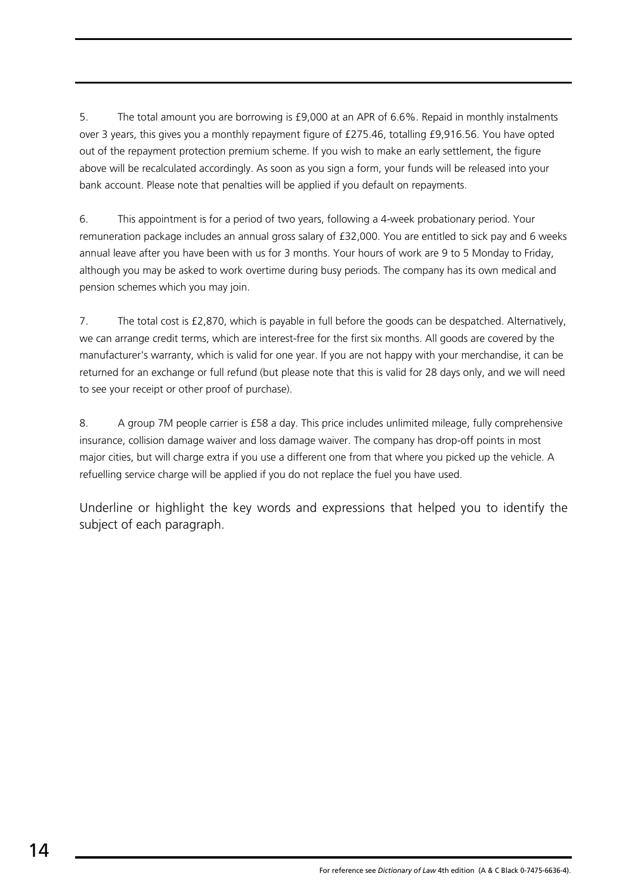5. The total amount you are borrowing is £9,000 at an APR of 6.6%. Repaid in monthly instalments over 3 years, this gives you a monthly repayment figure of £275.46, totalling £9,916.56. You have opted out of the repayment protection premium scheme. If you wish to make an early settlement, the figure above will be recalculated accordingly. As soon as you sign a form, your funds will be released into your bank account. Please note that penalties will be applied if you default on repayments.

6. This appointment is for a period of two years, following a 4-week probationary period. Your remuneration package includes an annual gross salary of £32,000. You are entitled to sick pay and 6 weeks annual leave after you have been with us for 3 months. Your hours of work are 9 to 5 Monday to Friday, although you may be asked to work overtime during busy periods. The company has its own medical and pension schemes which you may join.

7. The total cost is £2,870, which is payable in full before the goods can be despatched. Alternatively, we can arrange credit terms, which are interest-free for the first six months. All goods are covered by the manufacturer's warranty, which is valid for one year. If you are not happy with your merchandise, it can be returned for an exchange or full refund (but please note that this is valid for 28 days only, and we will need to see your receipt or other proof of purchase).

8. A group 7M people carrier is £58 a day. This price includes unlimited mileage, fully comprehensive insurance, collision damage waiver and loss damage waiver. The company has drop-off points in most major cities, but will charge extra if you use a different one from that where you picked up the vehicle. A refuelling service charge will be applied if you do not replace the fuel you have used.

Underline or highlight the key words and expressions that helped you to identify the subject of each paragraph.

For reference see *Dictionary of Law* 4th edition (A & C Black 0-7475-6636-4).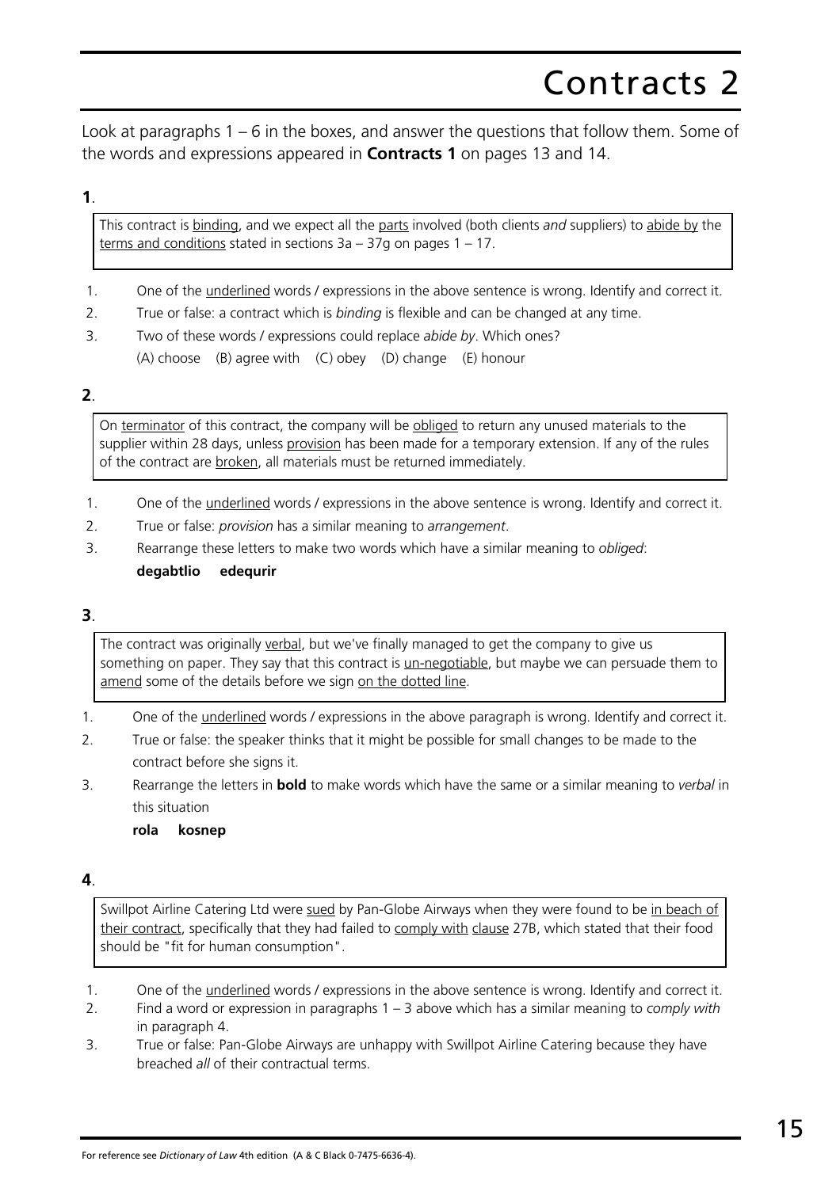# Contracts 2

Look at paragraphs 1 – 6 in the boxes, and answer the questions that follow them. Some of the words and expressions appeared in **Contracts 1** on pages 13 and 14.

**1**.

> This contract is <u>binding</u>, and we expect all the <u>parts</u> involved (both clients *and* suppliers) to <u>abide by</u> the <u>terms and conditions</u> stated in sections 3a – 37g on pages 1 – 17.

1. One of the <u>underlined</u> words / expressions in the above sentence is wrong. Identify and correct it.
2. True or false: a contract which is *binding* is flexible and can be changed at any time.
3. Two of these words / expressions could replace *abide by*. Which ones?
   (A) choose (B) agree with (C) obey (D) change (E) honour

**2**.

> On <u>terminator</u> of this contract, the company will be <u>obliged</u> to return any unused materials to the supplier within 28 days, unless <u>provision</u> has been made for a temporary extension. If any of the rules of the contract are <u>broken</u>, all materials must be returned immediately.

1. One of the <u>underlined</u> words / expressions in the above sentence is wrong. Identify and correct it.
2. True or false: *provision* has a similar meaning to *arrangement*.
3. Rearrange these letters to make two words which have a similar meaning to *obliged*:
   **degabtlio edequrir**

**3**.

> The contract was originally <u>verbal</u>, but we've finally managed to get the company to give us something on paper. They say that this contract is <u>un-negotiable</u>, but maybe we can persuade them to <u>amend</u> some of the details before we sign <u>on the dotted line</u>.

1. One of the <u>underlined</u> words / expressions in the above paragraph is wrong. Identify and correct it.
2. True or false: the speaker thinks that it might be possible for small changes to be made to the contract before she signs it.
3. Rearrange the letters in **bold** to make words which have the same or a similar meaning to *verbal* in this situation
   **rola kosnep**

**4**.

> Swillpot Airline Catering Ltd were <u>sued</u> by Pan-Globe Airways when they were found to be <u>in beach of their contract</u>, specifically that they had failed to <u>comply with</u> <u>clause</u> 27B, which stated that their food should be "fit for human consumption".

1. One of the <u>underlined</u> words / expressions in the above sentence is wrong. Identify and correct it.
2. Find a word or expression in paragraphs 1 – 3 above which has a similar meaning to *comply with* in paragraph 4.
3. True or false: Pan-Globe Airways are unhappy with Swillpot Airline Catering because they have breached *all* of their contractual terms.

For reference see *Dictionary of Law* 4th edition (A & C Black 0-7475-6636-4).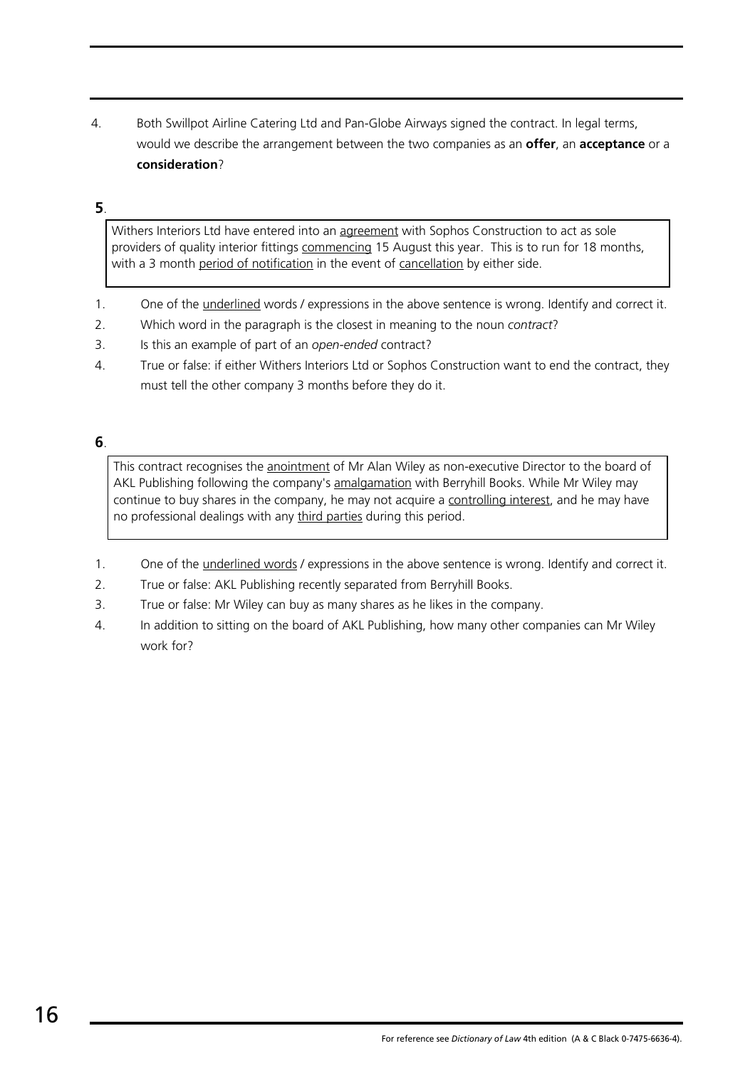4. Both Swillpot Airline Catering Ltd and Pan-Globe Airways signed the contract. In legal terms, would we describe the arrangement between the two companies as an **offer**, an **acceptance** or a **consideration**?

**5**.

> Withers Interiors Ltd have entered into an <u>agreement</u> with Sophos Construction to act as sole providers of quality interior fittings <u>commencing</u> 15 August this year. This is to run for 18 months, with a 3 month <u>period of notification</u> in the event of <u>cancellation</u> by either side.

1. One of the <u>underlined</u> words / expressions in the above sentence is wrong. Identify and correct it.
2. Which word in the paragraph is the closest in meaning to the noun *contract*?
3. Is this an example of part of an *open-ended* contract?
4. True or false: if either Withers Interiors Ltd or Sophos Construction want to end the contract, they must tell the other company 3 months before they do it.

**6**.

> This contract recognises the <u>anointment</u> of Mr Alan Wiley as non-executive Director to the board of AKL Publishing following the company's <u>amalgamation</u> with Berryhill Books. While Mr Wiley may continue to buy shares in the company, he may not acquire a <u>controlling interest</u>, and he may have no professional dealings with any <u>third parties</u> during this period.

1. One of the <u>underlined words</u> / expressions in the above sentence is wrong. Identify and correct it.
2. True or false: AKL Publishing recently separated from Berryhill Books.
3. True or false: Mr Wiley can buy as many shares as he likes in the company.
4. In addition to sitting on the board of AKL Publishing, how many other companies can Mr Wiley work for?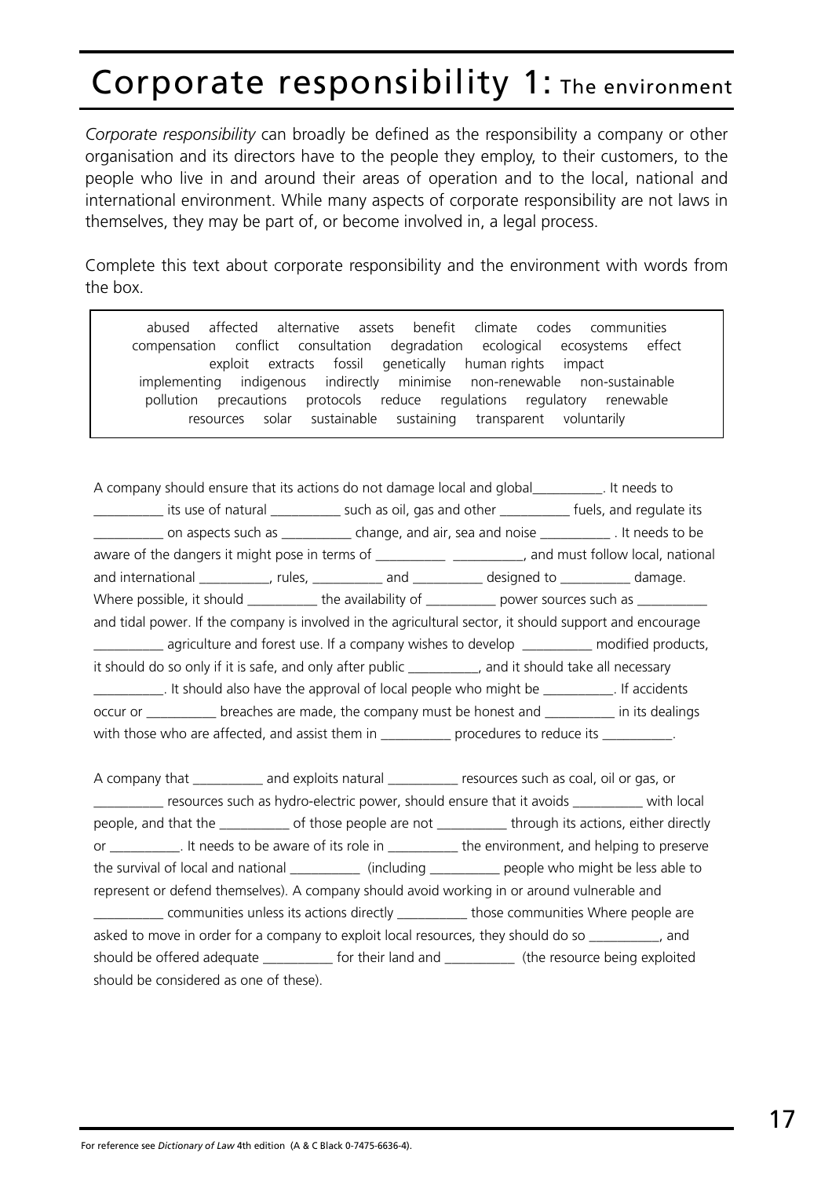# Corporate responsibility 1: The environment

*Corporate responsibility* can broadly be defined as the responsibility a company or other organisation and its directors have to the people they employ, to their customers, to the people who live in and around their areas of operation and to the local, national and international environment. While many aspects of corporate responsibility are not laws in themselves, they may be part of, or become involved in, a legal process.

Complete this text about corporate responsibility and the environment with words from the box.

| abused affected alternative assets benefit climate codes communities compensation conflict consultation degradation ecological ecosystems effect exploit extracts fossil genetically human rights impact implementing indigenous indirectly minimise non-renewable non-sustainable pollution precautions protocols reduce regulations regulatory renewable resources solar sustainable sustaining transparent voluntarily |
|---|

A company should ensure that its actions do not damage local and global__________. It needs to __________ its use of natural __________ such as oil, gas and other __________ fuels, and regulate its __________ on aspects such as __________ change, and air, sea and noise __________ . It needs to be aware of the dangers it might pose in terms of __________ __________, and must follow local, national and international __________, rules, __________ and __________ designed to __________ damage. Where possible, it should __________ the availability of __________ power sources such as __________ and tidal power. If the company is involved in the agricultural sector, it should support and encourage __________ agriculture and forest use. If a company wishes to develop __________ modified products, it should do so only if it is safe, and only after public __________, and it should take all necessary __________. It should also have the approval of local people who might be __________. If accidents occur or __________ breaches are made, the company must be honest and __________ in its dealings with those who are affected, and assist them in __________ procedures to reduce its __________.

A company that __________ and exploits natural __________ resources such as coal, oil or gas, or __________ resources such as hydro-electric power, should ensure that it avoids __________ with local people, and that the __________ of those people are not __________ through its actions, either directly or __________. It needs to be aware of its role in __________ the environment, and helping to preserve the survival of local and national __________ (including __________ people who might be less able to represent or defend themselves). A company should avoid working in or around vulnerable and __________ communities unless its actions directly __________ those communities Where people are asked to move in order for a company to exploit local resources, they should do so __________, and should be offered adequate __________ for their land and __________ (the resource being exploited should be considered as one of these).

For reference see *Dictionary of Law* 4th edition (A & C Black 0-7475-6636-4).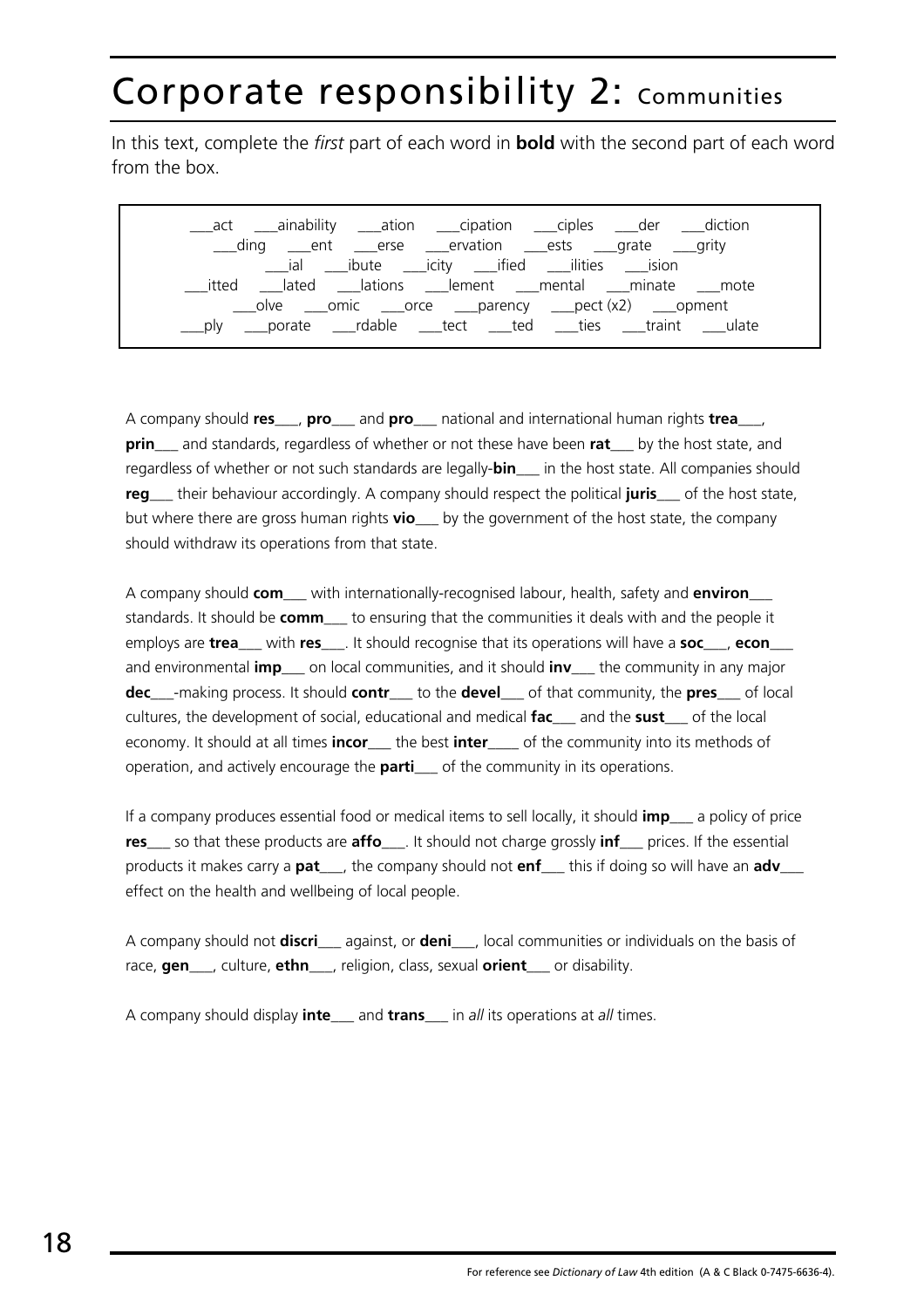# Corpora­te responsibility 2: Communities

In this text, complete the *first* part of each word in **bold** with the second part of each word from the box.

> ___act ___ainability ___ation ___cipation ___ciples ___der ___diction
> ___ding ___ent ___erse ___ervation ___ests ___grate ___grity
> ___ial ___ibute ___icity ___ified ___ilities ___ision
> ___itted ___lated ___lations ___lement ___mental ___minate ___mote
> ___olve ___omic ___orce ___parency ___pect (x2) ___opment
> ___ply ___porate ___rdable ___tect ___ted ___ties ___traint ___ulate

A company should **res**___, **pro**___ and **pro**___ national and international human rights **trea**___, **prin**___ and standards, regardless of whether or not these have been **rat**___ by the host state, and regardless of whether or not such standards are legally-**bin**___ in the host state. All companies should **reg**___ their behaviour accordingly. A company should respect the political **juris**___ of the host state, but where there are gross human rights **vio**___ by the government of the host state, the company should withdraw its operations from that state.

A company should **com**___ with internationally-recognised labour, health, safety and **environ**___ standards. It should be **comm**___ to ensuring that the communities it deals with and the people it employs are **trea**___ with **res**___. It should recognise that its operations will have a **soc**___, **econ**___ and environmental **imp**___ on local communities, and it should **inv**___ the community in any major **dec**___-making process. It should **contr**___ to the **devel**___ of that community, the **pres**___ of local cultures, the development of social, educational and medical **fac**___ and the **sust**___ of the local economy. It should at all times **incor**___ the best **inter**____ of the community into its methods of operation, and actively encourage the **parti**___ of the community in its operations.

If a company produces essential food or medical items to sell locally, it should **imp**___ a policy of price **res**___ so that these products are **affo**___. It should not charge grossly **inf**___ prices. If the essential products it makes carry a **pat**___, the company should not **enf**___ this if doing so will have an **adv**___ effect on the health and wellbeing of local people.

A company should not **discri**___ against, or **deni**___, local communities or individuals on the basis of race, **gen**___, culture, **ethn**___, religion, class, sexual **orient**___ or disability.

A company should display **inte**___ and **trans**___ in *all* its operations at *all* times.

For reference see *Dictionary of Law* 4th edition (A & C Black 0-7475-6636-4).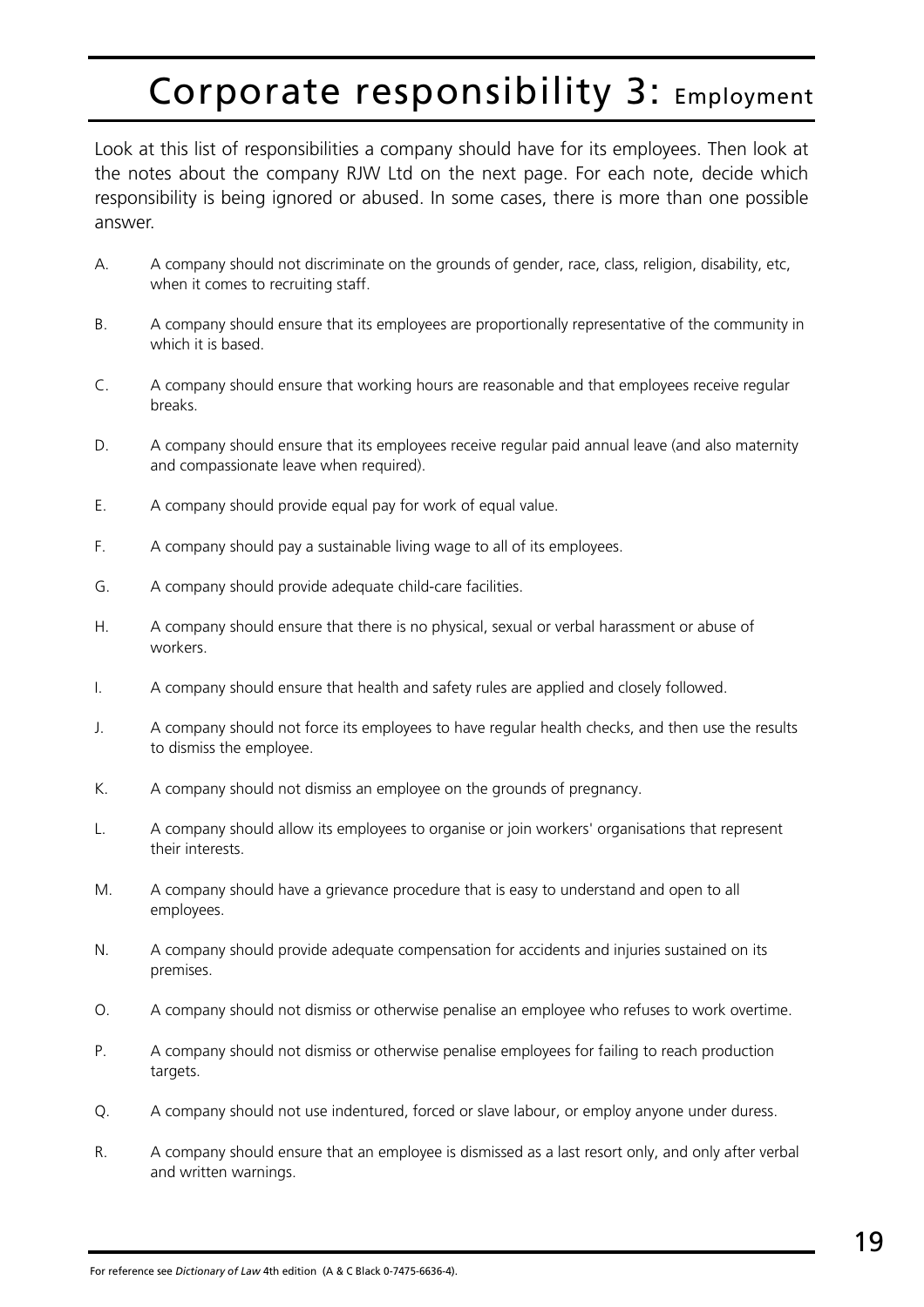# Corpor­ate responsibility 3: Employment

Look at this list of responsibilities a company should have for its employees. Then look at the notes about the company RJW Ltd on the next page. For each note, decide which responsibility is being ignored or abused. In some cases, there is more than one possible answer.

A. A company should not discriminate on the grounds of gender, race, class, religion, disability, etc, when it comes to recruiting staff.

B. A company should ensure that its employees are proportionally representative of the community in which it is based.

C. A company should ensure that working hours are reasonable and that employees receive regular breaks.

D. A company should ensure that its employees receive regular paid annual leave (and also maternity and compassionate leave when required).

E. A company should provide equal pay for work of equal value.

F. A company should pay a sustainable living wage to all of its employees.

G. A company should provide adequate child-care facilities.

H. A company should ensure that there is no physical, sexual or verbal harassment or abuse of workers.

I. A company should ensure that health and safety rules are applied and closely followed.

J. A company should not force its employees to have regular health checks, and then use the results to dismiss the employee.

K. A company should not dismiss an employee on the grounds of pregnancy.

L. A company should allow its employees to organise or join workers' organisations that represent their interests.

M. A company should have a grievance procedure that is easy to understand and open to all employees.

N. A company should provide adequate compensation for accidents and injuries sustained on its premises.

O. A company should not dismiss or otherwise penalise an employee who refuses to work overtime.

P. A company should not dismiss or otherwise penalise employees for failing to reach production targets.

Q. A company should not use indentured, forced or slave labour, or employ anyone under duress.

R. A company should ensure that an employee is dismissed as a last resort only, and only after verbal and written warnings.

For reference see *Dictionary of Law* 4th edition (A & C Black 0-7475-6636-4).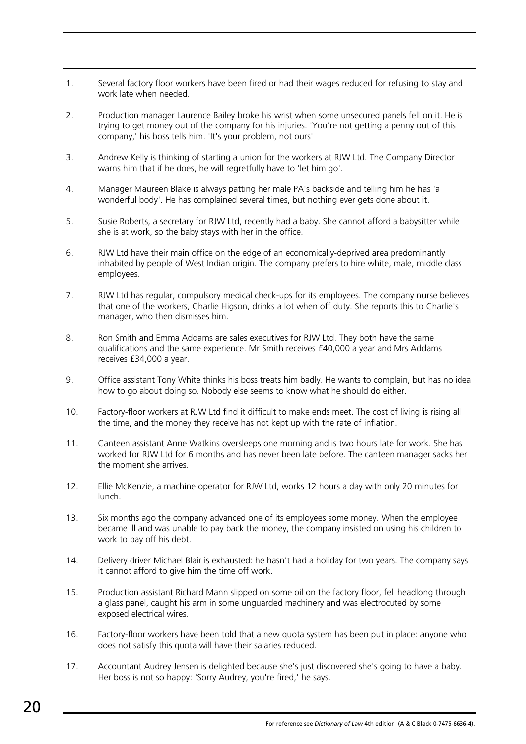1. Several factory floor workers have been fired or had their wages reduced for refusing to stay and work late when needed.

2. Production manager Laurence Bailey broke his wrist when some unsecured panels fell on it. He is trying to get money out of the company for his injuries. 'You're not getting a penny out of this company,' his boss tells him. 'It's your problem, not ours'

3. Andrew Kelly is thinking of starting a union for the workers at RJW Ltd. The Company Director warns him that if he does, he will regretfully have to 'let him go'.

4. Manager Maureen Blake is always patting her male PA's backside and telling him he has 'a wonderful body'. He has complained several times, but nothing ever gets done about it.

5. Susie Roberts, a secretary for RJW Ltd, recently had a baby. She cannot afford a babysitter while she is at work, so the baby stays with her in the office.

6. RJW Ltd have their main office on the edge of an economically-deprived area predominantly inhabited by people of West Indian origin. The company prefers to hire white, male, middle class employees.

7. RJW Ltd has regular, compulsory medical check-ups for its employees. The company nurse believes that one of the workers, Charlie Higson, drinks a lot when off duty. She reports this to Charlie's manager, who then dismisses him.

8. Ron Smith and Emma Addams are sales executives for RJW Ltd. They both have the same qualifications and the same experience. Mr Smith receives £40,000 a year and Mrs Addams receives £34,000 a year.

9. Office assistant Tony White thinks his boss treats him badly. He wants to complain, but has no idea how to go about doing so. Nobody else seems to know what he should do either.

10. Factory-floor workers at RJW Ltd find it difficult to make ends meet. The cost of living is rising all the time, and the money they receive has not kept up with the rate of inflation.

11. Canteen assistant Anne Watkins oversleeps one morning and is two hours late for work. She has worked for RJW Ltd for 6 months and has never been late before. The canteen manager sacks her the moment she arrives.

12. Ellie McKenzie, a machine operator for RJW Ltd, works 12 hours a day with only 20 minutes for lunch.

13. Six months ago the company advanced one of its employees some money. When the employee became ill and was unable to pay back the money, the company insisted on using his children to work to pay off his debt.

14. Delivery driver Michael Blair is exhausted: he hasn't had a holiday for two years. The company says it cannot afford to give him the time off work.

15. Production assistant Richard Mann slipped on some oil on the factory floor, fell headlong through a glass panel, caught his arm in some unguarded machinery and was electrocuted by some exposed electrical wires.

16. Factory-floor workers have been told that a new quota system has been put in place: anyone who does not satisfy this quota will have their salaries reduced.

17. Accountant Audrey Jensen is delighted because she's just discovered she's going to have a baby. Her boss is not so happy: 'Sorry Audrey, you're fired,' he says.

For reference see *Dictionary of Law* 4th edition (A & C Black 0-7475-6636-4).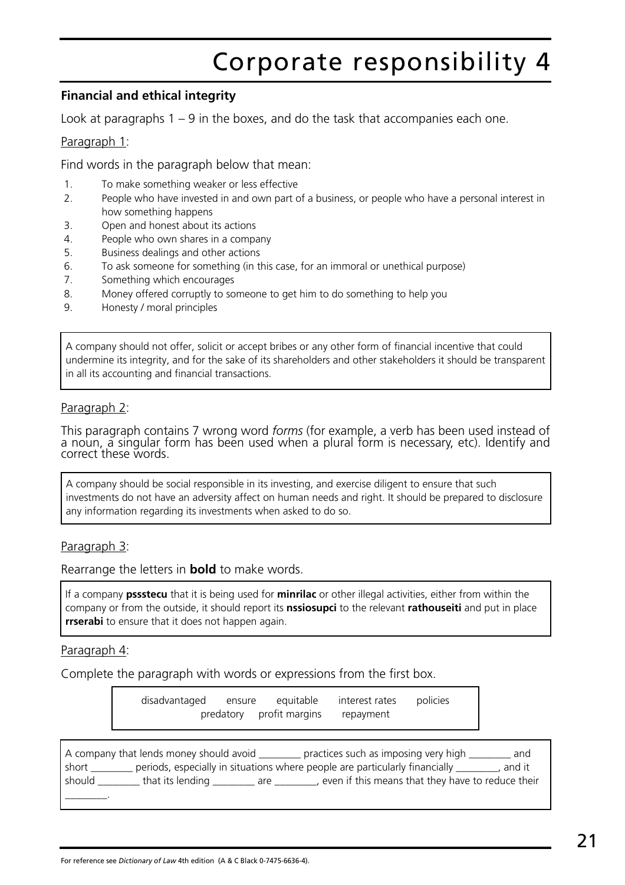# Corporate responsibility 4

**Financial and ethical integrity**

Look at paragraphs 1 – 9 in the boxes, and do the task that accompanies each one.

Paragraph 1:

Find words in the paragraph below that mean:

1. To make something weaker or less effective
2. People who have invested in and own part of a business, or people who have a personal interest in how something happens
3. Open and honest about its actions
4. People who own shares in a company
5. Business dealings and other actions
6. To ask someone for something (in this case, for an immoral or unethical purpose)
7. Something which encourages
8. Money offered corruptly to someone to get him to do something to help you
9. Honesty / moral principles

> A company should not offer, solicit or accept bribes or any other form of financial incentive that could undermine its integrity, and for the sake of its shareholders and other stakeholders it should be transparent in all its accounting and financial transactions.

Paragraph 2:

This paragraph contains 7 wrong word *forms* (for example, a verb has been used instead of a noun, a singular form has been used when a plural form is necessary, etc). Identify and correct these words.

> A company should be social responsible in its investing, and exercise diligent to ensure that such investments do not have an adversity affect on human needs and right. It should be prepared to disclosure any information regarding its investments when asked to do so.

Paragraph 3:

Rearrange the letters in **bold** to make words.

> If a company **pssstecu** that it is being used for **minrilac** or other illegal activities, either from within the company or from the outside, it should report its **nssiosupci** to the relevant **rathouseiti** and put in place **rrserabi** to ensure that it does not happen again.

Paragraph 4:

Complete the paragraph with words or expressions from the first box.

> disadvantaged ensure equitable interest rates policies predatory profit margins repayment

> A company that lends money should avoid ________ practices such as imposing very high ________ and short ________ periods, especially in situations where people are particularly financially ________, and it should ________ that its lending ________ are ________, even if this means that they have to reduce their ________.

For reference see *Dictionary of Law* 4th edition (A & C Black 0-7475-6636-4).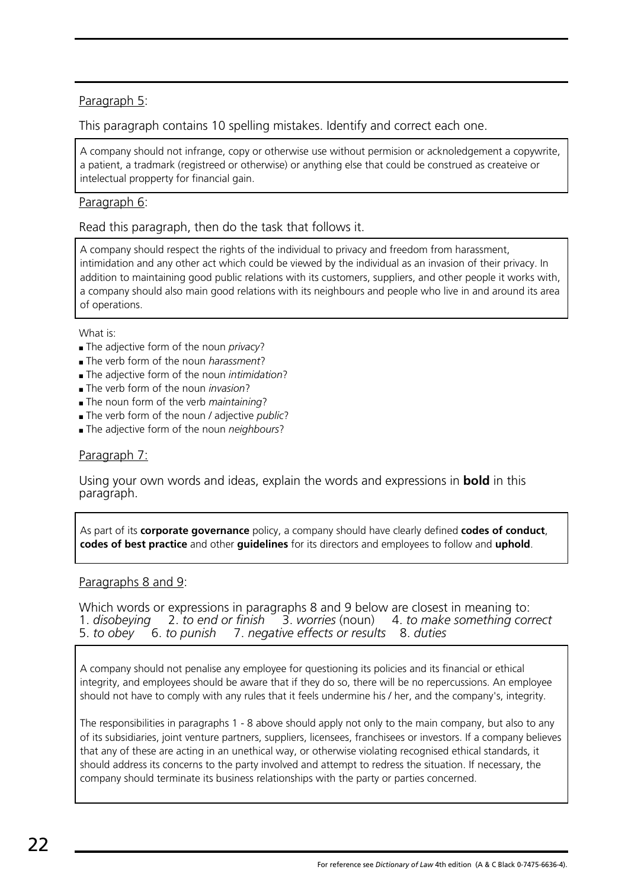Paragraph 5:

This paragraph contains 10 spelling mistakes. Identify and correct each one.

> A company should not infrange, copy or otherwise use without permision or acknoledgement a copywrite, a patient, a tradmark (registreed or otherwise) or anything else that could be construed as createive or intelectual propperty for financial gain.

Paragraph 6:

Read this paragraph, then do the task that follows it.

> A company should respect the rights of the individual to privacy and freedom from harassment, intimidation and any other act which could be viewed by the individual as an invasion of their privacy. In addition to maintaining good public relations with its customers, suppliers, and other people it works with, a company should also main good relations with its neighbours and people who live in and around its area of operations.

What is:

- The adjective form of the noun *privacy*?
- The verb form of the noun *harassment*?
- The adjective form of the noun *intimidation*?
- The verb form of the noun *invasion*?
- The noun form of the verb *maintaining*?
- The verb form of the noun / adjective *public*?
- The adjective form of the noun *neighbours*?

Paragraph 7:

Using your own words and ideas, explain the words and expressions in **bold** in this paragraph.

> As part of its **corporate governance** policy, a company should have clearly defined **codes of conduct**, **codes of best practice** and other **guidelines** for its directors and employees to follow and **uphold**.

Paragraphs 8 and 9:

Which words or expressions in paragraphs 8 and 9 below are closest in meaning to:
1. *disobeying* 2. *to end or finish* 3. *worries* (noun) 4. *to make something correct* 5. *to obey* 6. *to punish* 7. *negative effects or results* 8. *duties*

> A company should not penalise any employee for questioning its policies and its financial or ethical integrity, and employees should be aware that if they do so, there will be no repercussions. An employee should not have to comply with any rules that it feels undermine his / her, and the company's, integrity.
>
> The responsibilities in paragraphs 1 - 8 above should apply not only to the main company, but also to any of its subsidiaries, joint venture partners, suppliers, licensees, franchisees or investors. If a company believes that any of these are acting in an unethical way, or otherwise violating recognised ethical standards, it should address its concerns to the party involved and attempt to redress the situation. If necessary, the company should terminate its business relationships with the party or parties concerned.

For reference see *Dictionary of Law* 4th edition (A & C Black 0-7475-6636-4).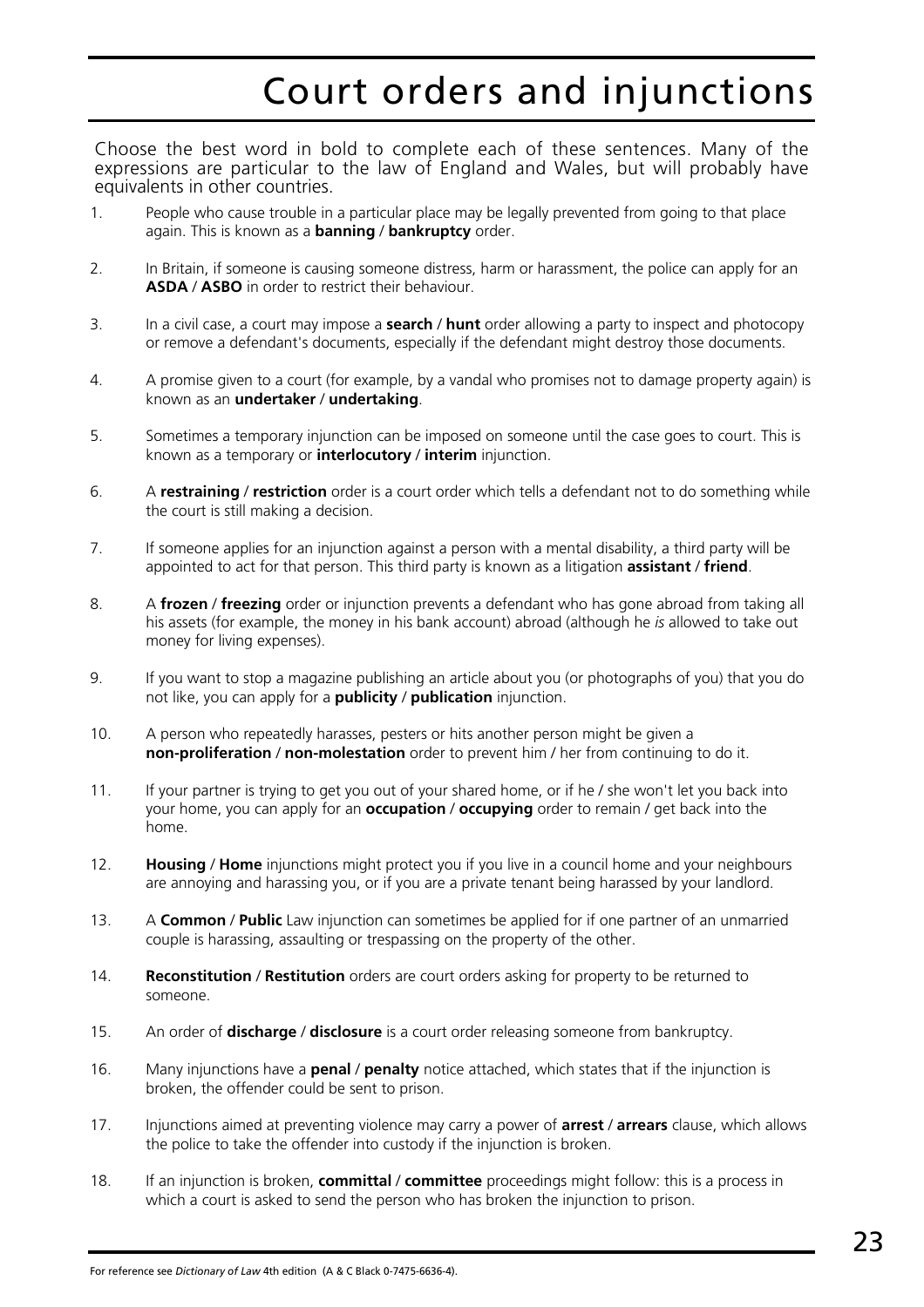# Court orders and injunctions

Choose the best word in bold to complete each of these sentences. Many of the expressions are particular to the law of England and Wales, but will probably have equivalents in other countries.

1. People who cause trouble in a particular place may be legally prevented from going to that place again. This is known as a **banning** / **bankruptcy** order.

2. In Britain, if someone is causing someone distress, harm or harassment, the police can apply for an **ASDA** / **ASBO** in order to restrict their behaviour.

3. In a civil case, a court may impose a **search** / **hunt** order allowing a party to inspect and photocopy or remove a defendant's documents, especially if the defendant might destroy those documents.

4. A promise given to a court (for example, by a vandal who promises not to damage property again) is known as an **undertaker** / **undertaking**.

5. Sometimes a temporary injunction can be imposed on someone until the case goes to court. This is known as a temporary or **interlocutory** / **interim** injunction.

6. A **restraining** / **restriction** order is a court order which tells a defendant not to do something while the court is still making a decision.

7. If someone applies for an injunction against a person with a mental disability, a third party will be appointed to act for that person. This third party is known as a litigation **assistant** / **friend**.

8. A **frozen** / **freezing** order or injunction prevents a defendant who has gone abroad from taking all his assets (for example, the money in his bank account) abroad (although he *is* allowed to take out money for living expenses).

9. If you want to stop a magazine publishing an article about you (or photographs of you) that you do not like, you can apply for a **publicity** / **publication** injunction.

10. A person who repeatedly harasses, pesters or hits another person might be given a **non-proliferation** / **non-molestation** order to prevent him / her from continuing to do it.

11. If your partner is trying to get you out of your shared home, or if he / she won't let you back into your home, you can apply for an **occupation** / **occupying** order to remain / get back into the home.

12. **Housing** / **Home** injunctions might protect you if you live in a council home and your neighbours are annoying and harassing you, or if you are a private tenant being harassed by your landlord.

13. A **Common** / **Public** Law injunction can sometimes be applied for if one partner of an unmarried couple is harassing, assaulting or trespassing on the property of the other.

14. **Reconstitution** / **Restitution** orders are court orders asking for property to be returned to someone.

15. An order of **discharge** / **disclosure** is a court order releasing someone from bankruptcy.

16. Many injunctions have a **penal** / **penalty** notice attached, which states that if the injunction is broken, the offender could be sent to prison.

17. Injunctions aimed at preventing violence may carry a power of **arrest** / **arrears** clause, which allows the police to take the offender into custody if the injunction is broken.

18. If an injunction is broken, **committal** / **committee** proceedings might follow: this is a process in which a court is asked to send the person who has broken the injunction to prison.

For reference see *Dictionary of Law* 4th edition (A & C Black 0-7475-6636-4).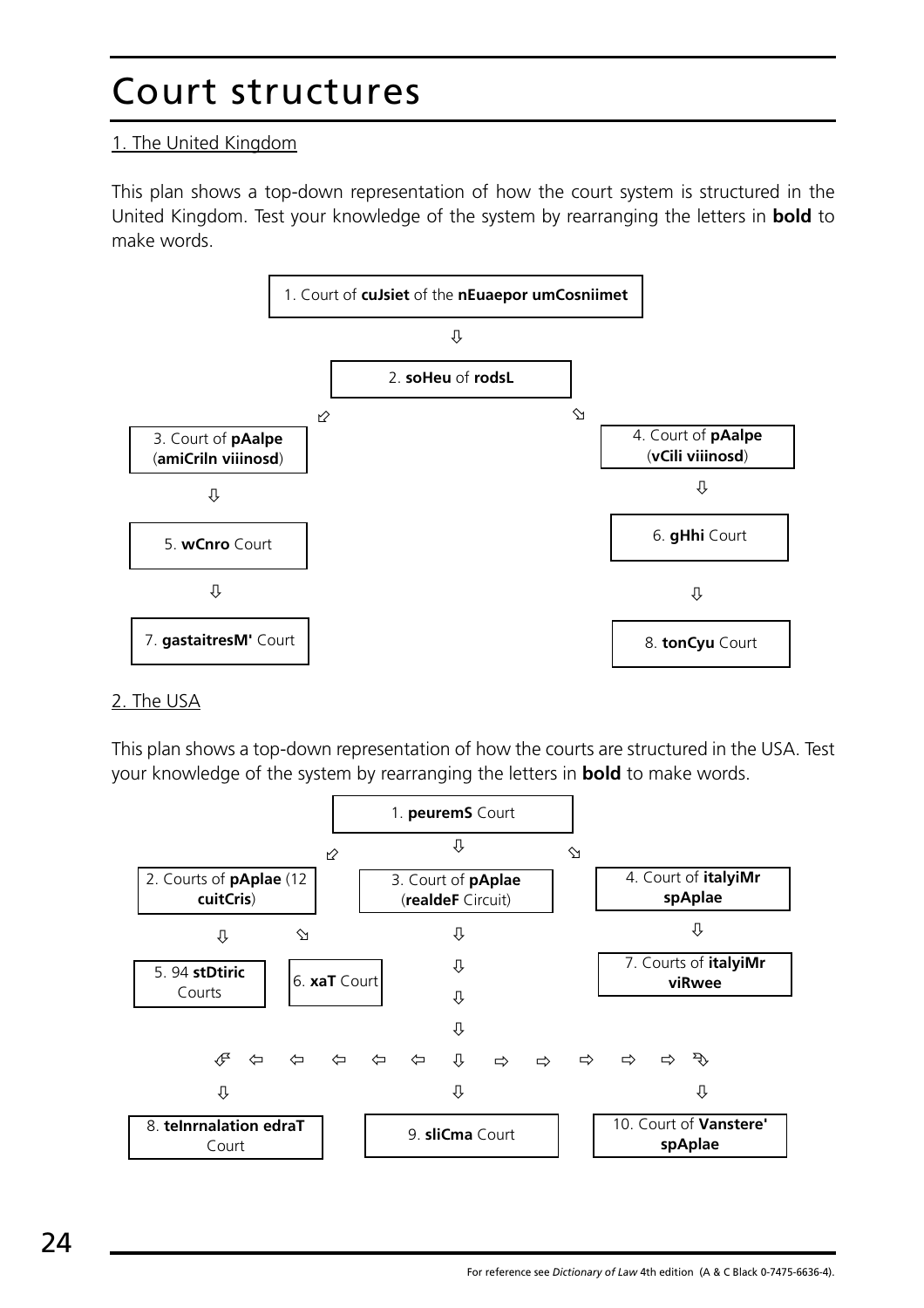# Court structures

## 1. The United Kingdom

This plan shows a top-down representation of how the court system is structured in the United Kingdom. Test your knowledge of the system by rearranging the letters in **bold** to make words.

1. Court of **cuJsiet** of the **nEuaepor umCosniimet**

⇩

2. **soHeu** of **rodsL**

⇙ ⇘

3. Court of **pAalpe** (**amiCriln viiinosd**)

⇩

5. **wCnro** Court

⇩

7. **gastaitresM'** Court

4. Court of **pAalpe** (**vCili viiinosd**)

⇩

6. **gHhi** Court

⇩

8. **tonCyu** Court

## 2. The USA

This plan shows a top-down representation of how the courts are structured in the USA. Test your knowledge of the system by rearranging the letters in **bold** to make words.

1. **peuremS** Court

⇙ ⇩ ⇘

2. Courts of **pAplae** (12 **cuitCris**)

⇩ ⇘

5. 94 **stDtiric** Courts

6. **xaT** Court

3. Court of **pAplae** (**realdeF** Circuit)

4. Court of **italyiMr spAplae**

⇩

7. Courts of **italyiMr viRwee**

⇩

⇦ ⇩ ⇨

8. **teInrnalation edraT** Court

9. **sliCma** Court

10. Court of **Vanstere' spAplae**

For reference see *Dictionary of Law* 4th edition (A & C Black 0-7475-6636-4).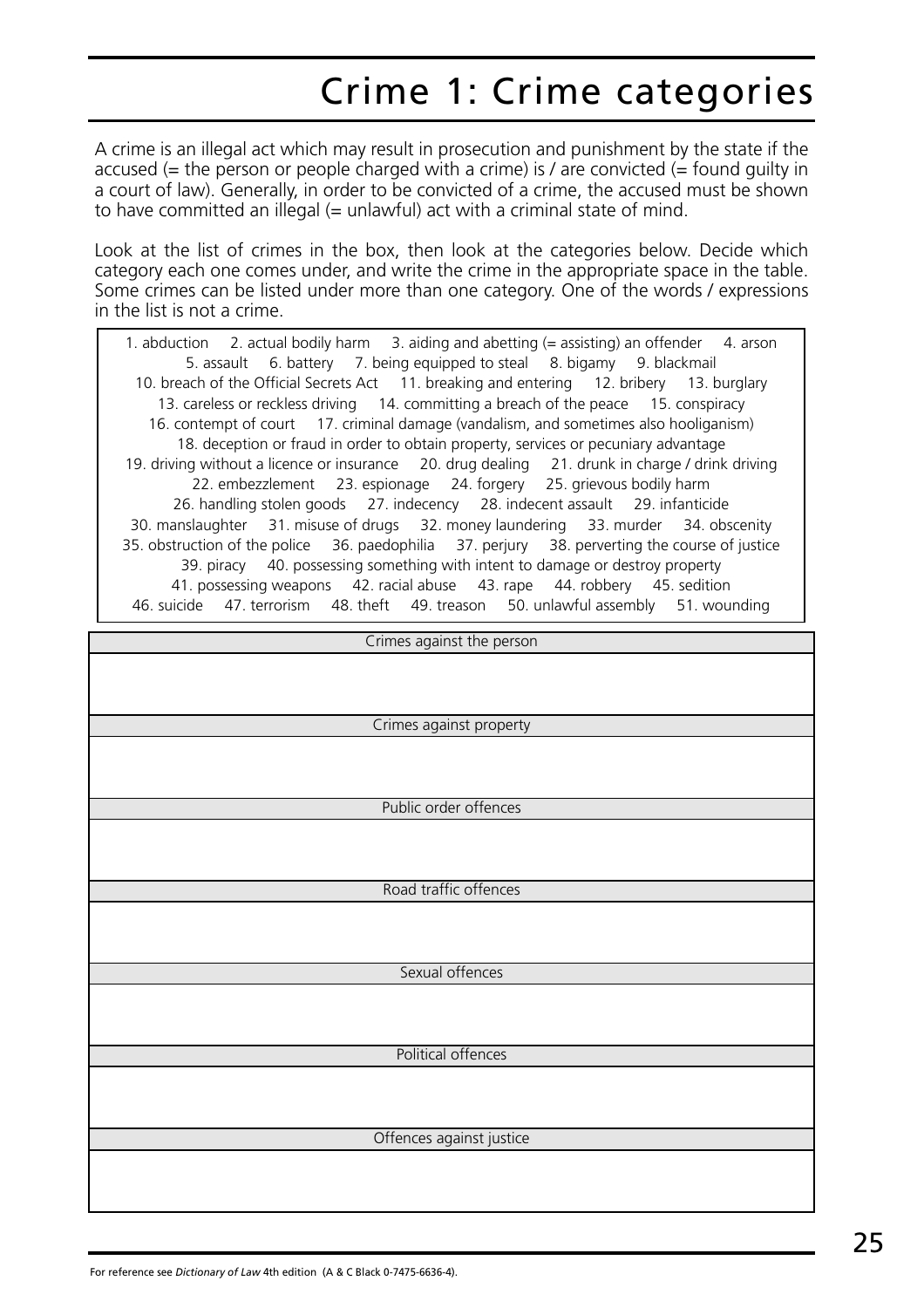# Crime 1: Crime categories

A crime is an illegal act which may result in prosecution and punishment by the state if the accused (= the person or people charged with a crime) is / are convicted (= found guilty in a court of law). Generally, in order to be convicted of a crime, the accused must be shown to have committed an illegal (= unlawful) act with a criminal state of mind.

Look at the list of crimes in the box, then look at the categories below. Decide which category each one comes under, and write the crime in the appropriate space in the table. Some crimes can be listed under more than one category. One of the words / expressions in the list is not a crime.

1. abduction  2. actual bodily harm  3. aiding and abetting (= assisting) an offender  4. arson  5. assault  6. battery  7. being equipped to steal  8. bigamy  9. blackmail  10. breach of the Official Secrets Act  11. breaking and entering  12. bribery  13. burglary  13. careless or reckless driving  14. committing a breach of the peace  15. conspiracy  16. contempt of court  17. criminal damage (vandalism, and sometimes also hooliganism)  18. deception or fraud in order to obtain property, services or pecuniary advantage  19. driving without a licence or insurance  20. drug dealing  21. drunk in charge / drink driving  22. embezzlement  23. espionage  24. forgery  25. grievous bodily harm  26. handling stolen goods  27. indecency  28. indecent assault  29. infanticide  30. manslaughter  31. misuse of drugs  32. money laundering  33. murder  34. obscenity  35. obstruction of the police  36. paedophilia  37. perjury  38. perverting the course of justice  39. piracy  40. possessing something with intent to damage or destroy property  41. possessing weapons  42. racial abuse  43. rape  44. robbery  45. sedition  46. suicide  47. terrorism  48. theft  49. treason  50. unlawful assembly  51. wounding

| Crimes against the person |
| --- |
| |
| **Crimes against property** |
| |
| **Public order offences** |
| |
| **Road traffic offences** |
| |
| **Sexual offences** |
| |
| **Political offences** |
| |
| **Offences against justice** |
| |

For reference see *Dictionary of Law* 4th edition (A & C Black 0-7475-6636-4).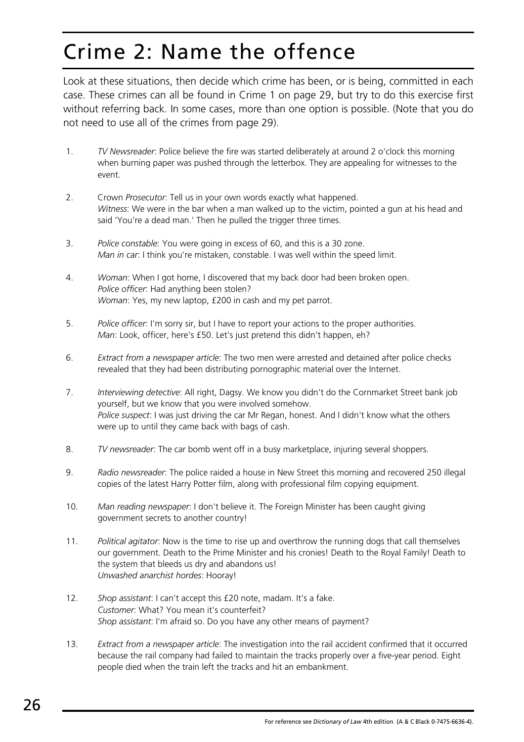# Crime 2: Name the offence

Look at these situations, then decide which crime has been, or is being, committed in each case. These crimes can all be found in Crime 1 on page 29, but try to do this exercise first without referring back. In some cases, more than one option is possible. (Note that you do not need to use all of the crimes from page 29).

1. *TV Newsreader*: Police believe the fire was started deliberately at around 2 o'clock this morning when burning paper was pushed through the letterbox. They are appealing for witnesses to the event.

2. Crown *Prosecutor*: Tell us in your own words exactly what happened.
   *Witness*: We were in the bar when a man walked up to the victim, pointed a gun at his head and said 'You're a dead man.' Then he pulled the trigger three times.

3. *Police constable*: You were going in excess of 60, and this is a 30 zone.
   *Man in car*: I think you're mistaken, constable. I was well within the speed limit.

4. *Woman*: When I got home, I discovered that my back door had been broken open.
   *Police officer*: Had anything been stolen?
   *Woman*: Yes, my new laptop, £200 in cash and my pet parrot.

5. *Police officer*: I'm sorry sir, but I have to report your actions to the proper authorities.
   *Man*: Look, officer, here's £50. Let's just pretend this didn't happen, eh?

6. *Extract from a newspaper article*: The two men were arrested and detained after police checks revealed that they had been distributing pornographic material over the Internet.

7. *Interviewing detective*: All right, Dagsy. We know you didn't do the Cornmarket Street bank job yourself, but we know that you were involved somehow.
   *Police suspect*: I was just driving the car Mr Regan, honest. And I didn't know what the others were up to until they came back with bags of cash.

8. *TV newsreader*: The car bomb went off in a busy marketplace, injuring several shoppers.

9. *Radio newsreader*: The police raided a house in New Street this morning and recovered 250 illegal copies of the latest Harry Potter film, along with professional film copying equipment.

10. *Man reading newspaper*: I don't believe it. The Foreign Minister has been caught giving government secrets to another country!

11. *Political agitator*: Now is the time to rise up and overthrow the running dogs that call themselves our government. Death to the Prime Minister and his cronies! Death to the Royal Family! Death to the system that bleeds us dry and abandons us!
    *Unwashed anarchist hordes*: Hooray!

12. *Shop assistant*: I can't accept this £20 note, madam. It's a fake.
    *Customer*: What? You mean it's counterfeit?
    *Shop assistant*: I'm afraid so. Do you have any other means of payment?

13. *Extract from a newspaper article*: The investigation into the rail accident confirmed that it occurred because the rail company had failed to maintain the tracks properly over a five-year period. Eight people died when the train left the tracks and hit an embankment.

For reference see *Dictionary of Law* 4th edition (A & C Black 0-7475-6636-4).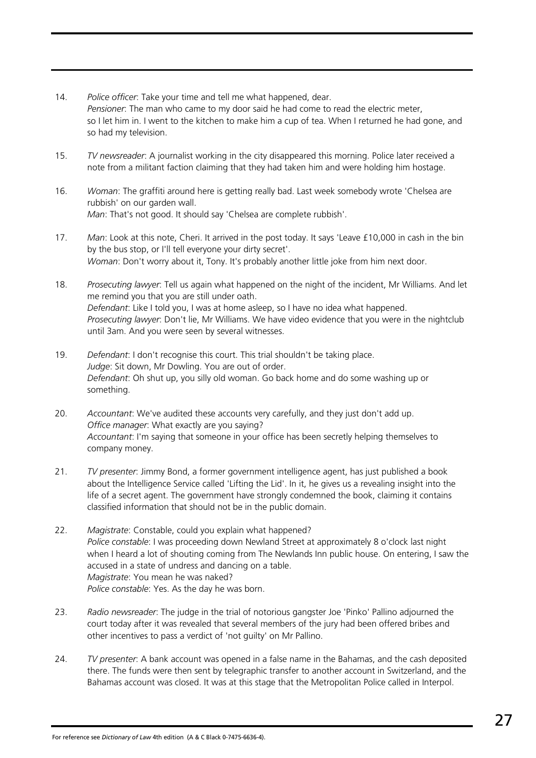14. *Police officer*: Take your time and tell me what happened, dear.
    *Pensioner*: The man who came to my door said he had come to read the electric meter, so I let him in. I went to the kitchen to make him a cup of tea. When I returned he had gone, and so had my television.

15. *TV newsreader*: A journalist working in the city disappeared this morning. Police later received a note from a militant faction claiming that they had taken him and were holding him hostage.

16. *Woman*: The graffiti around here is getting really bad. Last week somebody wrote 'Chelsea are rubbish' on our garden wall.
    *Man*: That's not good. It should say 'Chelsea are complete rubbish'.

17. *Man*: Look at this note, Cheri. It arrived in the post today. It says 'Leave £10,000 in cash in the bin by the bus stop, or I'll tell everyone your dirty secret'.
    *Woman*: Don't worry about it, Tony. It's probably another little joke from him next door.

18. *Prosecuting lawyer*: Tell us again what happened on the night of the incident, Mr Williams. And let me remind you that you are still under oath.
    *Defendant*: Like I told you, I was at home asleep, so I have no idea what happened.
    *Prosecuting lawyer*: Don't lie, Mr Williams. We have video evidence that you were in the nightclub until 3am. And you were seen by several witnesses.

19. *Defendant*: I don't recognise this court. This trial shouldn't be taking place.
    *Judge*: Sit down, Mr Dowling. You are out of order.
    *Defendant*: Oh shut up, you silly old woman. Go back home and do some washing up or something.

20. *Accountant*: We've audited these accounts very carefully, and they just don't add up.
    *Office manager*: What exactly are you saying?
    *Accountant*: I'm saying that someone in your office has been secretly helping themselves to company money.

21. *TV presenter*: Jimmy Bond, a former government intelligence agent, has just published a book about the Intelligence Service called 'Lifting the Lid'. In it, he gives us a revealing insight into the life of a secret agent. The government have strongly condemned the book, claiming it contains classified information that should not be in the public domain.

22. *Magistrate*: Constable, could you explain what happened?
    *Police constable*: I was proceeding down Newland Street at approximately 8 o'clock last night when I heard a lot of shouting coming from The Newlands Inn public house. On entering, I saw the accused in a state of undress and dancing on a table.
    *Magistrate*: You mean he was naked?
    *Police constable*: Yes. As the day he was born.

23. *Radio newsreader*: The judge in the trial of notorious gangster Joe 'Pinko' Pallino adjourned the court today after it was revealed that several members of the jury had been offered bribes and other incentives to pass a verdict of 'not guilty' on Mr Pallino.

24. *TV presenter*: A bank account was opened in a false name in the Bahamas, and the cash deposited there. The funds were then sent by telegraphic transfer to another account in Switzerland, and the Bahamas account was closed. It was at this stage that the Metropolitan Police called in Interpol.

For reference see *Dictionary of Law* 4th edition (A & C Black 0-7475-6636-4).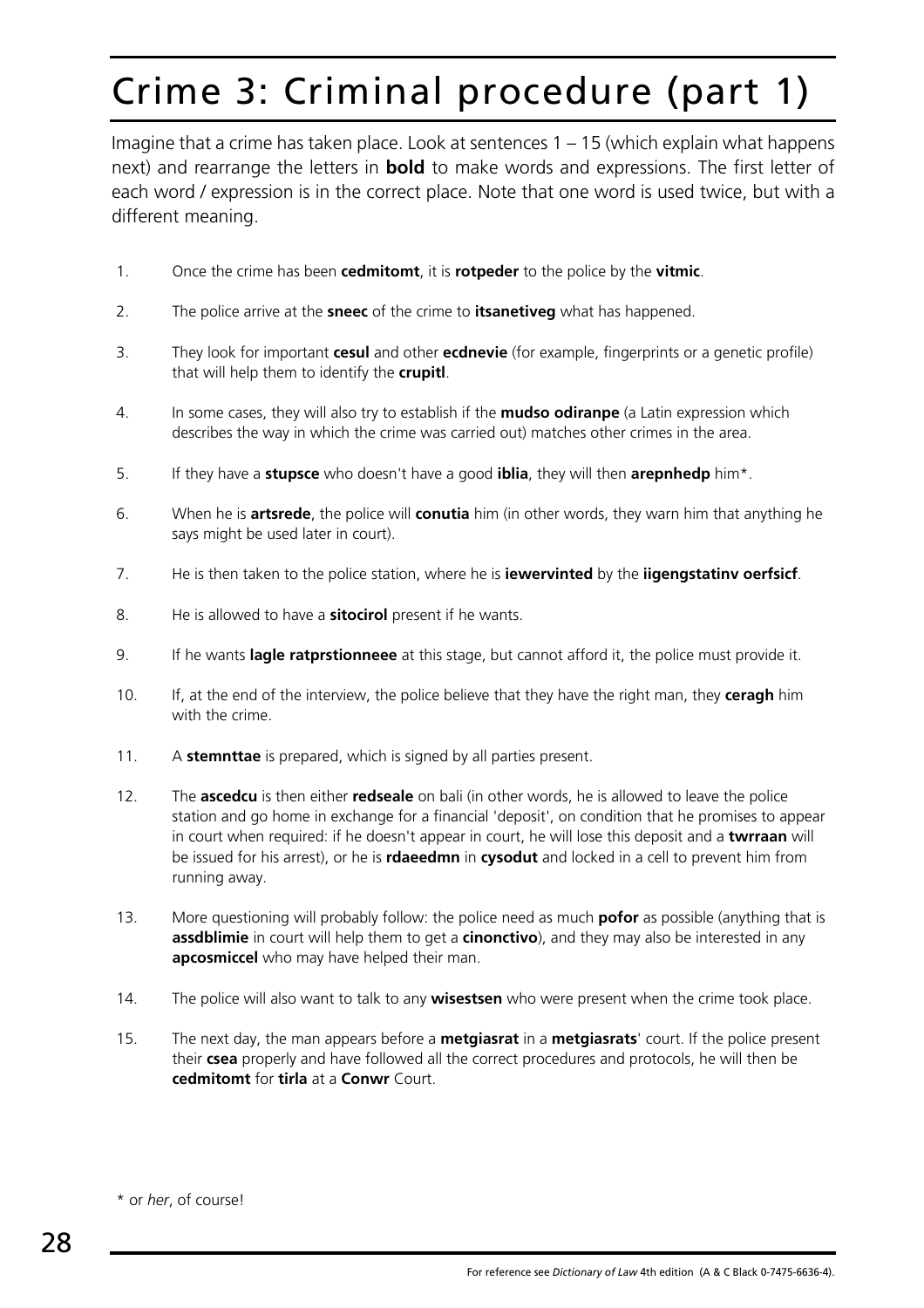# Crime 3: Criminal procedure (part 1)

Imagine that a crime has taken place. Look at sentences 1 – 15 (which explain what happens next) and rearrange the letters in **bold** to make words and expressions. The first letter of each word / expression is in the correct place. Note that one word is used twice, but with a different meaning.

1. Once the crime has been **cedmitomt**, it is **rotpeder** to the police by the **vitmic**.
2. The police arrive at the **sneec** of the crime to **itsanetiveg** what has happened.
3. They look for important **cesul** and other **ecdnevie** (for example, fingerprints or a genetic profile) that will help them to identify the **crupitl**.
4. In some cases, they will also try to establish if the **mudso odiranpe** (a Latin expression which describes the way in which the crime was carried out) matches other crimes in the area.
5. If they have a **stupsce** who doesn't have a good **iblia**, they will then **arepnhedp** him*.
6. When he is **artsrede**, the police will **conutia** him (in other words, they warn him that anything he says might be used later in court).
7. He is then taken to the police station, where he is **iewervinted** by the **iigengstatinv oerfsicf**.
8. He is allowed to have a **sitocirol** present if he wants.
9. If he wants **lagle ratprstionneee** at this stage, but cannot afford it, the police must provide it.
10. If, at the end of the interview, the police believe that they have the right man, they **ceragh** him with the crime.
11. A **stemnttae** is prepared, which is signed by all parties present.
12. The **ascedcu** is then either **redseale** on bali (in other words, he is allowed to leave the police station and go home in exchange for a financial 'deposit', on condition that he promises to appear in court when required: if he doesn't appear in court, he will lose this deposit and a **twrraan** will be issued for his arrest), or he is **rdaeedmn** in **cysodut** and locked in a cell to prevent him from running away.
13. More questioning will probably follow: the police need as much **pofor** as possible (anything that is **assdblimie** in court will help them to get a **cinonctivo**), and they may also be interested in any **apcosmiccel** who may have helped their man.
14. The police will also want to talk to any **wisestsen** who were present when the crime took place.
15. The next day, the man appears before a **metgiasrat** in a **metgiasrats**' court. If the police present their **csea** properly and have followed all the correct procedures and protocols, he will then be **cedmitomt** for **tirla** at a **Conwr** Court.

\* or *her*, of course!

For reference see *Dictionary of Law* 4th edition (A & C Black 0-7475-6636-4).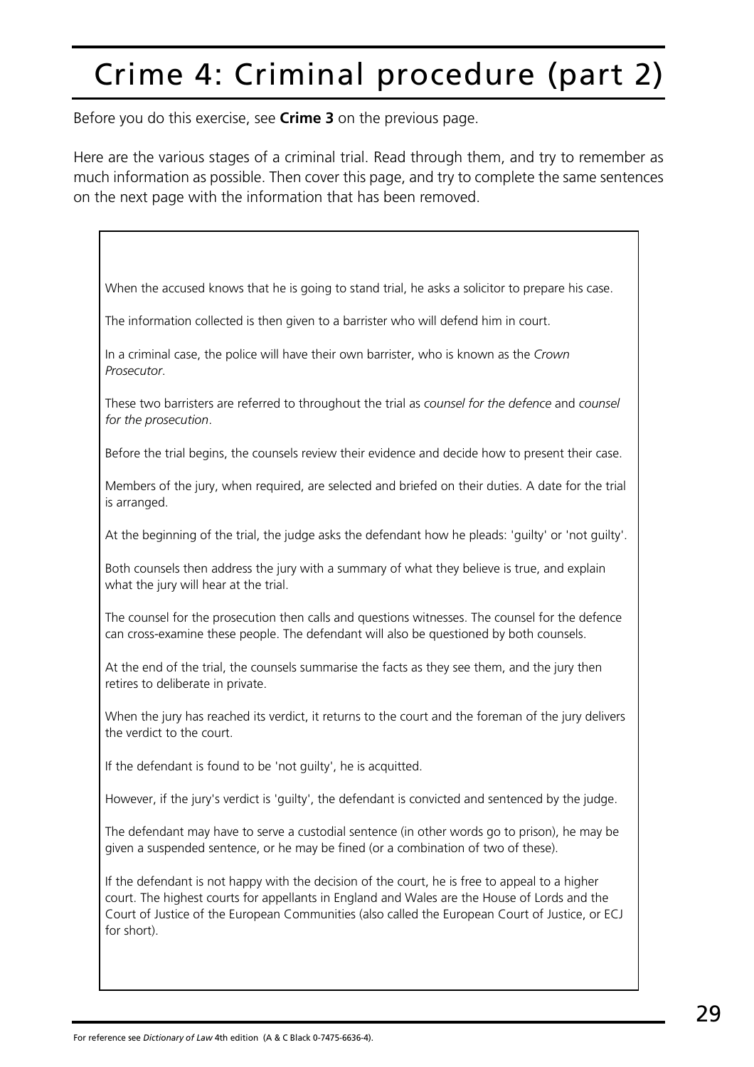# Crime 4: Criminal procedure (part 2)

Before you do this exercise, see **Crime 3** on the previous page.

Here are the various stages of a criminal trial. Read through them, and try to remember as much information as possible. Then cover this page, and try to complete the same sentences on the next page with the information that has been removed.

When the accused knows that he is going to stand trial, he asks a solicitor to prepare his case.

The information collected is then given to a barrister who will defend him in court.

In a criminal case, the police will have their own barrister, who is known as the *Crown Prosecutor*.

These two barristers are referred to throughout the trial as *counsel for the defence* and *counsel for the prosecution*.

Before the trial begins, the counsels review their evidence and decide how to present their case.

Members of the jury, when required, are selected and briefed on their duties. A date for the trial is arranged.

At the beginning of the trial, the judge asks the defendant how he pleads: 'guilty' or 'not guilty'.

Both counsels then address the jury with a summary of what they believe is true, and explain what the jury will hear at the trial.

The counsel for the prosecution then calls and questions witnesses. The counsel for the defence can cross-examine these people. The defendant will also be questioned by both counsels.

At the end of the trial, the counsels summarise the facts as they see them, and the jury then retires to deliberate in private.

When the jury has reached its verdict, it returns to the court and the foreman of the jury delivers the verdict to the court.

If the defendant is found to be 'not guilty', he is acquitted.

However, if the jury's verdict is 'guilty', the defendant is convicted and sentenced by the judge.

The defendant may have to serve a custodial sentence (in other words go to prison), he may be given a suspended sentence, or he may be fined (or a combination of two of these).

If the defendant is not happy with the decision of the court, he is free to appeal to a higher court. The highest courts for appellants in England and Wales are the House of Lords and the Court of Justice of the European Communities (also called the European Court of Justice, or ECJ for short).

For reference see *Dictionary of Law* 4th edition (A & C Black 0-7475-6636-4).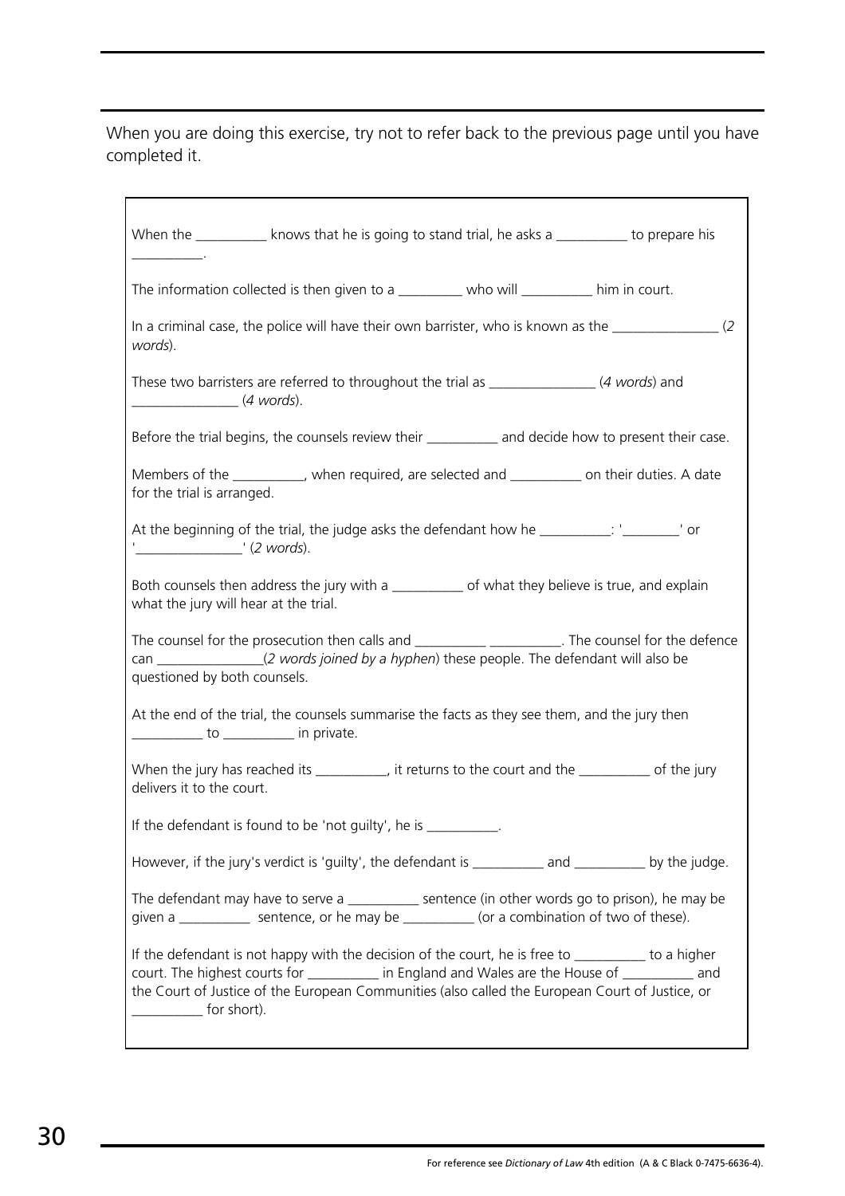When you are doing this exercise, try not to refer back to the previous page until you have completed it.

When the __________ knows that he is going to stand trial, he asks a __________ to prepare his __________.

The information collected is then given to a _________ who will __________ him in court.

In a criminal case, the police will have their own barrister, who is known as the _______________ (*2 words*).

These two barristers are referred to throughout the trial as _______________ (*4 words*) and _______________ (*4 words*).

Before the trial begins, the counsels review their __________ and decide how to present their case.

Members of the __________, when required, are selected and __________ on their duties. A date for the trial is arranged.

At the beginning of the trial, the judge asks the defendant how he __________: '________' or '_______________' (*2 words*).

Both counsels then address the jury with a __________ of what they believe is true, and explain what the jury will hear at the trial.

The counsel for the prosecution then calls and __________ __________. The counsel for the defence can _______________(*2 words joined by a hyphen*) these people. The defendant will also be questioned by both counsels.

At the end of the trial, the counsels summarise the facts as they see them, and the jury then __________ to __________ in private.

When the jury has reached its __________, it returns to the court and the __________ of the jury delivers it to the court.

If the defendant is found to be 'not guilty', he is __________.

However, if the jury's verdict is 'guilty', the defendant is __________ and __________ by the judge.

The defendant may have to serve a __________ sentence (in other words go to prison), he may be given a __________ sentence, or he may be __________ (or a combination of two of these).

If the defendant is not happy with the decision of the court, he is free to __________ to a higher court. The highest courts for __________ in England and Wales are the House of __________ and the Court of Justice of the European Communities (also called the European Court of Justice, or __________ for short).

For reference see *Dictionary of Law* 4th edition (A & C Black 0-7475-6636-4).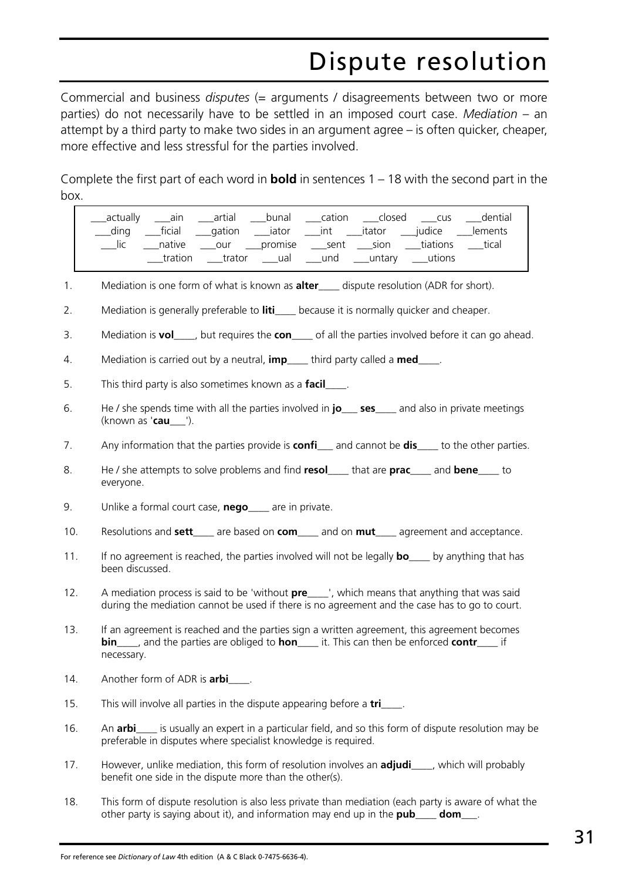# Dispute resolution

Commercial and business *disputes* (= arguments / disagreements between two or more parties) do not necessarily have to be settled in an imposed court case. *Mediation* – an attempt by a third party to make two sides in an argument agree – is often quicker, cheaper, more effective and less stressful for the parties involved.

Complete the first part of each word in **bold** in sentences 1 – 18 with the second part in the box.

| | | | | | | | |
|---|---|---|---|---|---|---|---|
| ___actually | ___ain | ___artial | ___bunal | ___cation | ___closed | ___cus | ___dential |
| ___ding | ___ficial | ___gation | ___iator | ___int | ___itator | ___judice | ___lements |
| ___lic | ___native | ___our | ___promise | ___sent | ___sion | ___tiations | ___tical |
| ___tration | ___trator | ___ual | ___und | ___untary | ___utions | | |

1. Mediation is one form of what is known as **alter**____ dispute resolution (ADR for short).
2. Mediation is generally preferable to **liti**____ because it is normally quicker and cheaper.
3. Mediation is **vol**____, but requires the **con**____ of all the parties involved before it can go ahead.
4. Mediation is carried out by a neutral, **imp**____ third party called a **med**____.
5. This third party is also sometimes known as a **facil**____.
6. He / she spends time with all the parties involved in **jo**___ **ses**____ and also in private meetings (known as '**cau**___').
7. Any information that the parties provide is **confi**___ and cannot be **dis**____ to the other parties.
8. He / she attempts to solve problems and find **resol**____ that are **prac**____ and **bene**____ to everyone.
9. Unlike a formal court case, **nego**____ are in private.
10. Resolutions and **sett**____ are based on **com**____ and on **mut**____ agreement and acceptance.
11. If no agreement is reached, the parties involved will not be legally **bo**____ by anything that has been discussed.
12. A mediation process is said to be 'without **pre**____', which means that anything that was said during the mediation cannot be used if there is no agreement and the case has to go to court.
13. If an agreement is reached and the parties sign a written agreement, this agreement becomes **bin**____, and the parties are obliged to **hon**____ it. This can then be enforced **contr**____ if necessary.
14. Another form of ADR is **arbi**____.
15. This will involve all parties in the dispute appearing before a **tri**____.
16. An **arbi**____ is usually an expert in a particular field, and so this form of dispute resolution may be preferable in disputes where specialist knowledge is required.
17. However, unlike mediation, this form of resolution involves an **adjudi**____, which will probably benefit one side in the dispute more than the other(s).
18. This form of dispute resolution is also less private than mediation (each party is aware of what the other party is saying about it), and information may end up in the **pub**____ **dom**___.

For reference see *Dictionary of Law* 4th edition (A & C Black 0-7475-6636-4).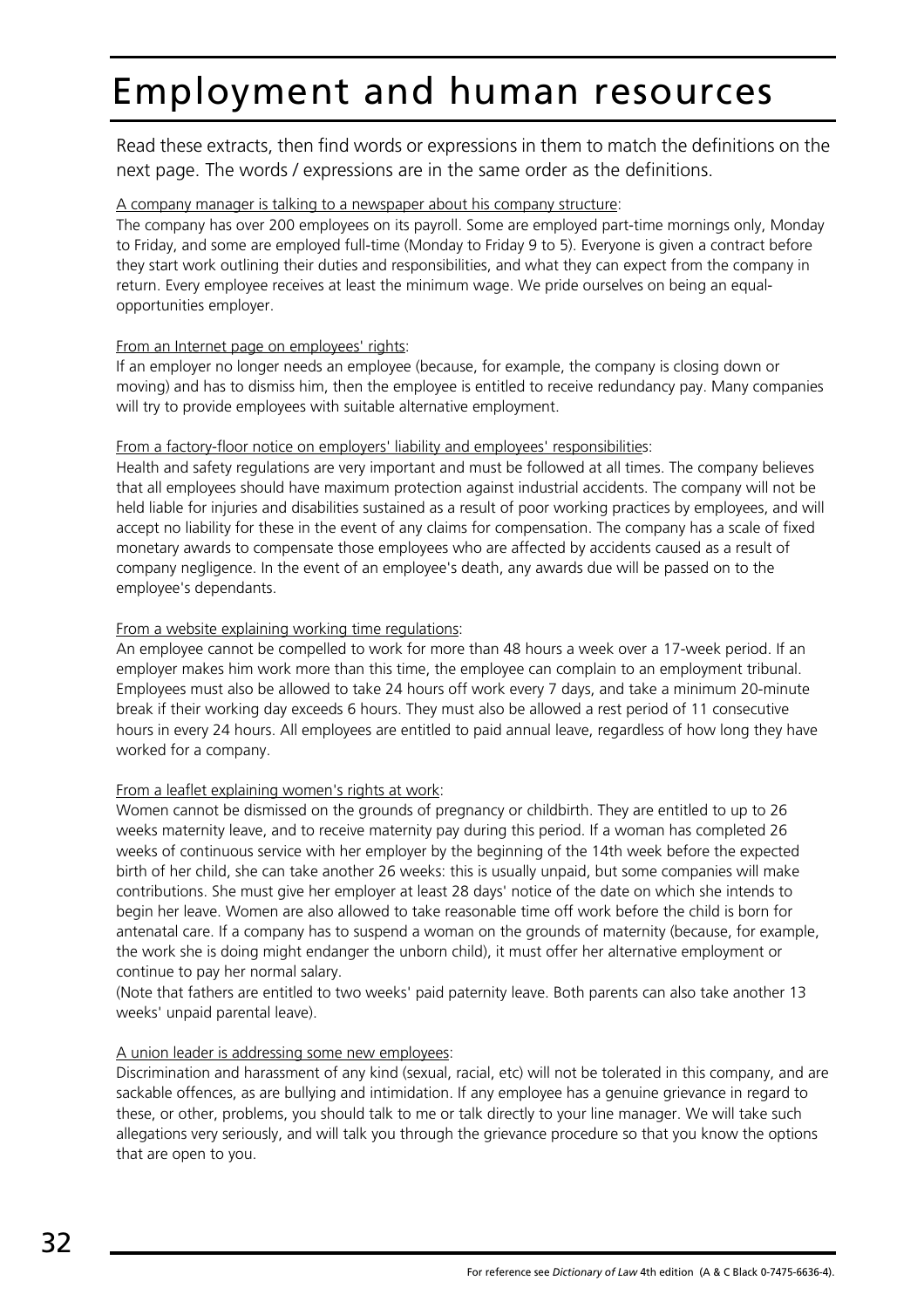# Employment and human resources

Read these extracts, then find words or expressions in them to match the definitions on the next page. The words / expressions are in the same order as the definitions.

<u>A company manager is talking to a newspaper about his company structure</u>:

The company has over 200 employees on its payroll. Some are employed part-time mornings only, Monday to Friday, and some are employed full-time (Monday to Friday 9 to 5). Everyone is given a contract before they start work outlining their duties and responsibilities, and what they can expect from the company in return. Every employee receives at least the minimum wage. We pride ourselves on being an equal-opportunities employer.

<u>From an Internet page on employees' rights</u>:

If an employer no longer needs an employee (because, for example, the company is closing down or moving) and has to dismiss him, then the employee is entitled to receive redundancy pay. Many companies will try to provide employees with suitable alternative employment.

<u>From a factory-floor notice on employers' liability and employees' responsibilities</u>:

Health and safety regulations are very important and must be followed at all times. The company believes that all employees should have maximum protection against industrial accidents. The company will not be held liable for injuries and disabilities sustained as a result of poor working practices by employees, and will accept no liability for these in the event of any claims for compensation. The company has a scale of fixed monetary awards to compensate those employees who are affected by accidents caused as a result of company negligence. In the event of an employee's death, any awards due will be passed on to the employee's dependants.

<u>From a website explaining working time regulations</u>:

An employee cannot be compelled to work for more than 48 hours a week over a 17-week period. If an employer makes him work more than this time, the employee can complain to an employment tribunal. Employees must also be allowed to take 24 hours off work every 7 days, and take a minimum 20-minute break if their working day exceeds 6 hours. They must also be allowed a rest period of 11 consecutive hours in every 24 hours. All employees are entitled to paid annual leave, regardless of how long they have worked for a company.

<u>From a leaflet explaining women's rights at work</u>:

Women cannot be dismissed on the grounds of pregnancy or childbirth. They are entitled to up to 26 weeks maternity leave, and to receive maternity pay during this period. If a woman has completed 26 weeks of continuous service with her employer by the beginning of the 14th week before the expected birth of her child, she can take another 26 weeks: this is usually unpaid, but some companies will make contributions. She must give her employer at least 28 days' notice of the date on which she intends to begin her leave. Women are also allowed to take reasonable time off work before the child is born for antenatal care. If a company has to suspend a woman on the grounds of maternity (because, for example, the work she is doing might endanger the unborn child), it must offer her alternative employment or continue to pay her normal salary.

(Note that fathers are entitled to two weeks' paid paternity leave. Both parents can also take another 13 weeks' unpaid parental leave).

<u>A union leader is addressing some new employees</u>:

Discrimination and harassment of any kind (sexual, racial, etc) will not be tolerated in this company, and are sackable offences, as are bullying and intimidation. If any employee has a genuine grievance in regard to these, or other, problems, you should talk to me or talk directly to your line manager. We will take such allegations very seriously, and will talk you through the grievance procedure so that you know the options that are open to you.

For reference see *Dictionary of Law* 4th edition (A & C Black 0-7475-6636-4).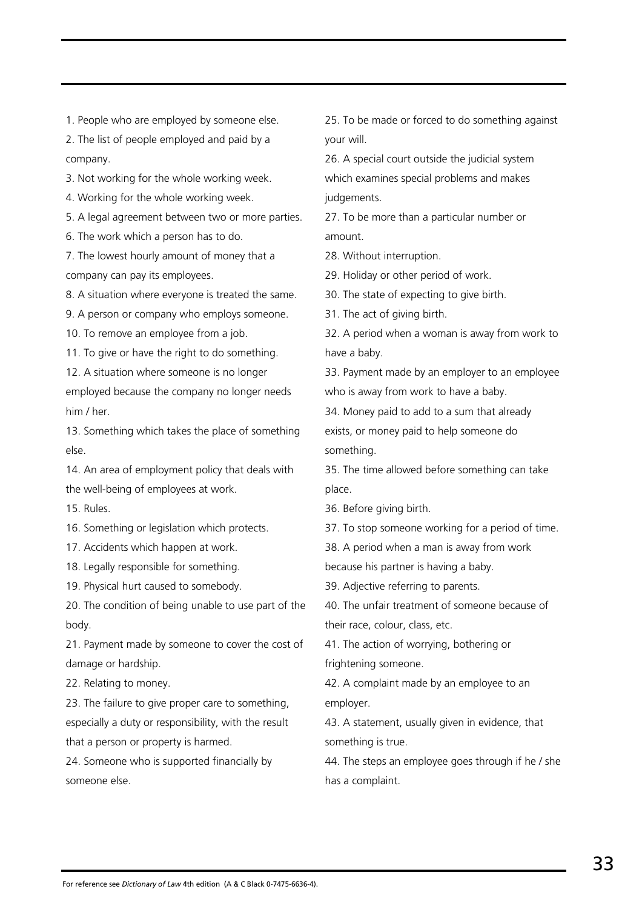1. People who are employed by someone else.
2. The list of people employed and paid by a company.
3. Not working for the whole working week.
4. Working for the whole working week.
5. A legal agreement between two or more parties.
6. The work which a person has to do.
7. The lowest hourly amount of money that a company can pay its employees.
8. A situation where everyone is treated the same.
9. A person or company who employs someone.
10. To remove an employee from a job.
11. To give or have the right to do something.
12. A situation where someone is no longer employed because the company no longer needs him / her.
13. Something which takes the place of something else.
14. An area of employment policy that deals with the well-being of employees at work.
15. Rules.
16. Something or legislation which protects.
17. Accidents which happen at work.
18. Legally responsible for something.
19. Physical hurt caused to somebody.
20. The condition of being unable to use part of the body.
21. Payment made by someone to cover the cost of damage or hardship.
22. Relating to money.
23. The failure to give proper care to something, especially a duty or responsibility, with the result that a person or property is harmed.
24. Someone who is supported financially by someone else.
25. To be made or forced to do something against your will.
26. A special court outside the judicial system which examines special problems and makes judgements.
27. To be more than a particular number or amount.
28. Without interruption.
29. Holiday or other period of work.
30. The state of expecting to give birth.
31. The act of giving birth.
32. A period when a woman is away from work to have a baby.
33. Payment made by an employer to an employee who is away from work to have a baby.
34. Money paid to add to a sum that already exists, or money paid to help someone do something.
35. The time allowed before something can take place.
36. Before giving birth.
37. To stop someone working for a period of time.
38. A period when a man is away from work because his partner is having a baby.
39. Adjective referring to parents.
40. The unfair treatment of someone because of their race, colour, class, etc.
41. The action of worrying, bothering or frightening someone.
42. A complaint made by an employee to an employer.
43. A statement, usually given in evidence, that something is true.
44. The steps an employee goes through if he / she has a complaint.

For reference see *Dictionary of Law* 4th edition (A & C Black 0-7475-6636-4).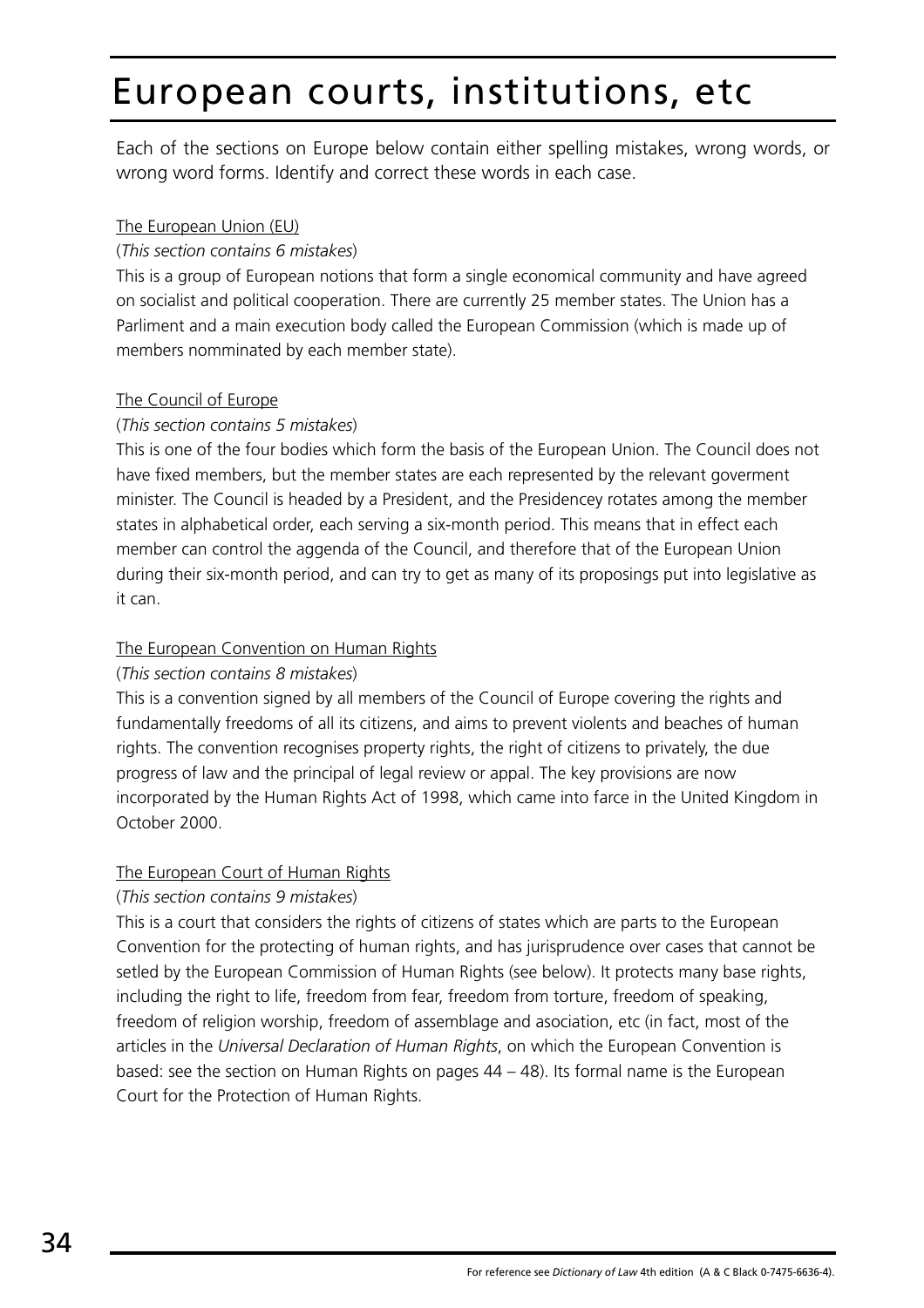# European courts, institutions, etc

Each of the sections on Europe below contain either spelling mistakes, wrong words, or wrong word forms. Identify and correct these words in each case.

The European Union (EU)

(*This section contains 6 mistakes*)

This is a group of European notions that form a single economical community and have agreed on socialist and political cooperation. There are currently 25 member states. The Union has a Parliment and a main execution body called the European Commission (which is made up of members nomminated by each member state).

The Council of Europe

(*This section contains 5 mistakes*)

This is one of the four bodies which form the basis of the European Union. The Council does not have fixed members, but the member states are each represented by the relevant goverment minister. The Council is headed by a President, and the Presidencey rotates among the member states in alphabetical order, each serving a six-month period. This means that in effect each member can control the aggenda of the Council, and therefore that of the European Union during their six-month period, and can try to get as many of its proposings put into legislative as it can.

The European Convention on Human Rights

(*This section contains 8 mistakes*)

This is a convention signed by all members of the Council of Europe covering the rights and fundamentally freedoms of all its citizens, and aims to prevent violents and beaches of human rights. The convention recognises property rights, the right of citizens to privately, the due progress of law and the principal of legal review or appal. The key provisions are now incorporated by the Human Rights Act of 1998, which came into farce in the United Kingdom in October 2000.

The European Court of Human Rights

(*This section contains 9 mistakes*)

This is a court that considers the rights of citizens of states which are parts to the European Convention for the protecting of human rights, and has jurisprudence over cases that cannot be setled by the European Commission of Human Rights (see below). It protects many base rights, including the right to life, freedom from fear, freedom from torture, freedom of speaking, freedom of religion worship, freedom of assemblage and asociation, etc (in fact, most of the articles in the *Universal Declaration of Human Rights*, on which the European Convention is based: see the section on Human Rights on pages 44 – 48). Its formal name is the European Court for the Protection of Human Rights.

For reference see *Dictionary of Law* 4th edition (A & C Black 0-7475-6636-4).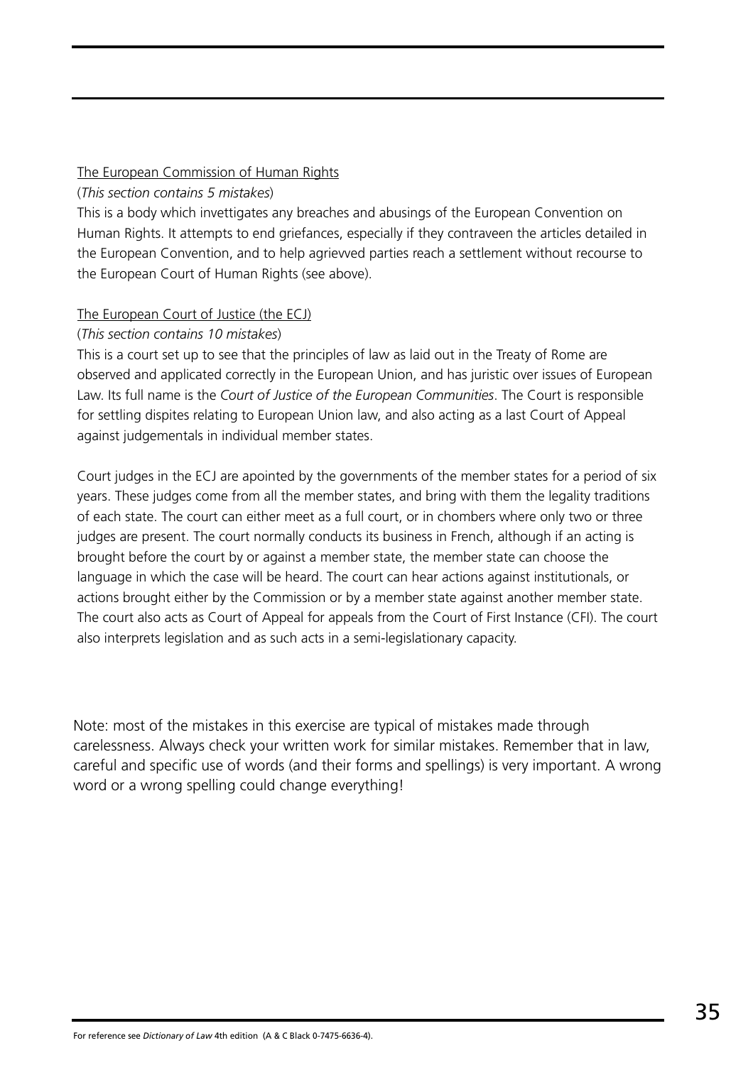The European Commission of Human Rights

(*This section contains 5 mistakes*)

This is a body which invettigates any breaches and abusings of the European Convention on Human Rights. It attempts to end griefances, especially if they contraveen the articles detailed in the European Convention, and to help agrievved parties reach a settlement without recourse to the European Court of Human Rights (see above).

The European Court of Justice (the ECJ)

(*This section contains 10 mistakes*)

This is a court set up to see that the principles of law as laid out in the Treaty of Rome are observed and applicated correctly in the European Union, and has juristic over issues of European Law. Its full name is the *Court of Justice of the European Communities*. The Court is responsible for settling dispites relating to European Union law, and also acting as a last Court of Appeal against judgementals in individual member states.

Court judges in the ECJ are apointed by the governments of the member states for a period of six years. These judges come from all the member states, and bring with them the legality traditions of each state. The court can either meet as a full court, or in chombers where only two or three judges are present. The court normally conducts its business in French, although if an acting is brought before the court by or against a member state, the member state can choose the language in which the case will be heard. The court can hear actions against institutionals, or actions brought either by the Commission or by a member state against another member state. The court also acts as Court of Appeal for appeals from the Court of First Instance (CFI). The court also interprets legislation and as such acts in a semi-legislationary capacity.

Note: most of the mistakes in this exercise are typical of mistakes made through carelessness. Always check your written work for similar mistakes. Remember that in law, careful and specific use of words (and their forms and spellings) is very important. A wrong word or a wrong spelling could change everything!

For reference see *Dictionary of Law* 4th edition (A & C Black 0-7475-6636-4).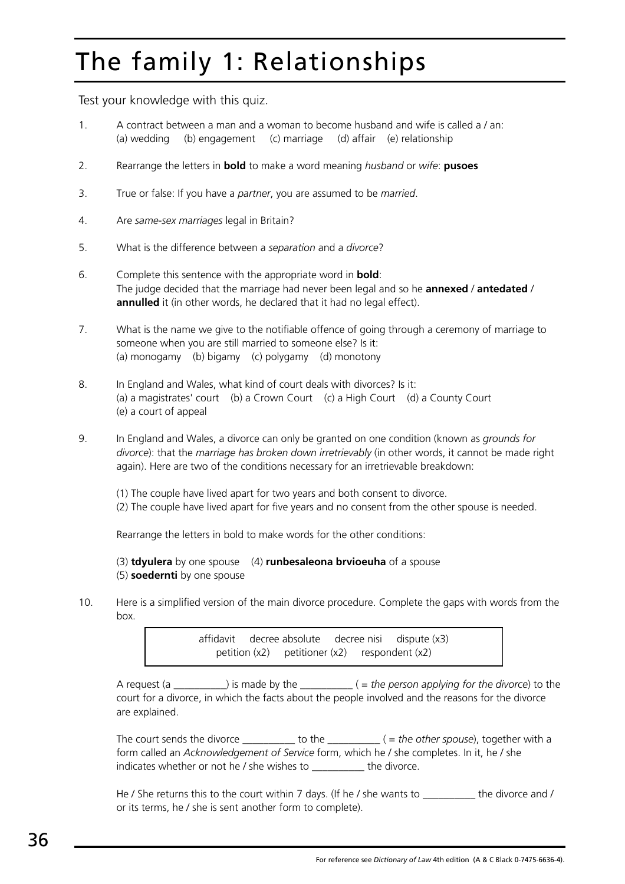# The family 1: Relationships

Test your knowledge with this quiz.

1. A contract between a man and a woman to become husband and wife is called a / an:
   (a) wedding (b) engagement (c) marriage (d) affair (e) relationship

2. Rearrange the letters in **bold** to make a word meaning *husband* or *wife*: **pusoes**

3. True or false: If you have a *partner*, you are assumed to be *married*.

4. Are *same-sex marriages* legal in Britain?

5. What is the difference between a *separation* and a *divorce*?

6. Complete this sentence with the appropriate word in **bold**:
   The judge decided that the marriage had never been legal and so he **annexed** / **antedated** / **annulled** it (in other words, he declared that it had no legal effect).

7. What is the name we give to the notifiable offence of going through a ceremony of marriage to someone when you are still married to someone else? Is it:
   (a) monogamy (b) bigamy (c) polygamy (d) monotony

8. In England and Wales, what kind of court deals with divorces? Is it:
   (a) a magistrates' court (b) a Crown Court (c) a High Court (d) a County Court
   (e) a court of appeal

9. In England and Wales, a divorce can only be granted on one condition (known as *grounds for divorce*): that the *marriage has broken down irretrievably* (in other words, it cannot be made right again). Here are two of the conditions necessary for an irretrievable breakdown:

   (1) The couple have lived apart for two years and both consent to divorce.
   (2) The couple have lived apart for five years and no consent from the other spouse is needed.

   Rearrange the letters in bold to make words for the other conditions:

   (3) **tdyulera** by one spouse (4) **runbesaleona brvioeuha** of a spouse
   (5) **soedernti** by one spouse

10. Here is a simplified version of the main divorce procedure. Complete the gaps with words from the box.

    | affidavit decree absolute decree nisi dispute (x3) petition (x2) petitioner (x2) respondent (x2) |
    |---|

    A request (a __________) is made by the __________ ( = *the person applying for the divorce*) to the court for a divorce, in which the facts about the people involved and the reasons for the divorce are explained.

    The court sends the divorce __________ to the __________ ( = *the other spouse*), together with a form called an *Acknowledgement of Service* form, which he / she completes. In it, he / she indicates whether or not he / she wishes to __________ the divorce.

    He / She returns this to the court within 7 days. (If he / she wants to __________ the divorce and / or its terms, he / she is sent another form to complete).

For reference see *Dictionary of Law* 4th edition (A & C Black 0-7475-6636-4).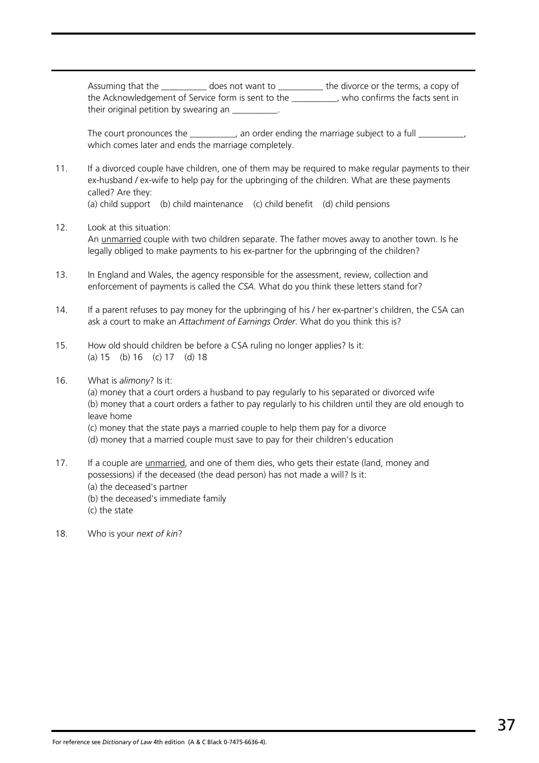Assuming that the __________ does not want to __________ the divorce or the terms, a copy of the Acknowledgement of Service form is sent to the __________, who confirms the facts sent in their original petition by swearing an __________.

The court pronounces the __________, an order ending the marriage subject to a full __________, which comes later and ends the marriage completely.

11. If a divorced couple have children, one of them may be required to make regular payments to their ex-husband / ex-wife to help pay for the upbringing of the children. What are these payments called? Are they:
    (a) child support (b) child maintenance (c) child benefit (d) child pensions

12. Look at this situation:
    An unmarried couple with two children separate. The father moves away to another town. Is he legally obliged to make payments to his ex-partner for the upbringing of the children?

13. In England and Wales, the agency responsible for the assessment, review, collection and enforcement of payments is called the *CSA*. What do you think these letters stand for?

14. If a parent refuses to pay money for the upbringing of his / her ex-partner's children, the CSA can ask a court to make an *Attachment of Earnings Order*. What do you think this is?

15. How old should children be before a CSA ruling no longer applies? Is it:
    (a) 15 (b) 16 (c) 17 (d) 18

16. What is *alimony*? Is it:
    (a) money that a court orders a husband to pay regularly to his separated or divorced wife
    (b) money that a court orders a father to pay regularly to his children until they are old enough to leave home
    (c) money that the state pays a married couple to help them pay for a divorce
    (d) money that a married couple must save to pay for their children's education

17. If a couple are unmarried, and one of them dies, who gets their estate (land, money and possessions) if the deceased (the dead person) has not made a will? Is it:
    (a) the deceased's partner
    (b) the deceased's immediate family
    (c) the state

18. Who is your *next of kin*?

For reference see *Dictionary of Law* 4th edition (A & C Black 0-7475-6636-4).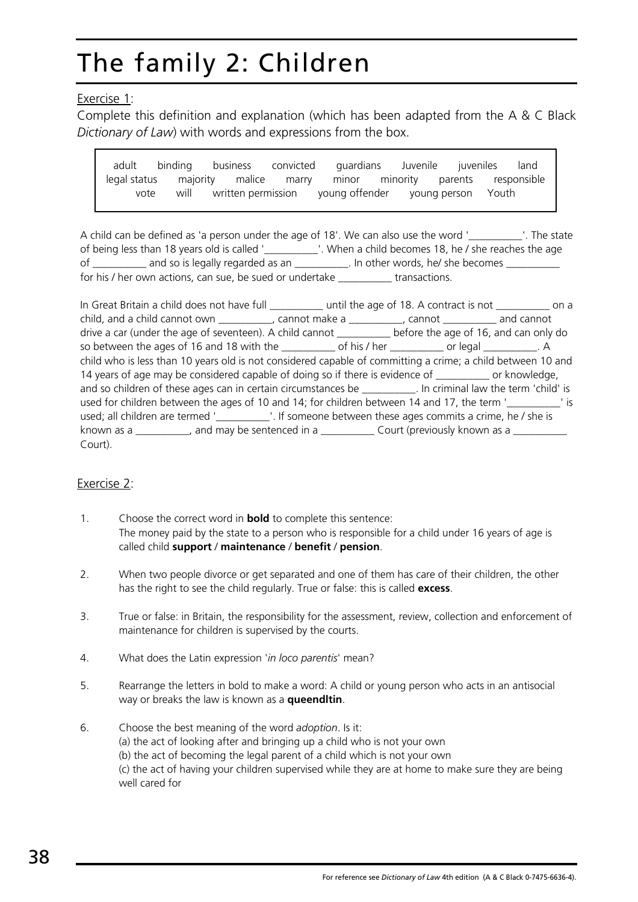# The family 2: Children

Exercise 1:

Complete this definition and explanation (which has been adapted from the A & C Black *Dictionary of Law*) with words and expressions from the box.

| | | | | | | | |
|---|---|---|---|---|---|---|---|
| adult | binding | business | convicted | guardians | Juvenile | juveniles | land |
| legal status | majority | malice | marry | minor | minority | parents | responsible |
| vote | will | written permission | young offender | young person | Youth | | |

A child can be defined as 'a person under the age of 18'. We can also use the word '__________'. The state of being less than 18 years old is called '__________'. When a child becomes 18, he / she reaches the age of __________ and so is legally regarded as an __________. In other words, he/ she becomes __________ for his / her own actions, can sue, be sued or undertake __________ transactions.

In Great Britain a child does not have full __________ until the age of 18. A contract is not __________ on a child, and a child cannot own __________, cannot make a __________, cannot __________ and cannot drive a car (under the age of seventeen). A child cannot __________ before the age of 16, and can only do so between the ages of 16 and 18 with the __________ of his / her __________ or legal __________. A child who is less than 10 years old is not considered capable of committing a crime; a child between 10 and 14 years of age may be considered capable of doing so if there is evidence of __________ or knowledge, and so children of these ages can in certain circumstances be __________. In criminal law the term 'child' is used for children between the ages of 10 and 14; for children between 14 and 17, the term '__________' is used; all children are termed '__________'. If someone between these ages commits a crime, he / she is known as a __________, and may be sentenced in a __________ Court (previously known as a __________ Court).

Exercise 2:

1. Choose the correct word in **bold** to complete this sentence:
   The money paid by the state to a person who is responsible for a child under 16 years of age is called child **support** / **maintenance** / **benefit** / **pension**.

2. When two people divorce or get separated and one of them has care of their children, the other has the right to see the child regularly. True or false: this is called **excess**.

3. True or false: in Britain, the responsibility for the assessment, review, collection and enforcement of maintenance for children is supervised by the courts.

4. What does the Latin expression '*in loco parentis*' mean?

5. Rearrange the letters in bold to make a word: A child or young person who acts in an antisocial way or breaks the law is known as a **queendltin**.

6. Choose the best meaning of the word *adoption*. Is it:
   (a) the act of looking after and bringing up a child who is not your own
   (b) the act of becoming the legal parent of a child which is not your own
   (c) the act of having your children supervised while they are at home to make sure they are being well cared for

For reference see *Dictionary of Law* 4th edition (A & C Black 0-7475-6636-4).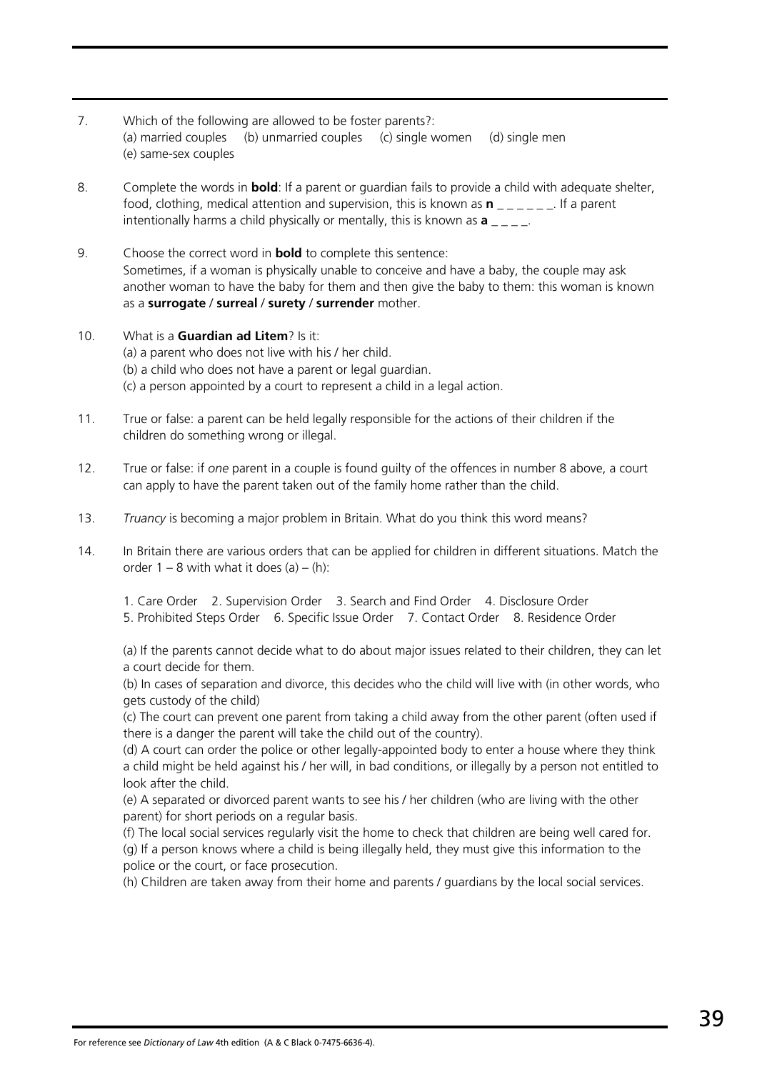7. Which of the following are allowed to be foster parents?:
   (a) married couples (b) unmarried couples (c) single women (d) single men
   (e) same-sex couples

8. Complete the words in **bold**: If a parent or guardian fails to provide a child with adequate shelter, food, clothing, medical attention and supervision, this is known as **n** _ _ _ _ _ _. If a parent intentionally harms a child physically or mentally, this is known as **a** _ _ _ _.

9. Choose the correct word in **bold** to complete this sentence:
   Sometimes, if a woman is physically unable to conceive and have a baby, the couple may ask another woman to have the baby for them and then give the baby to them: this woman is known as a **surrogate** / **surreal** / **surety** / **surrender** mother.

10. What is a **Guardian ad Litem**? Is it:
    (a) a parent who does not live with his / her child.
    (b) a child who does not have a parent or legal guardian.
    (c) a person appointed by a court to represent a child in a legal action.

11. True or false: a parent can be held legally responsible for the actions of their children if the children do something wrong or illegal.

12. True or false: if *one* parent in a couple is found guilty of the offences in number 8 above, a court can apply to have the parent taken out of the family home rather than the child.

13. *Truancy* is becoming a major problem in Britain. What do you think this word means?

14. In Britain there are various orders that can be applied for children in different situations. Match the order 1 – 8 with what it does (a) – (h):

    1. Care Order 2. Supervision Order 3. Search and Find Order 4. Disclosure Order
    5. Prohibited Steps Order 6. Specific Issue Order 7. Contact Order 8. Residence Order

    (a) If the parents cannot decide what to do about major issues related to their children, they can let a court decide for them.
    (b) In cases of separation and divorce, this decides who the child will live with (in other words, who gets custody of the child)
    (c) The court can prevent one parent from taking a child away from the other parent (often used if there is a danger the parent will take the child out of the country).
    (d) A court can order the police or other legally-appointed body to enter a house where they think a child might be held against his / her will, in bad conditions, or illegally by a person not entitled to look after the child.
    (e) A separated or divorced parent wants to see his / her children (who are living with the other parent) for short periods on a regular basis.
    (f) The local social services regularly visit the home to check that children are being well cared for.
    (g) If a person knows where a child is being illegally held, they must give this information to the police or the court, or face prosecution.
    (h) Children are taken away from their home and parents / guardians by the local social services.

For reference see *Dictionary of Law* 4th edition (A & C Black 0-7475-6636-4).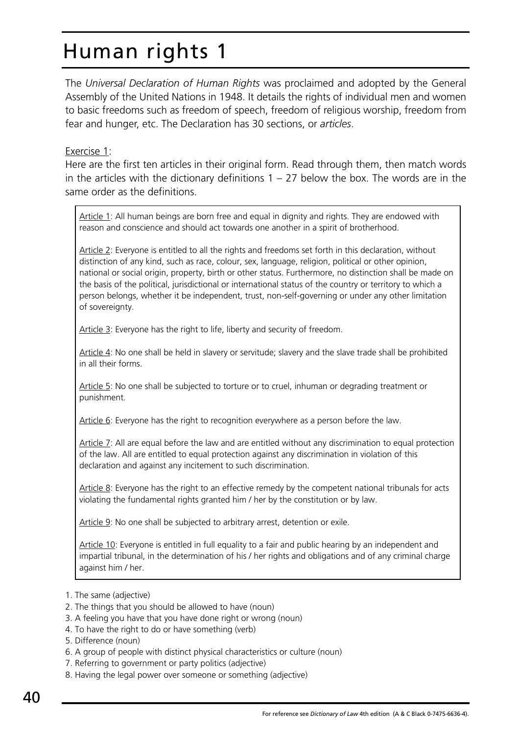# Human rights 1

The *Universal Declaration of Human Rights* was proclaimed and adopted by the General Assembly of the United Nations in 1948. It details the rights of individual men and women to basic freedoms such as freedom of speech, freedom of religious worship, freedom from fear and hunger, etc. The Declaration has 30 sections, or *articles*.

Exercise 1:

Here are the first ten articles in their original form. Read through them, then match words in the articles with the dictionary definitions 1 – 27 below the box. The words are in the same order as the definitions.

> Article 1: All human beings are born free and equal in dignity and rights. They are endowed with reason and conscience and should act towards one another in a spirit of brotherhood.
>
> Article 2: Everyone is entitled to all the rights and freedoms set forth in this declaration, without distinction of any kind, such as race, colour, sex, language, religion, political or other opinion, national or social origin, property, birth or other status. Furthermore, no distinction shall be made on the basis of the political, jurisdictional or international status of the country or territory to which a person belongs, whether it be independent, trust, non-self-governing or under any other limitation of sovereignty.
>
> Article 3: Everyone has the right to life, liberty and security of freedom.
>
> Article 4: No one shall be held in slavery or servitude; slavery and the slave trade shall be prohibited in all their forms.
>
> Article 5: No one shall be subjected to torture or to cruel, inhuman or degrading treatment or punishment.
>
> Article 6: Everyone has the right to recognition everywhere as a person before the law.
>
> Article 7: All are equal before the law and are entitled without any discrimination to equal protection of the law. All are entitled to equal protection against any discrimination in violation of this declaration and against any incitement to such discrimination.
>
> Article 8: Everyone has the right to an effective remedy by the competent national tribunals for acts violating the fundamental rights granted him / her by the constitution or by law.
>
> Article 9: No one shall be subjected to arbitrary arrest, detention or exile.
>
> Article 10: Everyone is entitled in full equality to a fair and public hearing by an independent and impartial tribunal, in the determination of his / her rights and obligations and of any criminal charge against him / her.

1. The same (adjective)
2. The things that you should be allowed to have (noun)
3. A feeling you have that you have done right or wrong (noun)
4. To have the right to do or have something (verb)
5. Difference (noun)
6. A group of people with distinct physical characteristics or culture (noun)
7. Referring to government or party politics (adjective)
8. Having the legal power over someone or something (adjective)

For reference see *Dictionary of Law* 4th edition (A & C Black 0-7475-6636-4).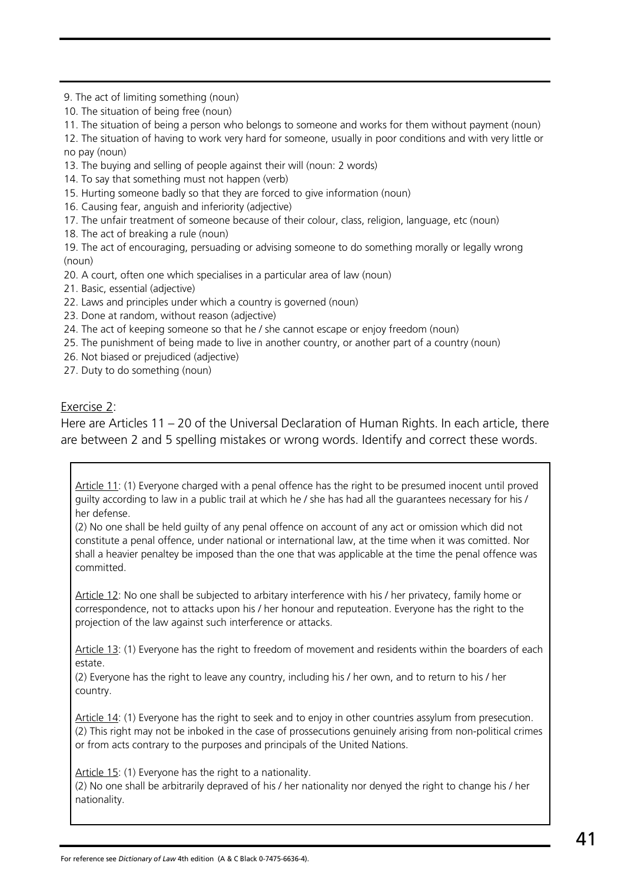9. The act of limiting something (noun)
10. The situation of being free (noun)
11. The situation of being a person who belongs to someone and works for them without payment (noun)
12. The situation of having to work very hard for someone, usually in poor conditions and with very little or no pay (noun)
13. The buying and selling of people against their will (noun: 2 words)
14. To say that something must not happen (verb)
15. Hurting someone badly so that they are forced to give information (noun)
16. Causing fear, anguish and inferiority (adjective)
17. The unfair treatment of someone because of their colour, class, religion, language, etc (noun)
18. The act of breaking a rule (noun)
19. The act of encouraging, persuading or advising someone to do something morally or legally wrong (noun)
20. A court, often one which specialises in a particular area of law (noun)
21. Basic, essential (adjective)
22. Laws and principles under which a country is governed (noun)
23. Done at random, without reason (adjective)
24. The act of keeping someone so that he / she cannot escape or enjoy freedom (noun)
25. The punishment of being made to live in another country, or another part of a country (noun)
26. Not biased or prejudiced (adjective)
27. Duty to do something (noun)

Exercise 2:

Here are Articles 11 – 20 of the Universal Declaration of Human Rights. In each article, there are between 2 and 5 spelling mistakes or wrong words. Identify and correct these words.

Article 11: (1) Everyone charged with a penal offence has the right to be presumed inocent until proved guilty according to law in a public trail at which he / she has had all the guarantees necessary for his / her defense.

(2) No one shall be held guilty of any penal offence on account of any act or omission which did not constitute a penal offence, under national or international law, at the time when it was comitted. Nor shall a heavier penaltey be imposed than the one that was applicable at the time the penal offence was committed.

Article 12: No one shall be subjected to arbitary interference with his / her privatecy, family home or correspondence, not to attacks upon his / her honour and reputeation. Everyone has the right to the projection of the law against such interference or attacks.

Article 13: (1) Everyone has the right to freedom of movement and residents within the boarders of each estate.

(2) Everyone has the right to leave any country, including his / her own, and to return to his / her country.

Article 14: (1) Everyone has the right to seek and to enjoy in other countries assylum from presecution.

(2) This right may not be inboked in the case of prossecutions genuinely arising from non-political crimes or from acts contrary to the purposes and principals of the United Nations.

Article 15: (1) Everyone has the right to a nationality.

(2) No one shall be arbitrarily depraved of his / her nationality nor denyed the right to change his / her nationality.

For reference see *Dictionary of Law* 4th edition (A & C Black 0-7475-6636-4).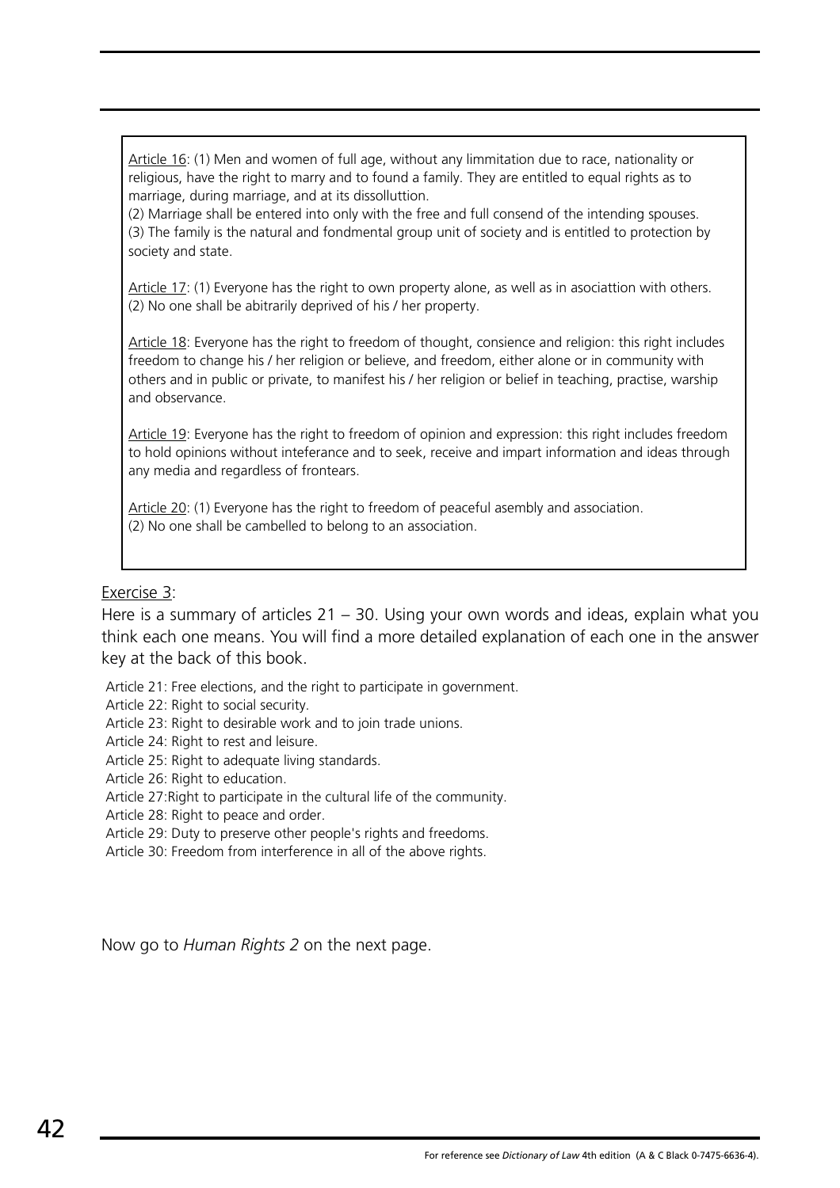Article 16: (1) Men and women of full age, without any limmitation due to race, nationality or religious, have the right to marry and to found a family. They are entitled to equal rights as to marriage, during marriage, and at its dissolluttion.
(2) Marriage shall be entered into only with the free and full consend of the intending spouses.
(3) The family is the natural and fondmental group unit of society and is entitled to protection by society and state.

Article 17: (1) Everyone has the right to own property alone, as well as in asociattion with others.
(2) No one shall be abitrarily deprived of his / her property.

Article 18: Everyone has the right to freedom of thought, consience and religion: this right includes freedom to change his / her religion or believe, and freedom, either alone or in community with others and in public or private, to manifest his / her religion or belief in teaching, practise, warship and observance.

Article 19: Everyone has the right to freedom of opinion and expression: this right includes freedom to hold opinions without inteferance and to seek, receive and impart information and ideas through any media and regardless of frontears.

Article 20: (1) Everyone has the right to freedom of peaceful asembly and association.
(2) No one shall be cambelled to belong to an association.

Exercise 3:

Here is a summary of articles 21 – 30. Using your own words and ideas, explain what you think each one means. You will find a more detailed explanation of each one in the answer key at the back of this book.

Article 21: Free elections, and the right to participate in government.
Article 22: Right to social security.
Article 23: Right to desirable work and to join trade unions.
Article 24: Right to rest and leisure.
Article 25: Right to adequate living standards.
Article 26: Right to education.
Article 27: Right to participate in the cultural life of the community.
Article 28: Right to peace and order.
Article 29: Duty to preserve other people's rights and freedoms.
Article 30: Freedom from interference in all of the above rights.

Now go to *Human Rights 2* on the next page.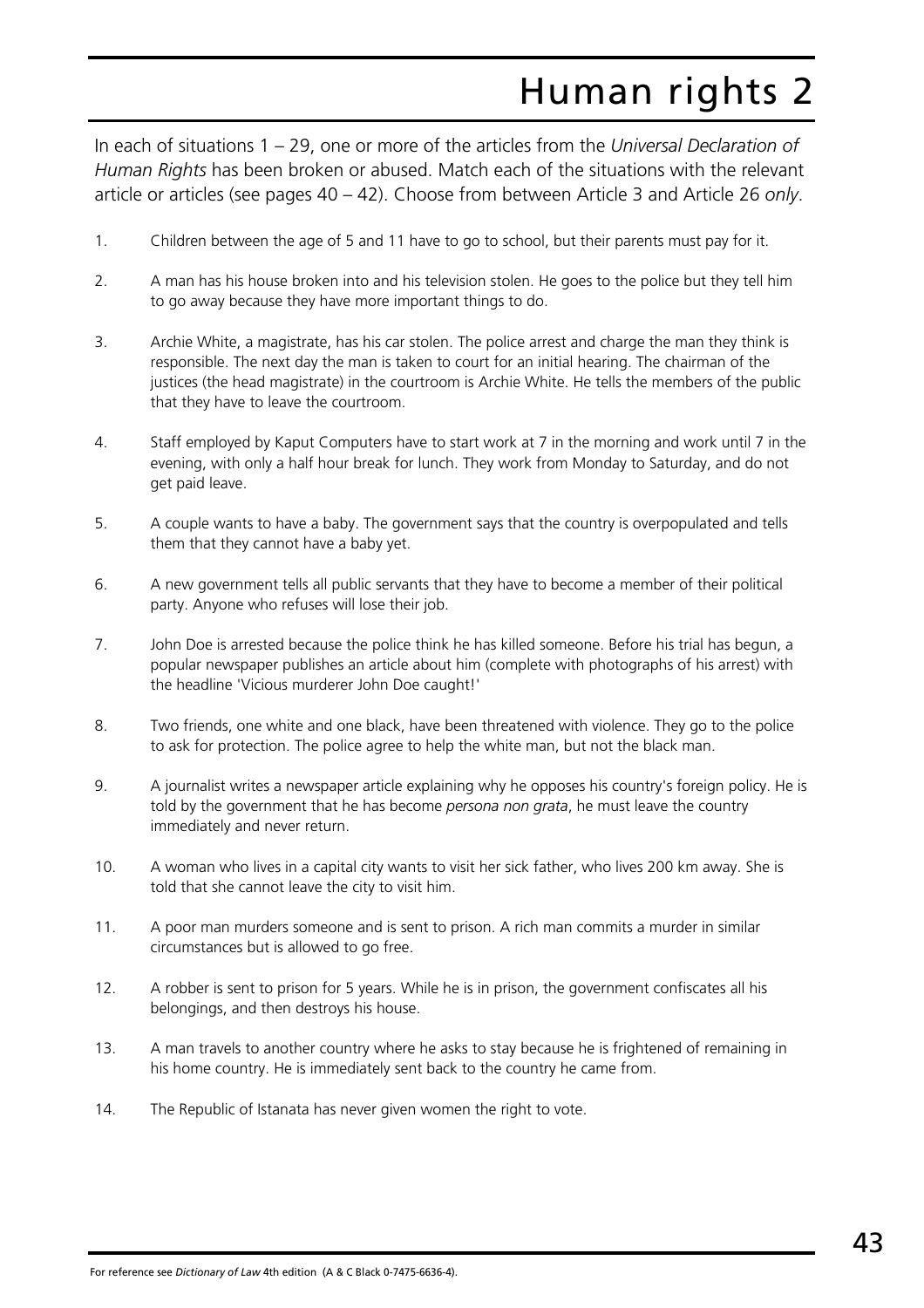# Human rights 2

In each of situations 1 – 29, one or more of the articles from the *Universal Declaration of Human Rights* has been broken or abused. Match each of the situations with the relevant article or articles (see pages 40 – 42). Choose from between Article 3 and Article 26 *only*.

1. Children between the age of 5 and 11 have to go to school, but their parents must pay for it.

2. A man has his house broken into and his television stolen. He goes to the police but they tell him to go away because they have more important things to do.

3. Archie White, a magistrate, has his car stolen. The police arrest and charge the man they think is responsible. The next day the man is taken to court for an initial hearing. The chairman of the justices (the head magistrate) in the courtroom is Archie White. He tells the members of the public that they have to leave the courtroom.

4. Staff employed by Kaput Computers have to start work at 7 in the morning and work until 7 in the evening, with only a half hour break for lunch. They work from Monday to Saturday, and do not get paid leave.

5. A couple wants to have a baby. The government says that the country is overpopulated and tells them that they cannot have a baby yet.

6. A new government tells all public servants that they have to become a member of their political party. Anyone who refuses will lose their job.

7. John Doe is arrested because the police think he has killed someone. Before his trial has begun, a popular newspaper publishes an article about him (complete with photographs of his arrest) with the headline 'Vicious murderer John Doe caught!'

8. Two friends, one white and one black, have been threatened with violence. They go to the police to ask for protection. The police agree to help the white man, but not the black man.

9. A journalist writes a newspaper article explaining why he opposes his country's foreign policy. He is told by the government that he has become *persona non grata*, he must leave the country immediately and never return.

10. A woman who lives in a capital city wants to visit her sick father, who lives 200 km away. She is told that she cannot leave the city to visit him.

11. A poor man murders someone and is sent to prison. A rich man commits a murder in similar circumstances but is allowed to go free.

12. A robber is sent to prison for 5 years. While he is in prison, the government confiscates all his belongings, and then destroys his house.

13. A man travels to another country where he asks to stay because he is frightened of remaining in his home country. He is immediately sent back to the country he came from.

14. The Republic of Istanata has never given women the right to vote.

For reference see *Dictionary of Law* 4th edition (A & C Black 0-7475-6636-4).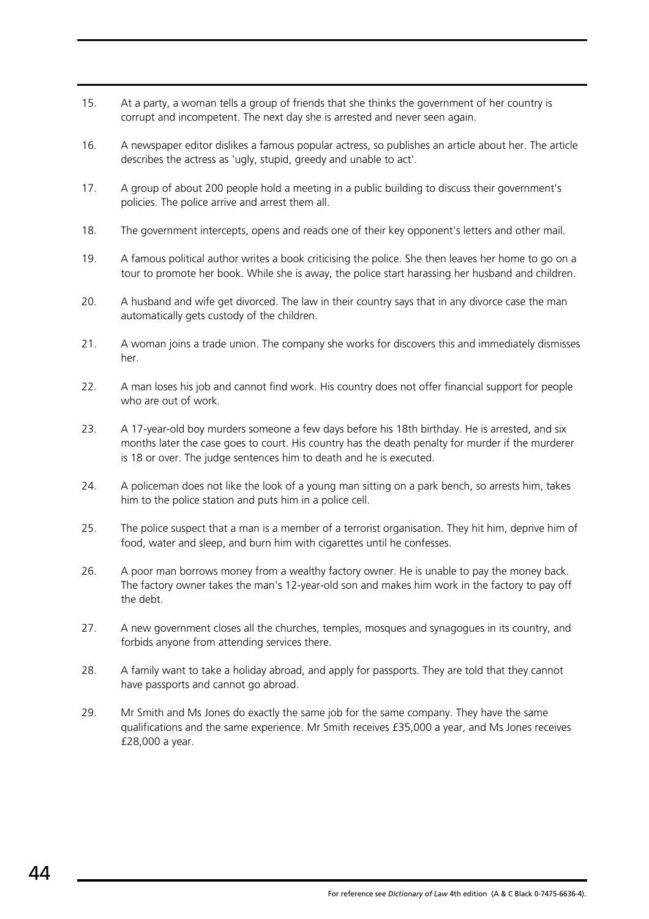15. At a party, a woman tells a group of friends that she thinks the government of her country is corrupt and incompetent. The next day she is arrested and never seen again.

16. A newspaper editor dislikes a famous popular actress, so publishes an article about her. The article describes the actress as 'ugly, stupid, greedy and unable to act'.

17. A group of about 200 people hold a meeting in a public building to discuss their government's policies. The police arrive and arrest them all.

18. The government intercepts, opens and reads one of their key opponent's letters and other mail.

19. A famous political author writes a book criticising the police. She then leaves her home to go on a tour to promote her book. While she is away, the police start harassing her husband and children.

20. A husband and wife get divorced. The law in their country says that in any divorce case the man automatically gets custody of the children.

21. A woman joins a trade union. The company she works for discovers this and immediately dismisses her.

22. A man loses his job and cannot find work. His country does not offer financial support for people who are out of work.

23. A 17-year-old boy murders someone a few days before his 18th birthday. He is arrested, and six months later the case goes to court. His country has the death penalty for murder if the murderer is 18 or over. The judge sentences him to death and he is executed.

24. A policeman does not like the look of a young man sitting on a park bench, so arrests him, takes him to the police station and puts him in a police cell.

25. The police suspect that a man is a member of a terrorist organisation. They hit him, deprive him of food, water and sleep, and burn him with cigarettes until he confesses.

26. A poor man borrows money from a wealthy factory owner. He is unable to pay the money back. The factory owner takes the man's 12-year-old son and makes him work in the factory to pay off the debt.

27. A new government closes all the churches, temples, mosques and synagogues in its country, and forbids anyone from attending services there.

28. A family want to take a holiday abroad, and apply for passports. They are told that they cannot have passports and cannot go abroad.

29. Mr Smith and Ms Jones do exactly the same job for the same company. They have the same qualifications and the same experience. Mr Smith receives £35,000 a year, and Ms Jones receives £28,000 a year.

For reference see *Dictionary of Law* 4th edition (A & C Black 0-7475-6636-4).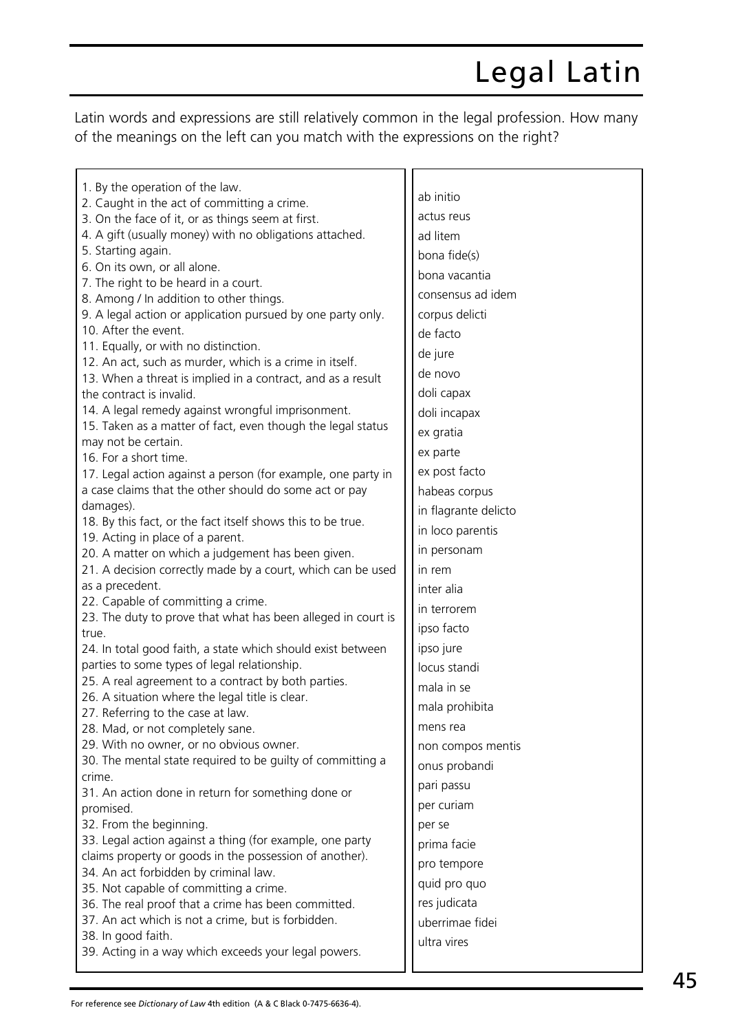# Legal Latin

Latin words and expressions are still relatively common in the legal profession. How many of the meanings on the left can you match with the expressions on the right?

1. By the operation of the law.
2. Caught in the act of committing a crime.
3. On the face of it, or as things seem at first.
4. A gift (usually money) with no obligations attached.
5. Starting again.
6. On its own, or all alone.
7. The right to be heard in a court.
8. Among / In addition to other things.
9. A legal action or application pursued by one party only.
10. After the event.
11. Equally, or with no distinction.
12. An act, such as murder, which is a crime in itself.
13. When a threat is implied in a contract, and as a result the contract is invalid.
14. A legal remedy against wrongful imprisonment.
15. Taken as a matter of fact, even though the legal status may not be certain.
16. For a short time.
17. Legal action against a person (for example, one party in a case claims that the other should do some act or pay damages).
18. By this fact, or the fact itself shows this to be true.
19. Acting in place of a parent.
20. A matter on which a judgement has been given.
21. A decision correctly made by a court, which can be used as a precedent.
22. Capable of committing a crime.
23. The duty to prove that what has been alleged in court is true.
24. In total good faith, a state which should exist between parties to some types of legal relationship.
25. A real agreement to a contract by both parties.
26. A situation where the legal title is clear.
27. Referring to the case at law.
28. Mad, or not completely sane.
29. With no owner, or no obvious owner.
30. The mental state required to be guilty of committing a crime.
31. An action done in return for something done or promised.
32. From the beginning.
33. Legal action against a thing (for example, one party claims property or goods in the possession of another).
34. An act forbidden by criminal law.
35. Not capable of committing a crime.
36. The real proof that a crime has been committed.
37. An act which is not a crime, but is forbidden.
38. In good faith.
39. Acting in a way which exceeds your legal powers.

- ab initio
- actus reus
- ad litem
- bona fide(s)
- bona vacantia
- consensus ad idem
- corpus delicti
- de facto
- de jure
- de novo
- doli capax
- doli incapax
- ex gratia
- ex parte
- ex post facto
- habeas corpus
- in flagrante delicto
- in loco parentis
- in personam
- in rem
- inter alia
- in terrorem
- ipso facto
- ipso jure
- locus standi
- mala in se
- mala prohibita
- mens rea
- non compos mentis
- onus probandi
- pari passu
- per curiam
- per se
- prima facie
- pro tempore
- quid pro quo
- res judicata
- uberrimae fidei
- ultra vires

For reference see *Dictionary of Law* 4th edition (A & C Black 0-7475-6636-4).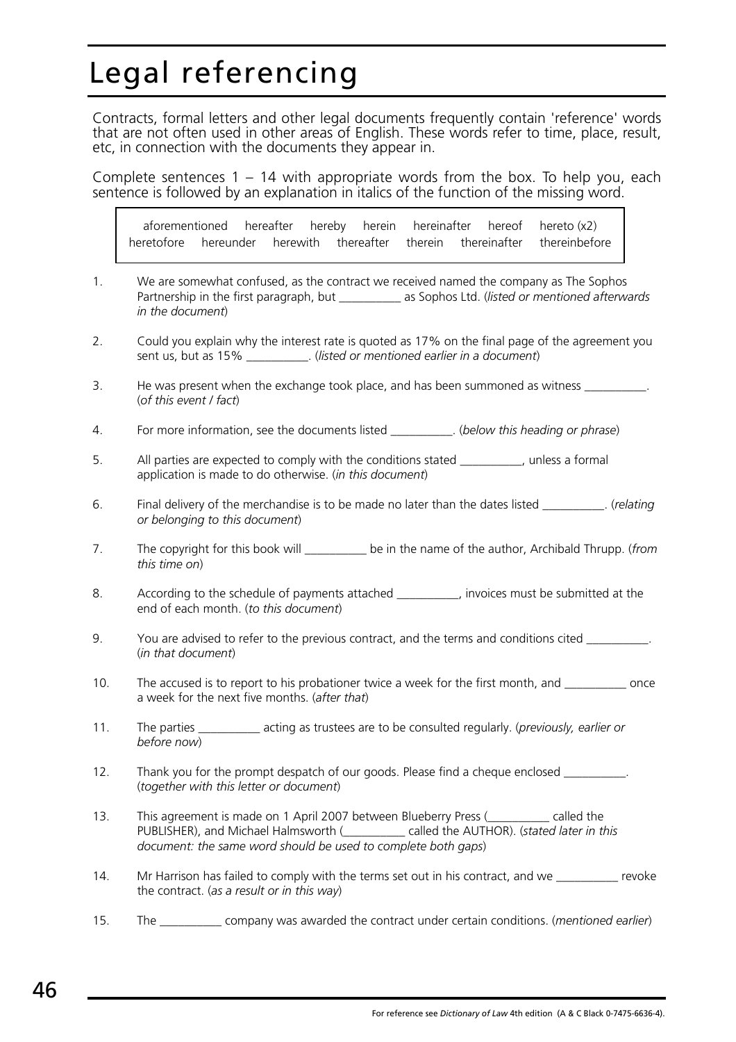# Legal referencing

Contracts, formal letters and other legal documents frequently contain 'reference' words that are not often used in other areas of English. These words refer to time, place, result, etc, in connection with the documents they appear in.

Complete sentences 1 – 14 with appropriate words from the box. To help you, each sentence is followed by an explanation in italics of the function of the missing word.

| aforementioned | hereafter | hereby | herein | hereinafter | hereof | hereto (x2) |
|---|---|---|---|---|---|---|
| heretofore | hereunder | herewith | thereafter | therein | thereinafter | thereinbefore |

1. We are somewhat confused, as the contract we received named the company as The Sophos Partnership in the first paragraph, but __________ as Sophos Ltd. (*listed or mentioned afterwards in the document*)

2. Could you explain why the interest rate is quoted as 17% on the final page of the agreement you sent us, but as 15% __________. (*listed or mentioned earlier in a document*)

3. He was present when the exchange took place, and has been summoned as witness __________. (*of this event / fact*)

4. For more information, see the documents listed __________. (*below this heading or phrase*)

5. All parties are expected to comply with the conditions stated __________, unless a formal application is made to do otherwise. (*in this document*)

6. Final delivery of the merchandise is to be made no later than the dates listed __________. (*relating or belonging to this document*)

7. The copyright for this book will __________ be in the name of the author, Archibald Thrupp. (*from this time on*)

8. According to the schedule of payments attached __________, invoices must be submitted at the end of each month. (*to this document*)

9. You are advised to refer to the previous contract, and the terms and conditions cited __________. (*in that document*)

10. The accused is to report to his probationer twice a week for the first month, and __________ once a week for the next five months. (*after that*)

11. The parties __________ acting as trustees are to be consulted regularly. (*previously, earlier or before now*)

12. Thank you for the prompt despatch of our goods. Please find a cheque enclosed __________. (*together with this letter or document*)

13. This agreement is made on 1 April 2007 between Blueberry Press (__________ called the PUBLISHER), and Michael Halmsworth (__________ called the AUTHOR). (*stated later in this document: the same word should be used to complete both gaps*)

14. Mr Harrison has failed to comply with the terms set out in his contract, and we __________ revoke the contract. (*as a result or in this way*)

15. The __________ company was awarded the contract under certain conditions. (*mentioned earlier*)

For reference see *Dictionary of Law* 4th edition (A & C Black 0-7475-6636-4).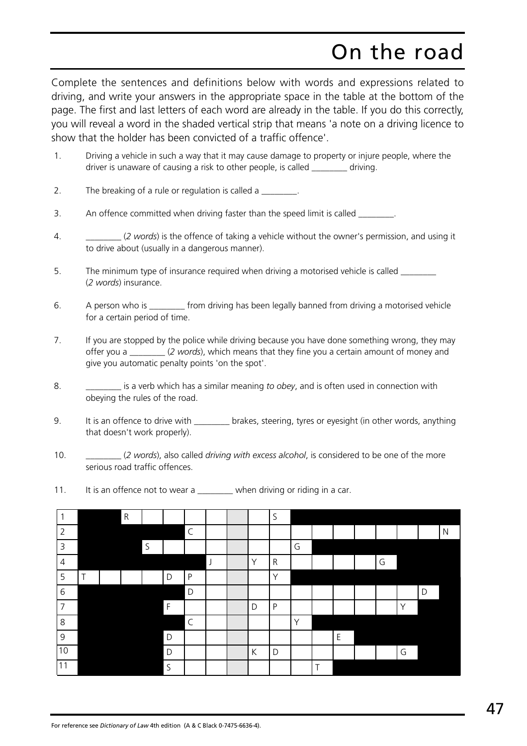# On the road

Complete the sentences and definitions below with words and expressions related to driving, and write your answers in the appropriate space in the table at the bottom of the page. The first and last letters of each word are already in the table. If you do this correctly, you will reveal a word in the shaded vertical strip that means 'a note on a driving licence to show that the holder has been convicted of a traffic offence'.

1. Driving a vehicle in such a way that it may cause damage to property or injure people, where the driver is unaware of causing a risk to other people, is called ________ driving.

2. The breaking of a rule or regulation is called a ________.

3. An offence committed when driving faster than the speed limit is called ________.

4. ________ (*2 words*) is the offence of taking a vehicle without the owner's permission, and using it to drive about (usually in a dangerous manner).

5. The minimum type of insurance required when driving a motorised vehicle is called ________ (*2 words*) insurance.

6. A person who is ________ from driving has been legally banned from driving a motorised vehicle for a certain period of time.

7. If you are stopped by the police while driving because you have done something wrong, they may offer you a ________ (*2 words*), which means that they fine you a certain amount of money and give you automatic penalty points 'on the spot'.

8. ________ is a verb which has a similar meaning *to obey*, and is often used in connection with obeying the rules of the road.

9. It is an offence to drive with ________ brakes, steering, tyres or eyesight (in other words, anything that doesn't work properly).

10. ________ (*2 words*), also called *driving with excess alcohol*, is considered to be one of the more serious road traffic offences.

11. It is an offence not to wear a ________ when driving or riding in a car.

| 1 | | | R | | | | | | | S | | | | | | | | |
|---|---|---|---|---|---|---|---|---|---|---|---|---|---|---|---|---|---|---|
| 2 | | | | | | C | | | | | | | | | | | | N |
| 3 | | | | S | | | | | | | G | | | | | | | |
| 4 | | | | | | | J | | Y | R | | | | | G | | | |
| 5 | T | | | | D | P | | | | Y | | | | | | | | |
| 6 | | | | | | D | | | | | | | | | | | D | |
| 7 | | | | | F | | | | D | P | | | | | | Y | | |
| 8 | | | | | | C | | | | | Y | | | | | | | |
| 9 | | | | | D | | | | | | | | E | | | | | |
| 10 | | | | | D | | | | K | D | | | | | | G | | |
| 11 | | | | | S | | | | | | | T | | | | | | |

For reference see *Dictionary of Law* 4th edition (A & C Black 0-7475-6636-4).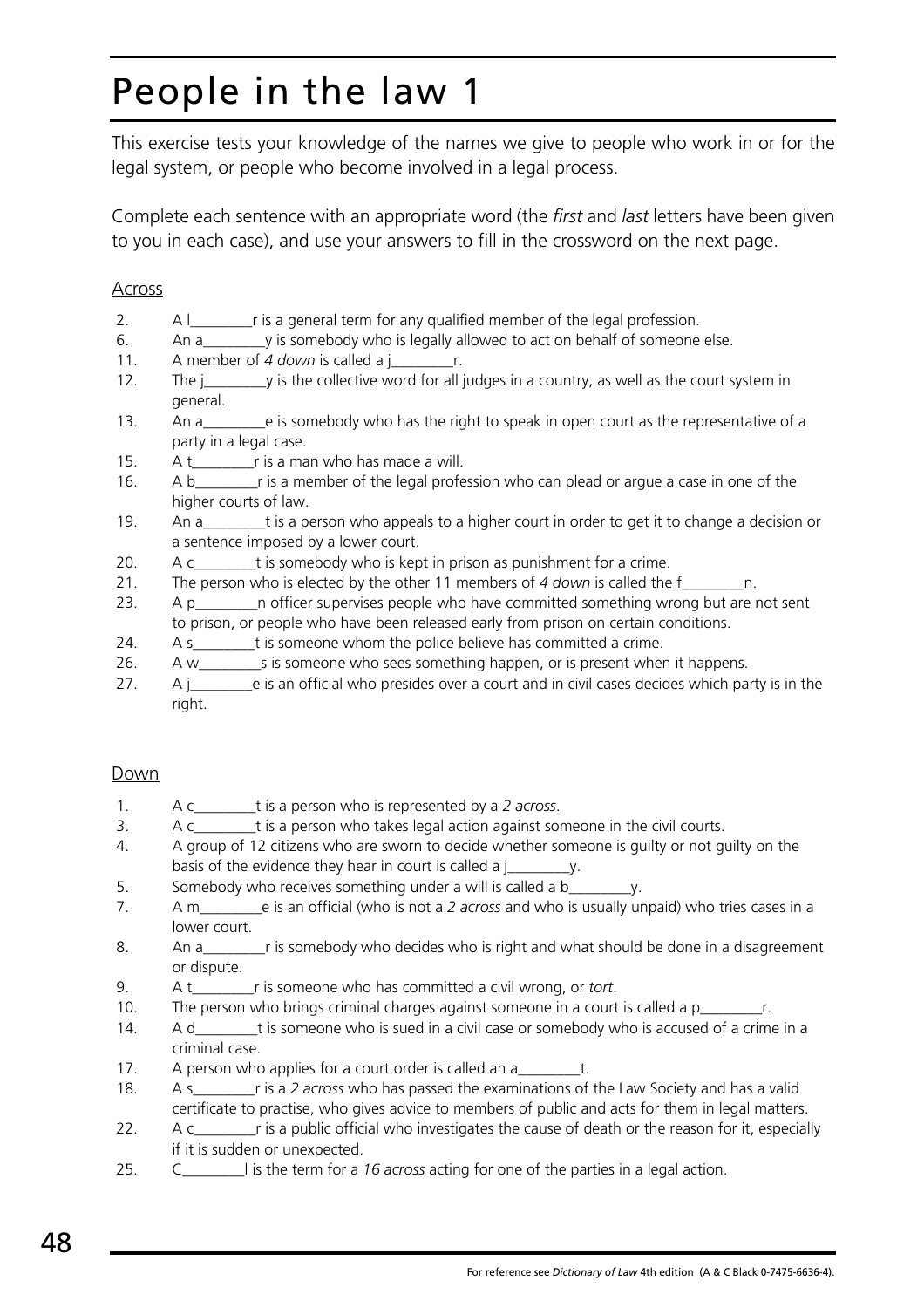# People in the law 1

This exercise tests your knowledge of the names we give to people who work in or for the legal system, or people who become involved in a legal process.

Complete each sentence with an appropriate word (the *first* and *last* letters have been given to you in each case), and use your answers to fill in the crossword on the next page.

## Across

2. A l________r is a general term for any qualified member of the legal profession.
6. An a________y is somebody who is legally allowed to act on behalf of someone else.
11. A member of *4 down* is called a j________r.
12. The j________y is the collective word for all judges in a country, as well as the court system in general.
13. An a________e is somebody who has the right to speak in open court as the representative of a party in a legal case.
15. A t________r is a man who has made a will.
16. A b________r is a member of the legal profession who can plead or argue a case in one of the higher courts of law.
19. An a________t is a person who appeals to a higher court in order to get it to change a decision or a sentence imposed by a lower court.
20. A c________t is somebody who is kept in prison as punishment for a crime.
21. The person who is elected by the other 11 members of *4 down* is called the f________n.
23. A p________n officer supervises people who have committed something wrong but are not sent to prison, or people who have been released early from prison on certain conditions.
24. A s________t is someone whom the police believe has committed a crime.
26. A w________s is someone who sees something happen, or is present when it happens.
27. A j________e is an official who presides over a court and in civil cases decides which party is in the right.

## Down

1. A c________t is a person who is represented by a *2 across*.
3. A c________t is a person who takes legal action against someone in the civil courts.
4. A group of 12 citizens who are sworn to decide whether someone is guilty or not guilty on the basis of the evidence they hear in court is called a j________y.
5. Somebody who receives something under a will is called a b________y.
7. A m________e is an official (who is not a *2 across* and who is usually unpaid) who tries cases in a lower court.
8. An a________r is somebody who decides who is right and what should be done in a disagreement or dispute.
9. A t________r is someone who has committed a civil wrong, or *tort*.
10. The person who brings criminal charges against someone in a court is called a p________r.
14. A d________t is someone who is sued in a civil case or somebody who is accused of a crime in a criminal case.
17. A person who applies for a court order is called an a________t.
18. A s________r is a *2 across* who has passed the examinations of the Law Society and has a valid certificate to practise, who gives advice to members of public and acts for them in legal matters.
22. A c________r is a public official who investigates the cause of death or the reason for it, especially if it is sudden or unexpected.
25. C________l is the term for a *16 across* acting for one of the parties in a legal action.

For reference see *Dictionary of Law* 4th edition (A & C Black 0-7475-6636-4).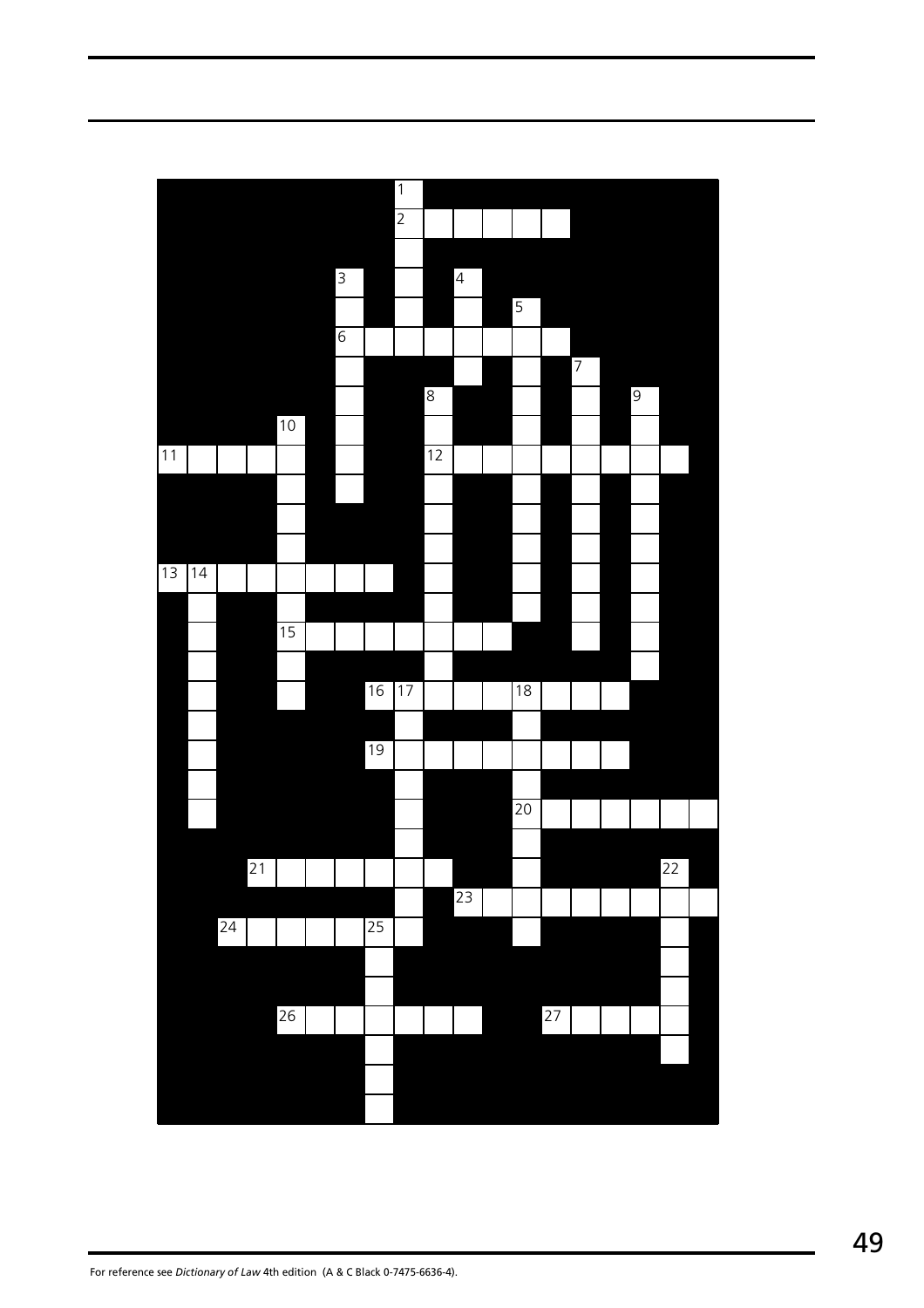For reference see *Dictionary of Law* 4th edition (A & C Black 0-7475-6636-4).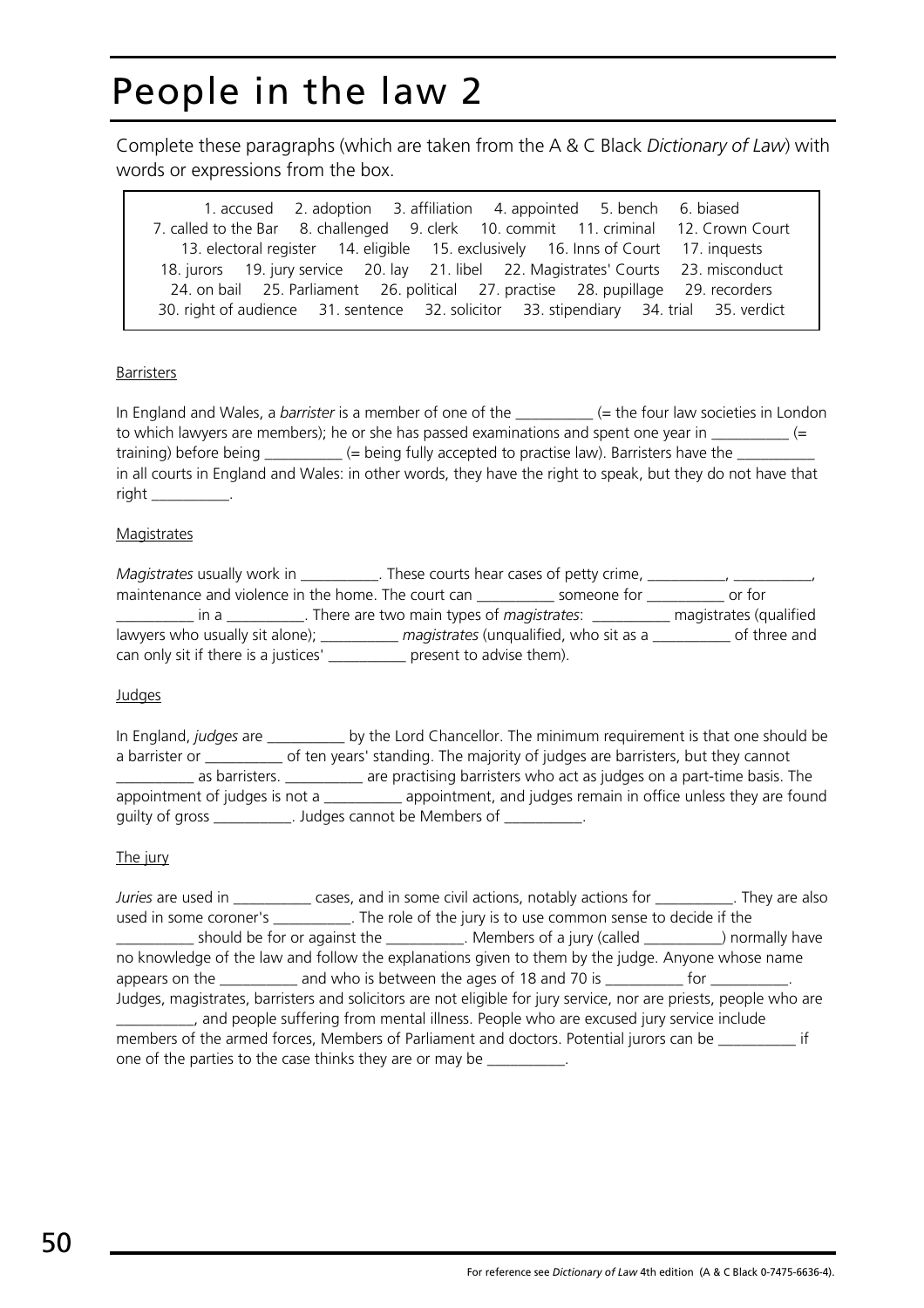# People in the law 2

Complete these paragraphs (which are taken from the A & C Black *Dictionary of Law*) with words or expressions from the box.

> 1. accused 2. adoption 3. affiliation 4. appointed 5. bench 6. biased 7. called to the Bar 8. challenged 9. clerk 10. commit 11. criminal 12. Crown Court 13. electoral register 14. eligible 15. exclusively 16. Inns of Court 17. inquests 18. jurors 19. jury service 20. lay 21. libel 22. Magistrates' Courts 23. misconduct 24. on bail 25. Parliament 26. political 27. practise 28. pupillage 29. recorders 30. right of audience 31. sentence 32. solicitor 33. stipendiary 34. trial 35. verdict

## Barristers

In England and Wales, a *barrister* is a member of one of the __________ (= the four law societies in London to which lawyers are members); he or she has passed examinations and spent one year in __________ (= training) before being __________ (= being fully accepted to practise law). Barristers have the __________ in all courts in England and Wales: in other words, they have the right to speak, but they do not have that right __________.

## Magistrates

*Magistrates* usually work in __________. These courts hear cases of petty crime, __________, __________, maintenance and violence in the home. The court can __________ someone for __________ or for __________ in a __________. There are two main types of *magistrates*: __________ magistrates (qualified lawyers who usually sit alone); __________ *magistrates* (unqualified, who sit as a __________ of three and can only sit if there is a justices' __________ present to advise them).

## Judges

In England, *judges* are __________ by the Lord Chancellor. The minimum requirement is that one should be a barrister or __________ of ten years' standing. The majority of judges are barristers, but they cannot __________ as barristers. __________ are practising barristers who act as judges on a part-time basis. The appointment of judges is not a __________ appointment, and judges remain in office unless they are found guilty of gross __________. Judges cannot be Members of __________.

## The jury

*Juries* are used in __________ cases, and in some civil actions, notably actions for __________. They are also used in some coroner's __________. The role of the jury is to use common sense to decide if the __________ should be for or against the __________. Members of a jury (called __________) normally have no knowledge of the law and follow the explanations given to them by the judge. Anyone whose name appears on the __________ and who is between the ages of 18 and 70 is __________ for __________. Judges, magistrates, barristers and solicitors are not eligible for jury service, nor are priests, people who are __________, and people suffering from mental illness. People who are excused jury service include members of the armed forces, Members of Parliament and doctors. Potential jurors can be __________ if one of the parties to the case thinks they are or may be __________.

For reference see *Dictionary of Law* 4th edition (A & C Black 0-7475-6636-4).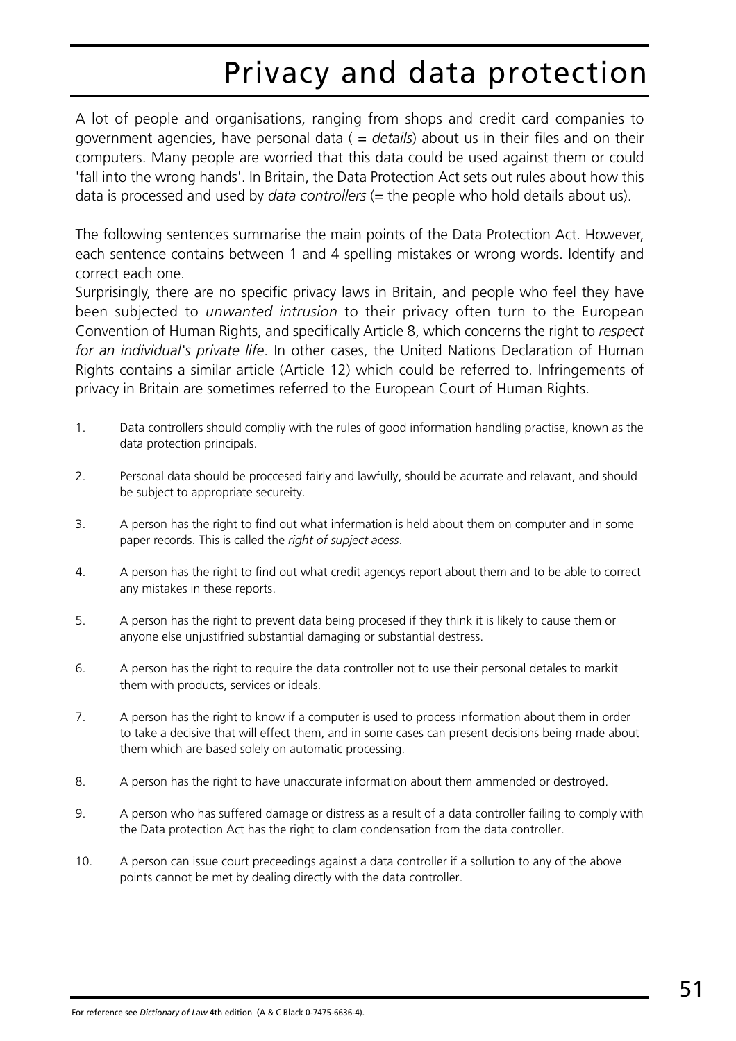# Privacy and data protection

A lot of people and organisations, ranging from shops and credit card companies to government agencies, have personal data ( = *details*) about us in their files and on their computers. Many people are worried that this data could be used against them or could 'fall into the wrong hands'. In Britain, the Data Protection Act sets out rules about how this data is processed and used by *data controllers* (= the people who hold details about us).

The following sentences summarise the main points of the Data Protection Act. However, each sentence contains between 1 and 4 spelling mistakes or wrong words. Identify and correct each one.

Surprisingly, there are no specific privacy laws in Britain, and people who feel they have been subjected to *unwanted intrusion* to their privacy often turn to the European Convention of Human Rights, and specifically Article 8, which concerns the right to *respect for an individual's private life*. In other cases, the United Nations Declaration of Human Rights contains a similar article (Article 12) which could be referred to. Infringements of privacy in Britain are sometimes referred to the European Court of Human Rights.

1. Data controllers should compliy with the rules of good information handling practise, known as the data protection principals.

2. Personal data should be proccesed fairly and lawfully, should be acurrate and relavant, and should be subject to appropriate secureity.

3. A person has the right to find out what infermation is held about them on computer and in some paper records. This is called the *right of supject acess*.

4. A person has the right to find out what credit agencys report about them and to be able to correct any mistakes in these reports.

5. A person has the right to prevent data being procesed if they think it is likely to cause them or anyone else unjustifried substantial damaging or substantial destress.

6. A person has the right to require the data controller not to use their personal detales to markit them with products, services or ideals.

7. A person has the right to know if a computer is used to process information about them in order to take a decisive that will effect them, and in some cases can present decisions being made about them which are based solely on automatic processing.

8. A person has the right to have unaccurate information about them ammended or destroyed.

9. A person who has suffered damage or distress as a result of a data controller failing to comply with the Data protection Act has the right to clam condensation from the data controller.

10. A person can issue court preceedings against a data controller if a sollution to any of the above points cannot be met by dealing directly with the data controller.

For reference see *Dictionary of Law* 4th edition (A & C Black 0-7475-6636-4).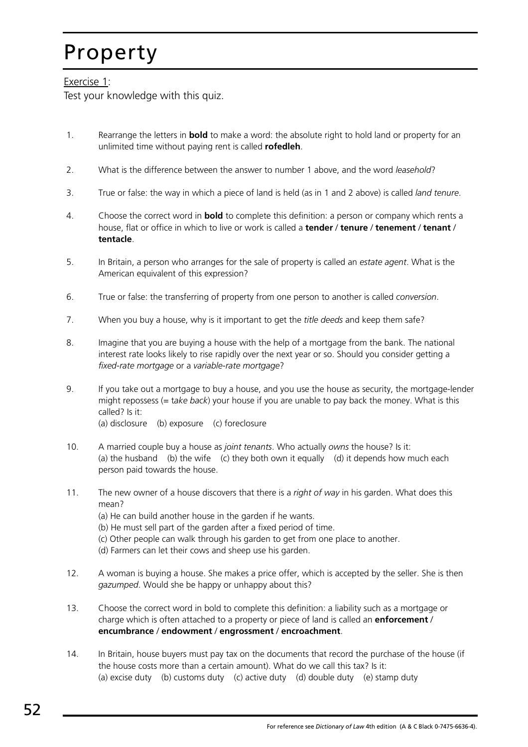# Property

Exercise 1:

Test your knowledge with this quiz.

1. Rearrange the letters in **bold** to make a word: the absolute right to hold land or property for an unlimited time without paying rent is called **rofedleh**.

2. What is the difference between the answer to number 1 above, and the word *leasehold*?

3. True or false: the way in which a piece of land is held (as in 1 and 2 above) is called *land tenure*.

4. Choose the correct word in **bold** to complete this definition: a person or company which rents a house, flat or office in which to live or work is called a **tender** / **tenure** / **tenement** / **tenant** / **tentacle**.

5. In Britain, a person who arranges for the sale of property is called an *estate agent*. What is the American equivalent of this expression?

6. True or false: the transferring of property from one person to another is called *conversion*.

7. When you buy a house, why is it important to get the *title deeds* and keep them safe?

8. Imagine that you are buying a house with the help of a mortgage from the bank. The national interest rate looks likely to rise rapidly over the next year or so. Should you consider getting a *fixed-rate mortgage* or a *variable-rate mortgage*?

9. If you take out a mortgage to buy a house, and you use the house as security, the mortgage-lender might repossess (= t*ake back*) your house if you are unable to pay back the money. What is this called? Is it:
   (a) disclosure (b) exposure (c) foreclosure

10. A married couple buy a house as *joint tenants*. Who actually *owns* the house? Is it:
    (a) the husband (b) the wife (c) they both own it equally (d) it depends how much each person paid towards the house.

11. The new owner of a house discovers that there is a *right of way* in his garden. What does this mean?
    (a) He can build another house in the garden if he wants.
    (b) He must sell part of the garden after a fixed period of time.
    (c) Other people can walk through his garden to get from one place to another.
    (d) Farmers can let their cows and sheep use his garden.

12. A woman is buying a house. She makes a price offer, which is accepted by the seller. She is then *gazumped*. Would she be happy or unhappy about this?

13. Choose the correct word in bold to complete this definition: a liability such as a mortgage or charge which is often attached to a property or piece of land is called an **enforcement** / **encumbrance** / **endowment** / **engrossment** / **encroachment**.

14. In Britain, house buyers must pay tax on the documents that record the purchase of the house (if the house costs more than a certain amount). What do we call this tax? Is it:
    (a) excise duty (b) customs duty (c) active duty (d) double duty (e) stamp duty

For reference see *Dictionary of Law* 4th edition (A & C Black 0-7475-6636-4).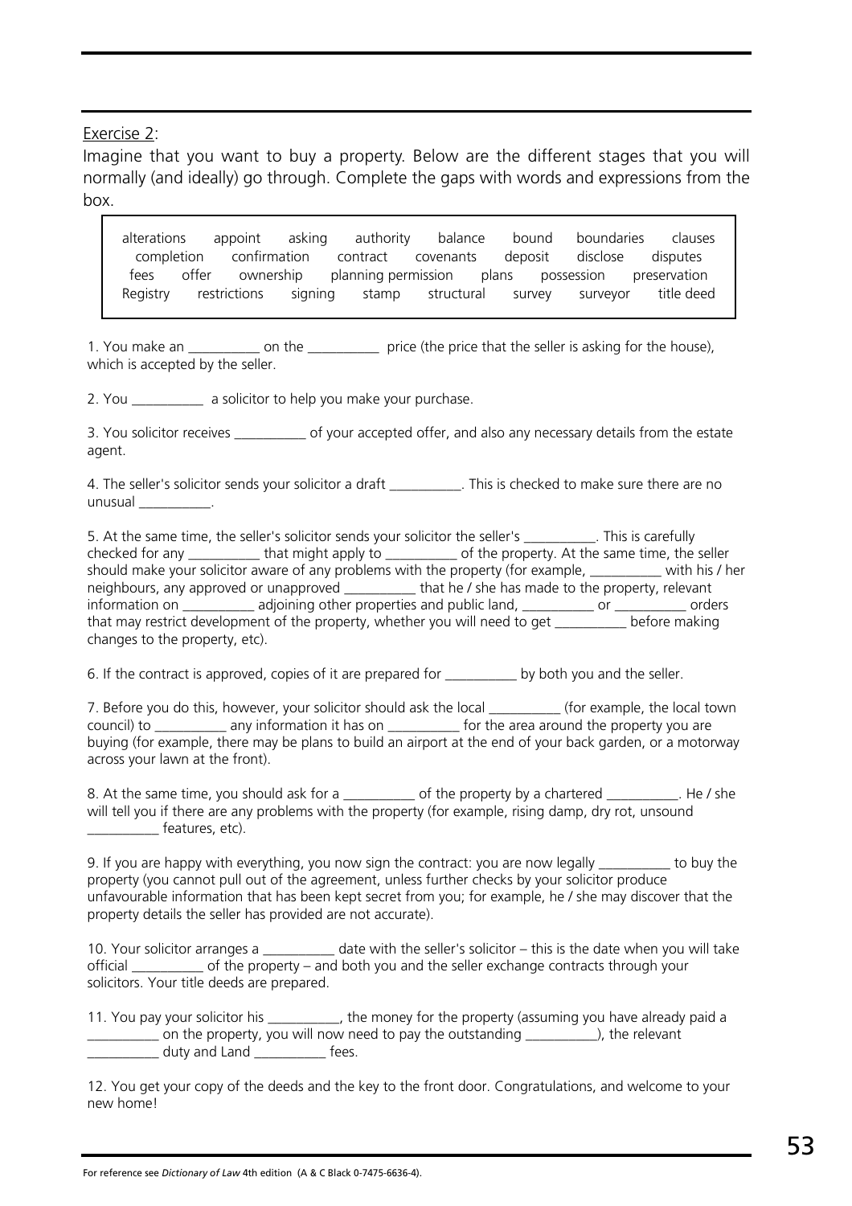Exercise 2:

Imagine that you want to buy a property. Below are the different stages that you will normally (and ideally) go through. Complete the gaps with words and expressions from the box.

| | | | | | | | |
|---|---|---|---|---|---|---|---|
| alterations | appoint | asking | authority | balance | bound | boundaries | clauses |
| completion | confirmation | contract | covenants | deposit | disclose | disputes | |
| fees | offer | ownership | planning permission | plans | possession | preservation | |
| Registry | restrictions | signing | stamp | structural | survey | surveyor | title deed |

1. You make an __________ on the __________ price (the price that the seller is asking for the house), which is accepted by the seller.

2. You __________ a solicitor to help you make your purchase.

3. You solicitor receives __________ of your accepted offer, and also any necessary details from the estate agent.

4. The seller's solicitor sends your solicitor a draft __________. This is checked to make sure there are no unusual __________.

5. At the same time, the seller's solicitor sends your solicitor the seller's __________. This is carefully checked for any __________ that might apply to __________ of the property. At the same time, the seller should make your solicitor aware of any problems with the property (for example, __________ with his / her neighbours, any approved or unapproved __________ that he / she has made to the property, relevant information on __________ adjoining other properties and public land, __________ or __________ orders that may restrict development of the property, whether you will need to get __________ before making changes to the property, etc).

6. If the contract is approved, copies of it are prepared for __________ by both you and the seller.

7. Before you do this, however, your solicitor should ask the local __________ (for example, the local town council) to __________ any information it has on __________ for the area around the property you are buying (for example, there may be plans to build an airport at the end of your back garden, or a motorway across your lawn at the front).

8. At the same time, you should ask for a __________ of the property by a chartered __________. He / she will tell you if there are any problems with the property (for example, rising damp, dry rot, unsound __________ features, etc).

9. If you are happy with everything, you now sign the contract: you are now legally __________ to buy the property (you cannot pull out of the agreement, unless further checks by your solicitor produce unfavourable information that has been kept secret from you; for example, he / she may discover that the property details the seller has provided are not accurate).

10. Your solicitor arranges a __________ date with the seller's solicitor – this is the date when you will take official __________ of the property – and both you and the seller exchange contracts through your solicitors. Your title deeds are prepared.

11. You pay your solicitor his __________, the money for the property (assuming you have already paid a __________ on the property, you will now need to pay the outstanding __________), the relevant __________ duty and Land __________ fees.

12. You get your copy of the deeds and the key to the front door. Congratulations, and welcome to your new home!

For reference see *Dictionary of Law* 4th edition (A & C Black 0-7475-6636-4).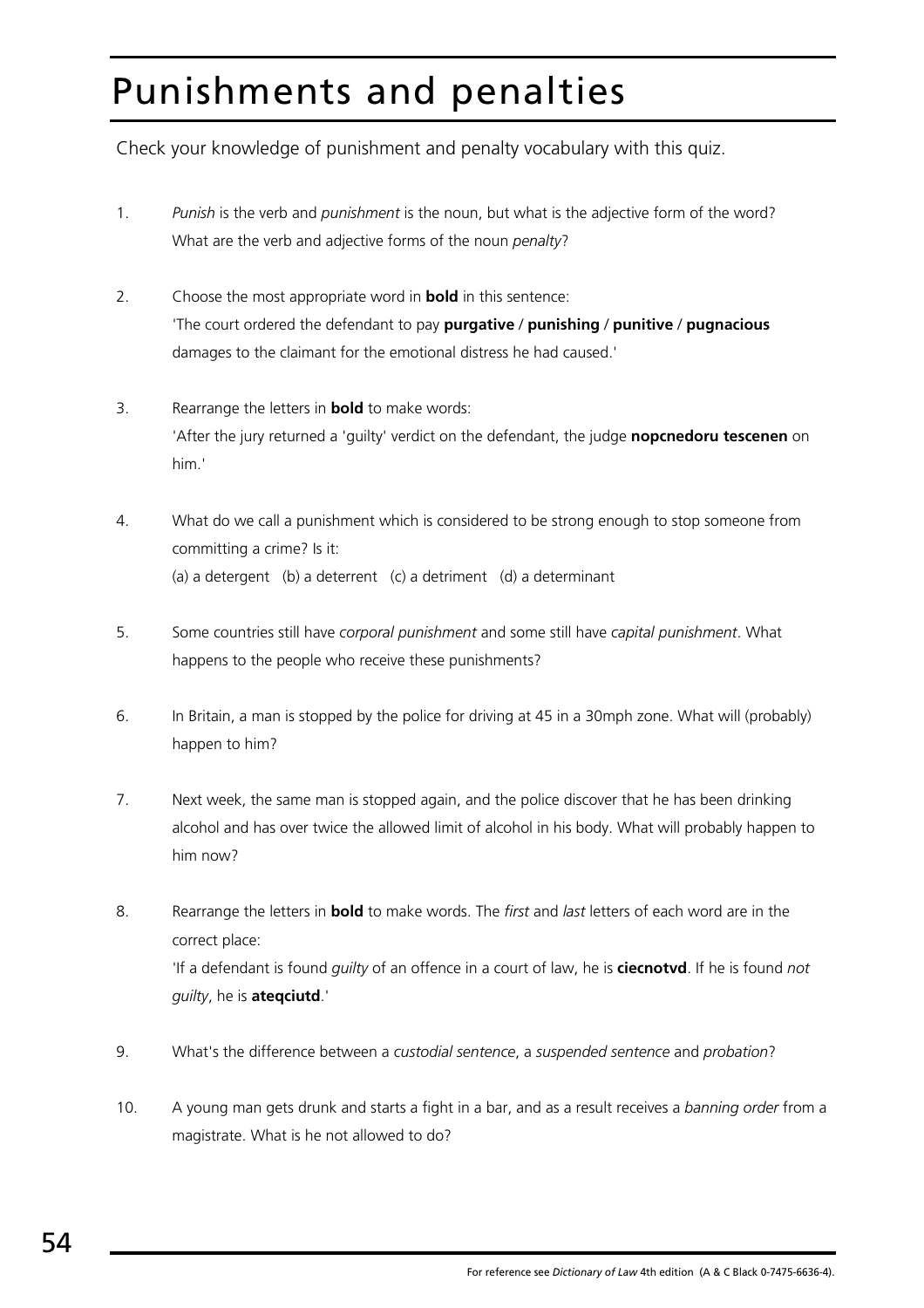# Punishments and penalties

Check your knowledge of punishment and penalty vocabulary with this quiz.

1. *Punish* is the verb and *punishment* is the noun, but what is the adjective form of the word? What are the verb and adjective forms of the noun *penalty*?

2. Choose the most appropriate word in **bold** in this sentence:
   'The court ordered the defendant to pay **purgative** / **punishing** / **punitive** / **pugnacious** damages to the claimant for the emotional distress he had caused.'

3. Rearrange the letters in **bold** to make words:
   'After the jury returned a 'guilty' verdict on the defendant, the judge **nopcnedoru tescenen** on him.'

4. What do we call a punishment which is considered to be strong enough to stop someone from committing a crime? Is it:
   (a) a detergent (b) a deterrent (c) a detriment (d) a determinant

5. Some countries still have *corporal punishment* and some still have *capital punishment*. What happens to the people who receive these punishments?

6. In Britain, a man is stopped by the police for driving at 45 in a 30mph zone. What will (probably) happen to him?

7. Next week, the same man is stopped again, and the police discover that he has been drinking alcohol and has over twice the allowed limit of alcohol in his body. What will probably happen to him now?

8. Rearrange the letters in **bold** to make words. The *first* and *last* letters of each word are in the correct place:
   'If a defendant is found *guilty* of an offence in a court of law, he is **ciecnotvd**. If he is found *not guilty*, he is **ateqciutd**.'

9. What's the difference between a *custodial sentence*, a *suspended sentence* and *probation*?

10. A young man gets drunk and starts a fight in a bar, and as a result receives a *banning order* from a magistrate. What is he not allowed to do?

For reference see *Dictionary of Law* 4th edition (A & C Black 0-7475-6636-4).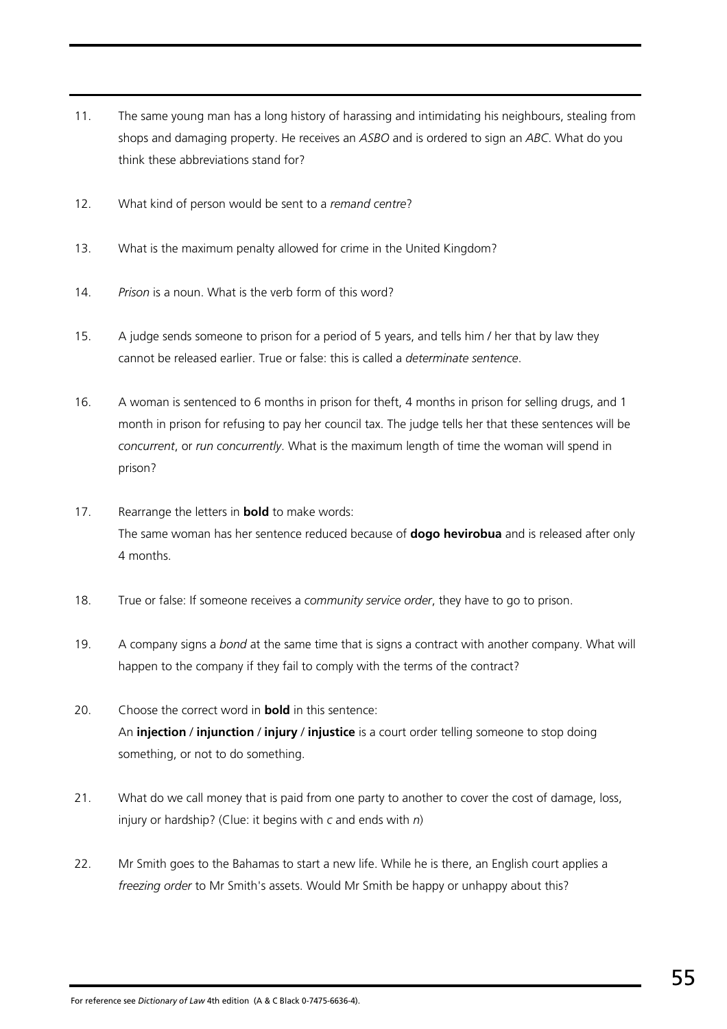11. The same young man has a long history of harassing and intimidating his neighbours, stealing from shops and damaging property. He receives an *ASBO* and is ordered to sign an *ABC*. What do you think these abbreviations stand for?

12. What kind of person would be sent to a *remand centre*?

13. What is the maximum penalty allowed for crime in the United Kingdom?

14. *Prison* is a noun. What is the verb form of this word?

15. A judge sends someone to prison for a period of 5 years, and tells him / her that by law they cannot be released earlier. True or false: this is called a *determinate sentence*.

16. A woman is sentenced to 6 months in prison for theft, 4 months in prison for selling drugs, and 1 month in prison for refusing to pay her council tax. The judge tells her that these sentences will be *concurrent*, or *run concurrently*. What is the maximum length of time the woman will spend in prison?

17. Rearrange the letters in **bold** to make words:
    The same woman has her sentence reduced because of **dogo hevirobua** and is released after only 4 months.

18. True or false: If someone receives a *community service order*, they have to go to prison.

19. A company signs a *bond* at the same time that is signs a contract with another company. What will happen to the company if they fail to comply with the terms of the contract?

20. Choose the correct word in **bold** in this sentence:
    An **injection** / **injunction** / **injury** / **injustice** is a court order telling someone to stop doing something, or not to do something.

21. What do we call money that is paid from one party to another to cover the cost of damage, loss, injury or hardship? (Clue: it begins with *c* and ends with *n*)

22. Mr Smith goes to the Bahamas to start a new life. While he is there, an English court applies a *freezing order* to Mr Smith's assets. Would Mr Smith be happy or unhappy about this?

For reference see *Dictionary of Law* 4th edition (A & C Black 0-7475-6636-4).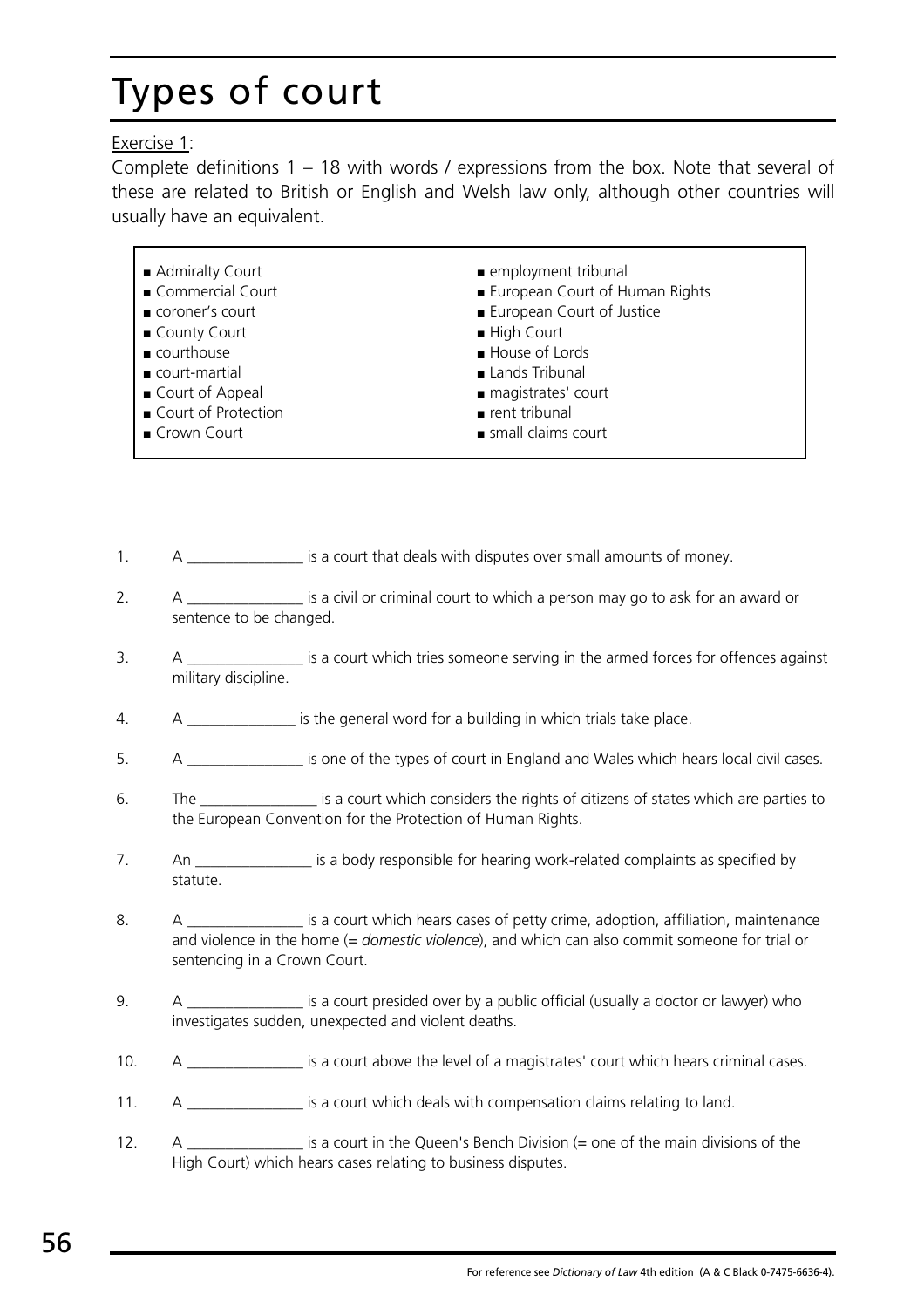# Types of court

Exercise 1:

Complete definitions 1 – 18 with words / expressions from the box. Note that several of these are related to British or English and Welsh law only, although other countries will usually have an equivalent.

- Admiralty Court
- Commercial Court
- coroner's court
- County Court
- courthouse
- court-martial
- Court of Appeal
- Court of Protection
- Crown Court
- employment tribunal
- European Court of Human Rights
- European Court of Justice
- High Court
- House of Lords
- Lands Tribunal
- magistrates' court
- rent tribunal
- small claims court

1. A _______________ is a court that deals with disputes over small amounts of money.
2. A _______________ is a civil or criminal court to which a person may go to ask for an award or sentence to be changed.
3. A _______________ is a court which tries someone serving in the armed forces for offences against military discipline.
4. A ______________ is the general word for a building in which trials take place.
5. A _______________ is one of the types of court in England and Wales which hears local civil cases.
6. The _______________ is a court which considers the rights of citizens of states which are parties to the European Convention for the Protection of Human Rights.
7. An _______________ is a body responsible for hearing work-related complaints as specified by statute.
8. A _______________ is a court which hears cases of petty crime, adoption, affiliation, maintenance and violence in the home (= *domestic violence*), and which can also commit someone for trial or sentencing in a Crown Court.
9. A _______________ is a court presided over by a public official (usually a doctor or lawyer) who investigates sudden, unexpected and violent deaths.
10. A _______________ is a court above the level of a magistrates' court which hears criminal cases.
11. A _______________ is a court which deals with compensation claims relating to land.
12. A _______________ is a court in the Queen's Bench Division (= one of the main divisions of the High Court) which hears cases relating to business disputes.

For reference see *Dictionary of Law* 4th edition (A & C Black 0-7475-6636-4).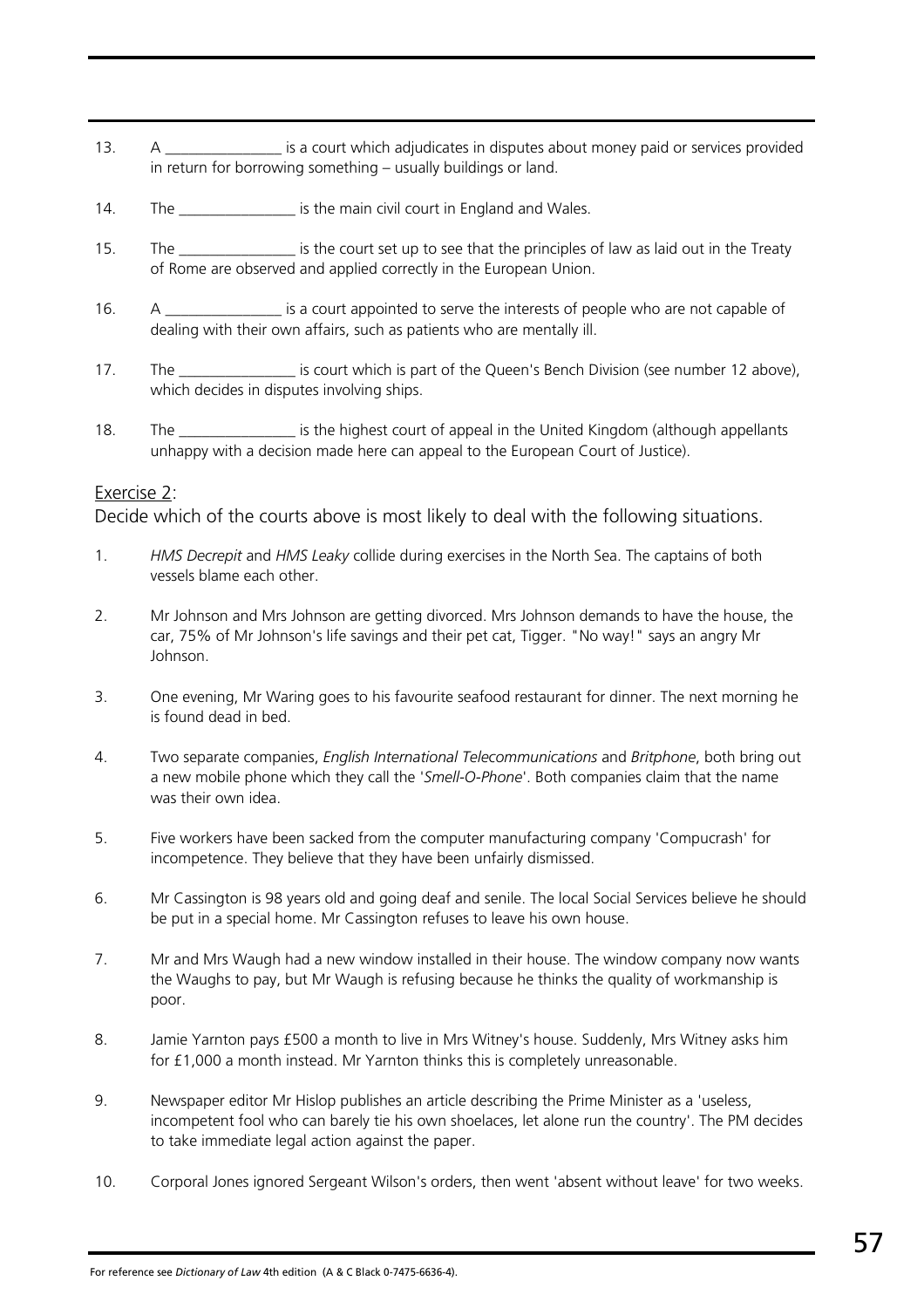13. A _______________ is a court which adjudicates in disputes about money paid or services provided in return for borrowing something – usually buildings or land.

14. The _______________ is the main civil court in England and Wales.

15. The _______________ is the court set up to see that the principles of law as laid out in the Treaty of Rome are observed and applied correctly in the European Union.

16. A _______________ is a court appointed to serve the interests of people who are not capable of dealing with their own affairs, such as patients who are mentally ill.

17. The _______________ is court which is part of the Queen's Bench Division (see number 12 above), which decides in disputes involving ships.

18. The _______________ is the highest court of appeal in the United Kingdom (although appellants unhappy with a decision made here can appeal to the European Court of Justice).

## Exercise 2:

Decide which of the courts above is most likely to deal with the following situations.

1. *HMS Decrepit* and *HMS Leaky* collide during exercises in the North Sea. The captains of both vessels blame each other.

2. Mr Johnson and Mrs Johnson are getting divorced. Mrs Johnson demands to have the house, the car, 75% of Mr Johnson's life savings and their pet cat, Tigger. "No way!" says an angry Mr Johnson.

3. One evening, Mr Waring goes to his favourite seafood restaurant for dinner. The next morning he is found dead in bed.

4. Two separate companies, *English International Telecommunications* and *Britphone*, both bring out a new mobile phone which they call the '*Smell-O-Phone*'. Both companies claim that the name was their own idea.

5. Five workers have been sacked from the computer manufacturing company 'Compucrash' for incompetence. They believe that they have been unfairly dismissed.

6. Mr Cassington is 98 years old and going deaf and senile. The local Social Services believe he should be put in a special home. Mr Cassington refuses to leave his own house.

7. Mr and Mrs Waugh had a new window installed in their house. The window company now wants the Waughs to pay, but Mr Waugh is refusing because he thinks the quality of workmanship is poor.

8. Jamie Yarnton pays £500 a month to live in Mrs Witney's house. Suddenly, Mrs Witney asks him for £1,000 a month instead. Mr Yarnton thinks this is completely unreasonable.

9. Newspaper editor Mr Hislop publishes an article describing the Prime Minister as a 'useless, incompetent fool who can barely tie his own shoelaces, let alone run the country'. The PM decides to take immediate legal action against the paper.

10. Corporal Jones ignored Sergeant Wilson's orders, then went 'absent without leave' for two weeks.

For reference see *Dictionary of Law* 4th edition (A & C Black 0-7475-6636-4).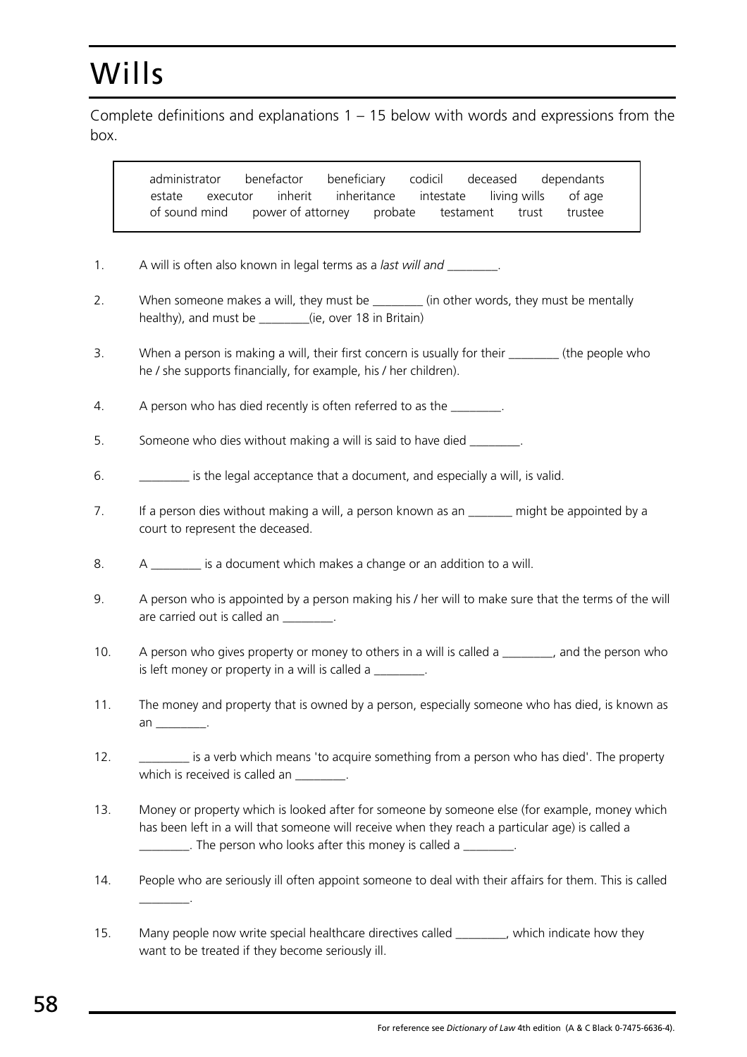# Wills

Complete definitions and explanations 1 – 15 below with words and expressions from the box.

| | | | | | | |
|---|---|---|---|---|---|---|
| administrator | benefactor | beneficiary | codicil | deceased | dependants | |
| estate | executor | inherit | inheritance | intestate | living wills | of age |
| of sound mind | power of attorney | probate | testament | trust | trustee | |

1. A will is often also known in legal terms as a *last will and* ________.

2. When someone makes a will, they must be ________ (in other words, they must be mentally healthy), and must be ________(ie, over 18 in Britain)

3. When a person is making a will, their first concern is usually for their ________ (the people who he / she supports financially, for example, his / her children).

4. A person who has died recently is often referred to as the ________.

5. Someone who dies without making a will is said to have died ________.

6. ________ is the legal acceptance that a document, and especially a will, is valid.

7. If a person dies without making a will, a person known as an _______ might be appointed by a court to represent the deceased.

8. A ________ is a document which makes a change or an addition to a will.

9. A person who is appointed by a person making his / her will to make sure that the terms of the will are carried out is called an ________.

10. A person who gives property or money to others in a will is called a ________, and the person who is left money or property in a will is called a ________.

11. The money and property that is owned by a person, especially someone who has died, is known as an ________.

12. ________ is a verb which means 'to acquire something from a person who has died'. The property which is received is called an ________.

13. Money or property which is looked after for someone by someone else (for example, money which has been left in a will that someone will receive when they reach a particular age) is called a ________. The person who looks after this money is called a ________.

14. People who are seriously ill often appoint someone to deal with their affairs for them. This is called ________.

15. Many people now write special healthcare directives called ________, which indicate how they want to be treated if they become seriously ill.

For reference see *Dictionary of Law* 4th edition (A & C Black 0-7475-6636-4).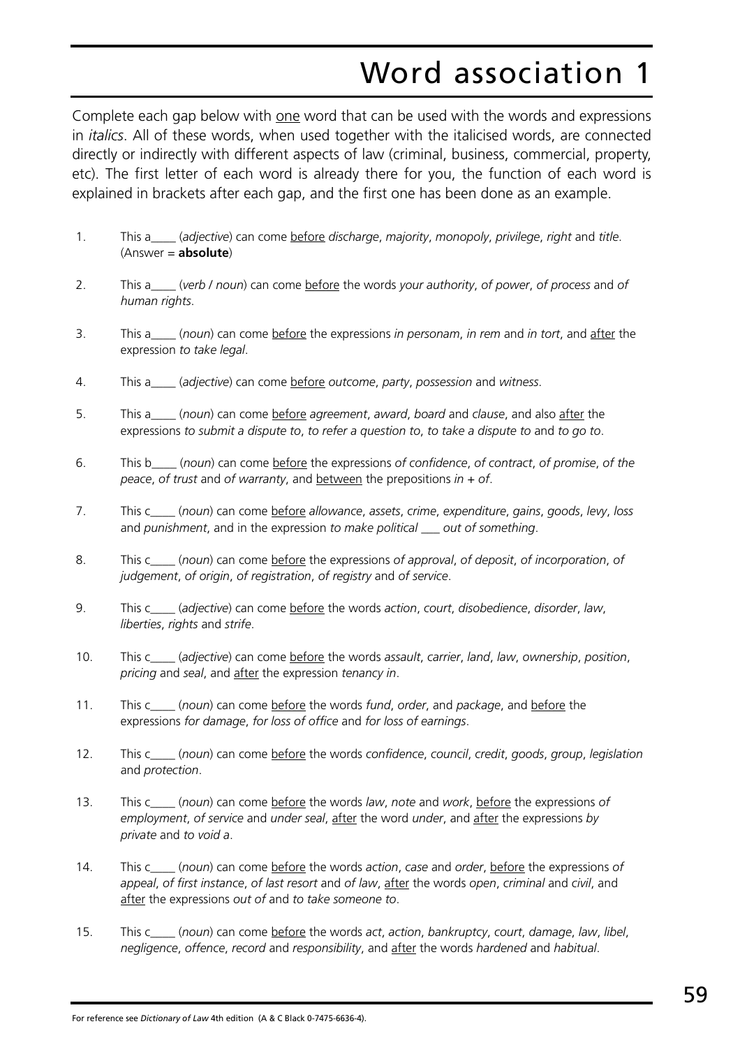# Word association 1

Complete each gap below with <u>one</u> word that can be used with the words and expressions in *italics*. All of these words, when used together with the italicised words, are connected directly or indirectly with different aspects of law (criminal, business, commercial, property, etc). The first letter of each word is already there for you, the function of each word is explained in brackets after each gap, and the first one has been done as an example.

1. This a____ (*adjective*) can come <u>before</u> *discharge*, *majority*, *monopoly*, *privilege*, *right* and *title*. (Answer = **absolute**)

2. This a____ (*verb / noun*) can come <u>before</u> the words *your authority*, *of power*, *of process* and *of human rights*.

3. This a____ (*noun*) can come <u>before</u> the expressions *in personam*, *in rem* and *in tort*, and <u>after</u> the expression *to take legal*.

4. This a____ (*adjective*) can come <u>before</u> *outcome*, *party*, *possession* and *witness*.

5. This a____ (*noun*) can come <u>before</u> *agreement*, *award*, *board* and *clause*, and also <u>after</u> the expressions *to submit a dispute to*, *to refer a question to*, *to take a dispute to* and *to go to*.

6. This b____ (*noun*) can come <u>before</u> the expressions *of confidence*, *of contract*, *of promise*, *of the peace*, *of trust* and *of warranty*, and <u>between</u> the prepositions *in* + *of*.

7. This c____ (*noun*) can come <u>before</u> *allowance*, *assets*, *crime*, *expenditure*, *gains*, *goods*, *levy*, *loss* and *punishment*, and in the expression *to make political ___ out of something*.

8. This c____ (*noun*) can come <u>before</u> the expressions *of approval*, *of deposit*, *of incorporation*, *of judgement*, *of origin*, *of registration*, *of registry* and *of service*.

9. This c____ (*adjective*) can come <u>before</u> the words *action*, *court*, *disobedience*, *disorder*, *law*, *liberties*, *rights* and *strife*.

10. This c____ (*adjective*) can come <u>before</u> the words *assault*, *carrier*, *land*, *law*, *ownership*, *position*, *pricing* and *seal*, and <u>after</u> the expression *tenancy in*.

11. This c____ (*noun*) can come <u>before</u> the words *fund*, *order*, and *package*, and <u>before</u> the expressions *for damage*, *for loss of office* and *for loss of earnings*.

12. This c____ (*noun*) can come <u>before</u> the words *confidence*, *council*, *credit*, *goods*, *group*, *legislation* and *protection*.

13. This c____ (*noun*) can come <u>before</u> the words *law*, *note* and *work*, <u>before</u> the expressions *of employment*, *of service* and *under seal*, <u>after</u> the word *under*, and <u>after</u> the expressions *by private* and *to void a*.

14. This c____ (*noun*) can come <u>before</u> the words *action*, *case* and *order*, <u>before</u> the expressions *of appeal*, *of first instance*, *of last resort* and *of law*, <u>after</u> the words *open*, *criminal* and *civil*, and <u>after</u> the expressions *out of* and *to take someone to*.

15. This c____ (*noun*) can come <u>before</u> the words *act*, *action*, *bankruptcy*, *court*, *damage*, *law*, *libel*, *negligence*, *offence*, *record* and *responsibility*, and <u>after</u> the words *hardened* and *habitual*.

For reference see *Dictionary of Law* 4th edition (A & C Black 0-7475-6636-4).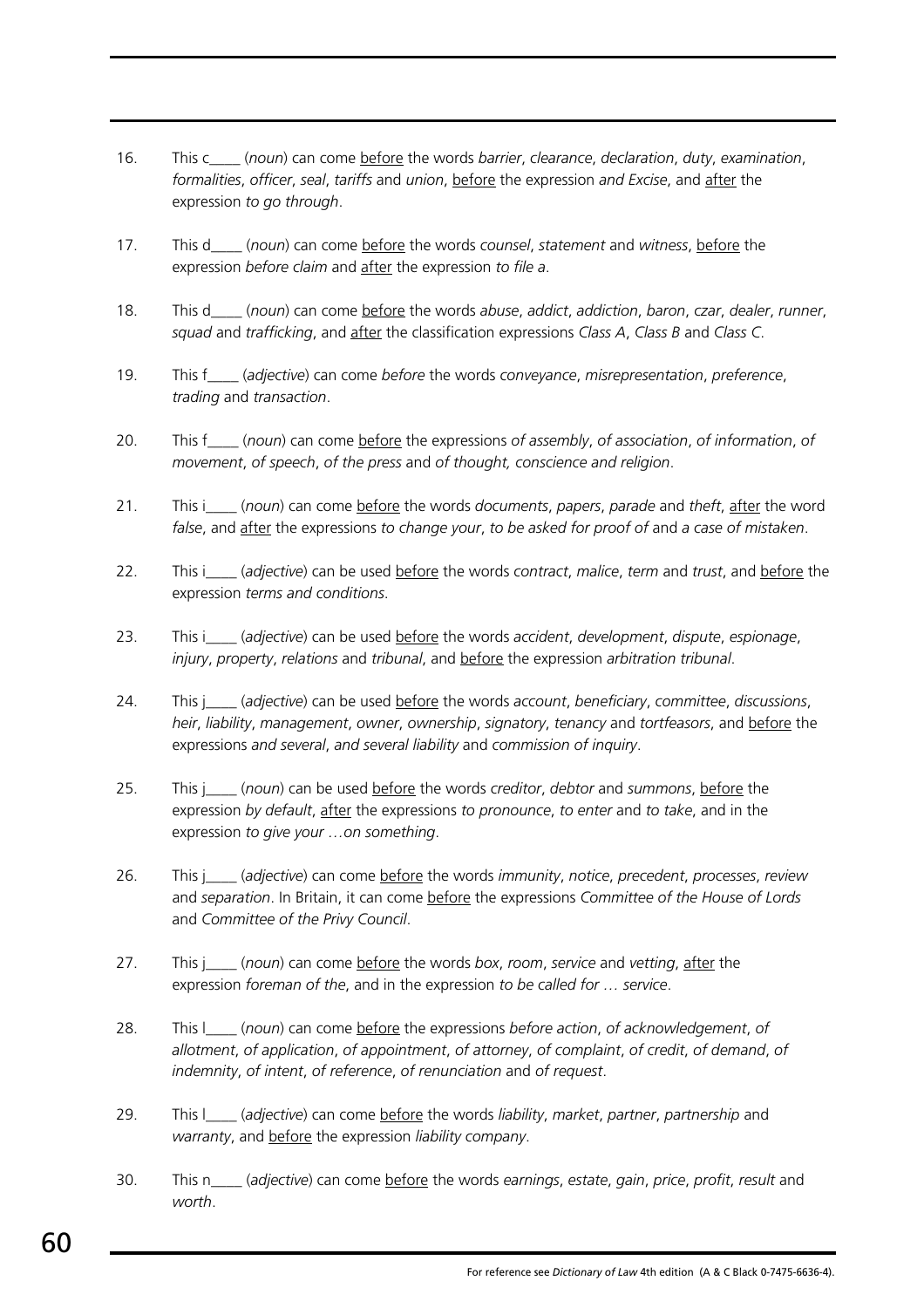16. This c____ (*noun*) can come before the words *barrier*, *clearance*, *declaration*, *duty*, *examination*, *formalities*, *officer*, *seal*, *tariffs* and *union*, before the expression *and Excise*, and after the expression *to go through*.

17. This d____ (*noun*) can come before the words *counsel*, *statement* and *witness*, before the expression *before claim* and after the expression *to file a*.

18. This d____ (*noun*) can come before the words *abuse*, *addict*, *addiction*, *baron*, *czar*, *dealer*, *runner*, *squad* and *trafficking*, and after the classification expressions *Class A*, *Class B* and *Class C*.

19. This f____ (*adjective*) can come *before* the words *conveyance*, *misrepresentation*, *preference*, *trading* and *transaction*.

20. This f____ (*noun*) can come before the expressions *of assembly*, *of association*, *of information*, *of movement*, *of speech*, *of the press* and *of thought, conscience and religion*.

21. This i____ (*noun*) can come before the words *documents*, *papers*, *parade* and *theft*, after the word *false*, and after the expressions *to change your*, *to be asked for proof of* and *a case of mistaken*.

22. This i____ (*adjective*) can be used before the words *contract*, *malice*, *term* and *trust*, and before the expression *terms and conditions*.

23. This i____ (*adjective*) can be used before the words *accident*, *development*, *dispute*, *espionage*, *injury*, *property*, *relations* and *tribunal*, and before the expression *arbitration tribunal*.

24. This j____ (*adjective*) can be used before the words *account*, *beneficiary*, *committee*, *discussions*, *heir*, *liability*, *management*, *owner*, *ownership*, *signatory*, *tenancy* and *tortfeasors*, and before the expressions *and several*, *and several liability* and *commission of inquiry*.

25. This j____ (*noun*) can be used before the words *creditor*, *debtor* and *summons*, before the expression *by default*, after the expressions *to pronounce*, *to enter* and *to take*, and in the expression *to give your …on something*.

26. This j____ (*adjective*) can come before the words *immunity*, *notice*, *precedent*, *processes*, *review* and *separation*. In Britain, it can come before the expressions *Committee of the House of Lords* and *Committee of the Privy Council*.

27. This j____ (*noun*) can come before the words *box*, *room*, *service* and *vetting*, after the expression *foreman of the*, and in the expression *to be called for … service*.

28. This l____ (*noun*) can come before the expressions *before action*, *of acknowledgement*, *of allotment*, *of application*, *of appointment*, *of attorney*, *of complaint*, *of credit*, *of demand*, *of indemnity*, *of intent*, *of reference*, *of renunciation* and *of request*.

29. This l____ (*adjective*) can come before the words *liability*, *market*, *partner*, *partnership* and *warranty*, and before the expression *liability company*.

30. This n____ (*adjective*) can come before the words *earnings*, *estate*, *gain*, *price*, *profit*, *result* and *worth*.

For reference see *Dictionary of Law* 4th edition (A & C Black 0-7475-6636-4).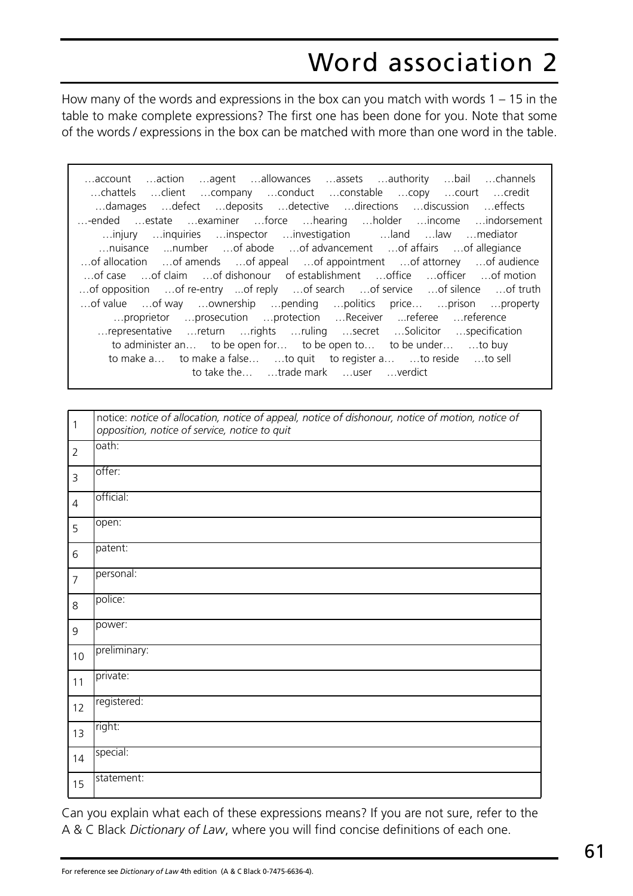# Word association 2

How many of the words and expressions in the box can you match with words 1 – 15 in the table to make complete expressions? The first one has been done for you. Note that some of the words / expressions in the box can be matched with more than one word in the table.

…account …action …agent …allowances …assets …authority …bail …channels …chattels …client …company …conduct …constable …copy …court …credit …damages …defect …deposits …detective …directions …discussion …effects …-ended …estate …examiner …force …hearing …holder …income …indorsement …injury …inquiries …inspector …investigation …land …law …mediator …nuisance ...number …of abode …of advancement …of affairs …of allegiance …of allocation …of amends …of appeal …of appointment …of attorney …of audience …of case …of claim …of dishonour of establishment …office …officer …of motion …of opposition …of re-entry ...of reply …of search …of service …of silence …of truth …of value …of way …ownership …pending …politics price… …prison …property …proprietor …prosecution …protection …Receiver ...referee …reference …representative …return …rights …ruling …secret …Solicitor …specification to administer an… to be open for… to be open to… to be under… …to buy to make a… to make a false… …to quit to register a… …to reside …to sell to take the… …trade mark …user …verdict

| | |
|---|---|
| 1 | notice: *notice of allocation, notice of appeal, notice of dishonour, notice of motion, notice of opposition, notice of service, notice to quit* |
| 2 | oath: |
| 3 | offer: |
| 4 | official: |
| 5 | open: |
| 6 | patent: |
| 7 | personal: |
| 8 | police: |
| 9 | power: |
| 10 | preliminary: |
| 11 | private: |
| 12 | registered: |
| 13 | right: |
| 14 | special: |
| 15 | statement: |

Can you explain what each of these expressions means? If you are not sure, refer to the A & C Black *Dictionary of Law*, where you will find concise definitions of each one.

For reference see *Dictionary of Law* 4th edition (A & C Black 0-7475-6636-4).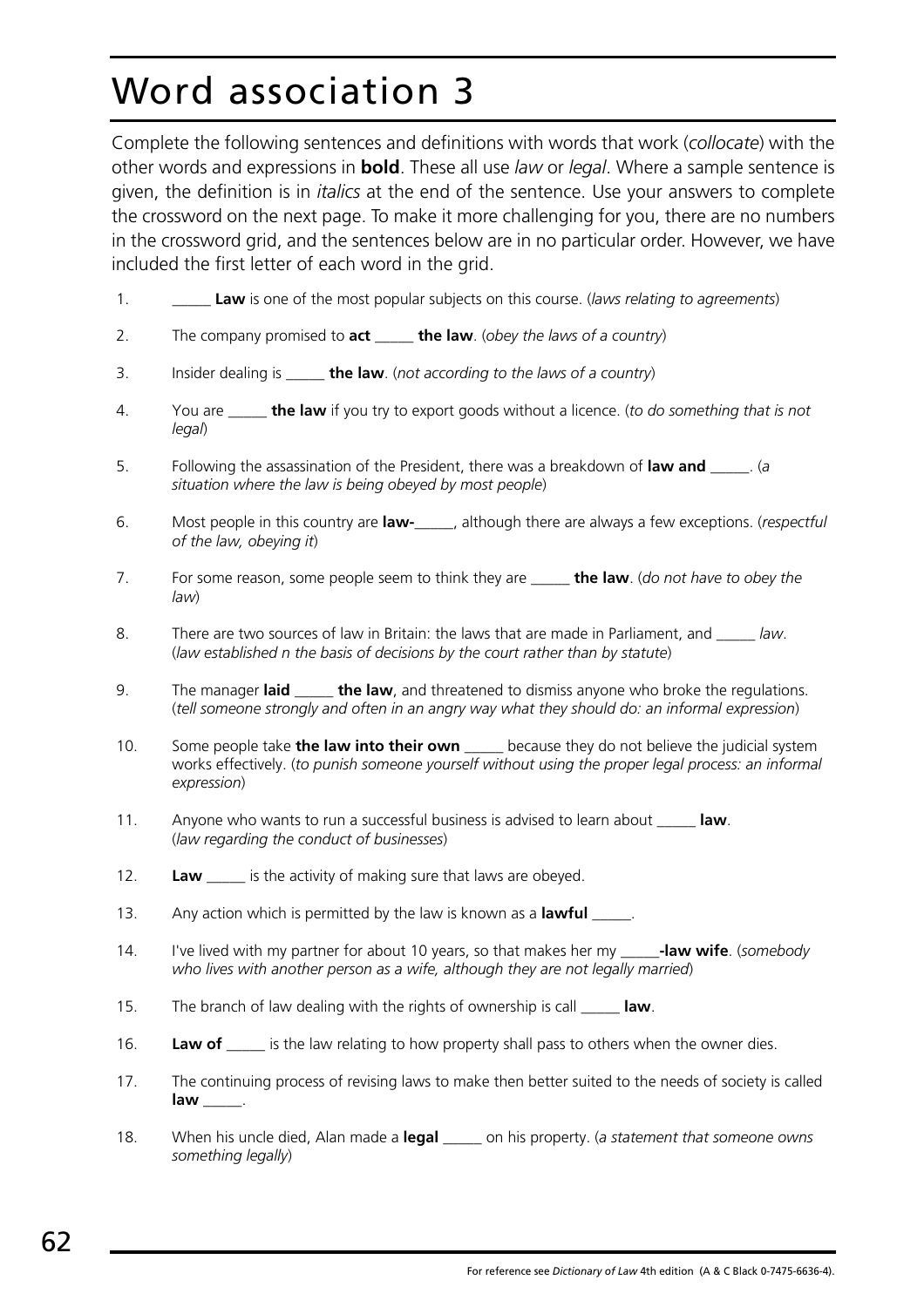# Word association 3

Complete the following sentences and definitions with words that work (*collocate*) with the other words and expressions in **bold**. These all use *law* or *legal*. Where a sample sentence is given, the definition is in *italics* at the end of the sentence. Use your answers to complete the crossword on the next page. To make it more challenging for you, there are no numbers in the crossword grid, and the sentences below are in no particular order. However, we have included the first letter of each word in the grid.

1. _____ **Law** is one of the most popular subjects on this course. (*laws relating to agreements*)
2. The company promised to **act** _____ **the law**. (*obey the laws of a country*)
3. Insider dealing is _____ **the law**. (*not according to the laws of a country*)
4. You are _____ **the law** if you try to export goods without a licence. (*to do something that is not legal*)
5. Following the assassination of the President, there was a breakdown of **law and** _____. (*a situation where the law is being obeyed by most people*)
6. Most people in this country are **law-**_____, although there are always a few exceptions. (*respectful of the law, obeying it*)
7. For some reason, some people seem to think they are _____ **the law**. (*do not have to obey the law*)
8. There are two sources of law in Britain: the laws that are made in Parliament, and _____ *law*. (*law established n the basis of decisions by the court rather than by statute*)
9. The manager **laid** _____ **the law**, and threatened to dismiss anyone who broke the regulations. (*tell someone strongly and often in an angry way what they should do: an informal expression*)
10. Some people take **the law into their own** _____ because they do not believe the judicial system works effectively. (*to punish someone yourself without using the proper legal process: an informal expression*)
11. Anyone who wants to run a successful business is advised to learn about _____ **law**. (*law regarding the conduct of businesses*)
12. **Law** _____ is the activity of making sure that laws are obeyed.
13. Any action which is permitted by the law is known as a **lawful** _____.
14. I've lived with my partner for about 10 years, so that makes her my _____**-law wife**. (*somebody who lives with another person as a wife, although they are not legally married*)
15. The branch of law dealing with the rights of ownership is call _____ **law**.
16. **Law of** _____ is the law relating to how property shall pass to others when the owner dies.
17. The continuing process of revising laws to make then better suited to the needs of society is called **law** _____.
18. When his uncle died, Alan made a **legal** _____ on his property. (*a statement that someone owns something legally*)

For reference see *Dictionary of Law* 4th edition (A & C Black 0-7475-6636-4).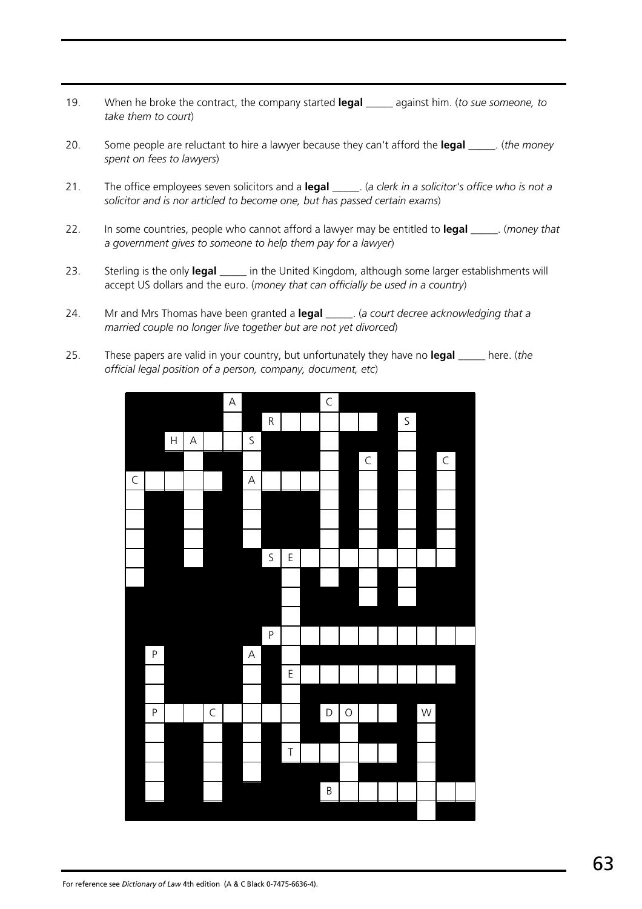19. When he broke the contract, the company started **legal** _____ against him. (*to sue someone, to take them to court*)

20. Some people are reluctant to hire a lawyer because they can't afford the **legal** _____. (*the money spent on fees to lawyers*)

21. The office employees seven solicitors and a **legal** _____. (*a clerk in a solicitor's office who is not a solicitor and is nor articled to become one, but has passed certain exams*)

22. In some countries, people who cannot afford a lawyer may be entitled to **legal** _____. (*money that a government gives to someone to help them pay for a lawyer*)

23. Sterling is the only **legal** _____ in the United Kingdom, although some larger establishments will accept US dollars and the euro. (*money that can officially be used in a country*)

24. Mr and Mrs Thomas have been granted a **legal** _____. (*a court decree acknowledging that a married couple no longer live together but are not yet divorced*)

25. These papers are valid in your country, but unfortunately they have no **legal** _____ here. (*the official legal position of a person, company, document, etc*)

For reference see *Dictionary of Law* 4th edition (A & C Black 0-7475-6636-4).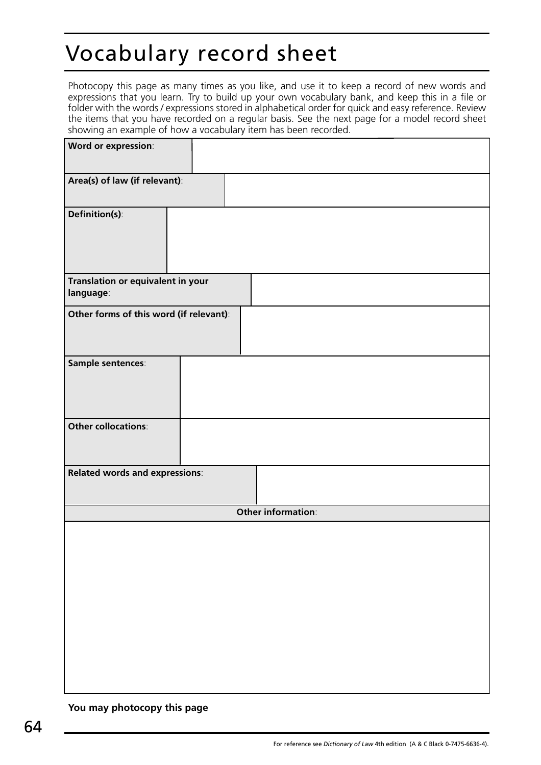# Vocabulary record sheet

Photocopy this page as many times as you like, and use it to keep a record of new words and expressions that you learn. Try to build up your own vocabulary bank, and keep this in a file or folder with the words / expressions stored in alphabetical order for quick and easy reference. Review the items that you have recorded on a regular basis. See the next page for a model record sheet showing an example of how a vocabulary item has been recorded.

| | |
|---|---|
| **Word or expression**: | |
| **Area(s) of law (if relevant)**: | |
| **Definition(s)**: | |
| **Translation or equivalent in your language**: | |
| **Other forms of this word (if relevant)**: | |
| **Sample sentences**: | |
| **Other collocations**: | |
| **Related words and expressions**: | |

| **Other information**: |
|---|
| |

**You may photocopy this page**

For reference see *Dictionary of Law* 4th edition (A & C Black 0-7475-6636-4).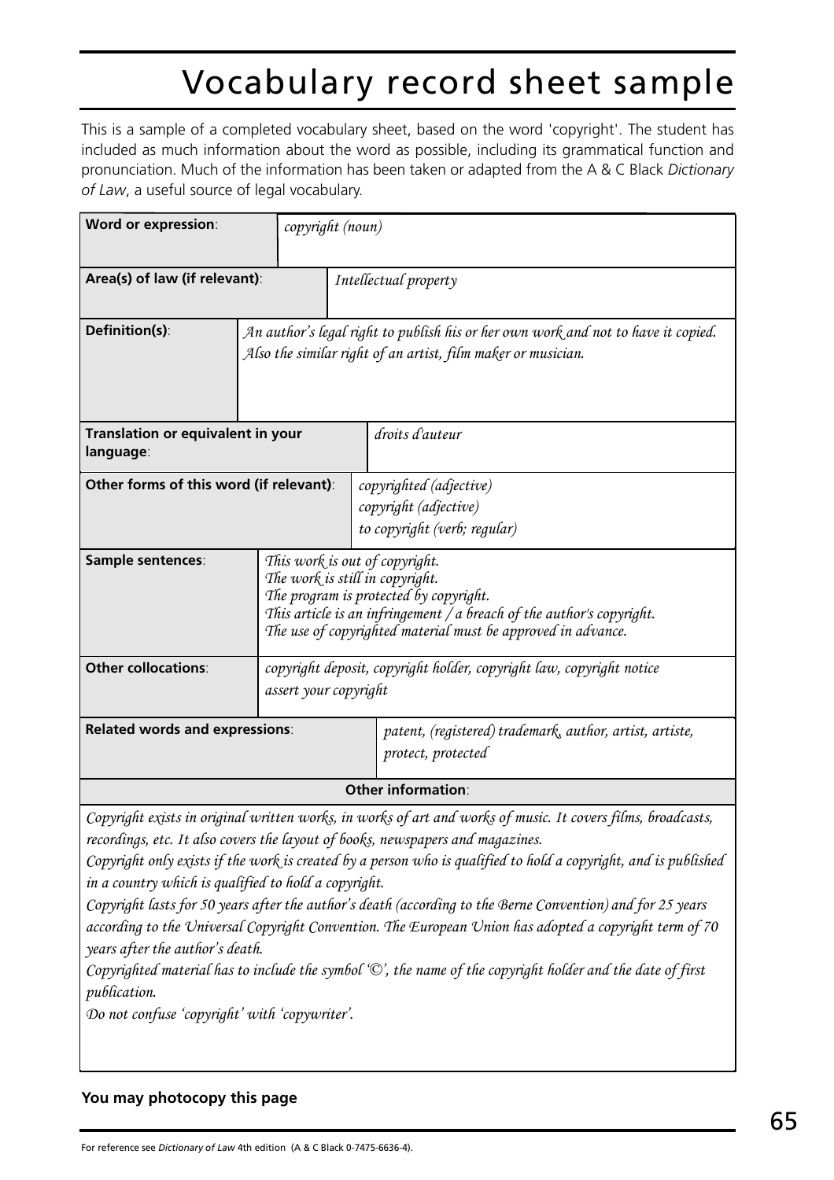# Vocabulary record sheet sample

This is a sample of a completed vocabulary sheet, based on the word 'copyright'. The student has included as much information about the word as possible, including its grammatical function and pronunciation. Much of the information has been taken or adapted from the A & C Black *Dictionary of Law*, a useful source of legal vocabulary.

| | |
|---|---|
| **Word or expression**: | *copyright (noun)* |
| **Area(s) of law (if relevant)**: | *Intellectual property* |
| **Definition(s)**: | *An author's legal right to publish his or her own work and not to have it copied. Also the similar right of an artist, film maker or musician.* |
| **Translation or equivalent in your language**: | *droits d'auteur* |
| **Other forms of this word (if relevant)**: | *copyrighted (adjective)*<br>*copyright (adjective)*<br>*to copyright (verb; regular)* |
| **Sample sentences**: | *This work is out of copyright.*<br>*The work is still in copyright.*<br>*The program is protected by copyright.*<br>*This article is an infringement / a breach of the author's copyright.*<br>*The use of copyrighted material must be approved in advance.* |
| **Other collocations**: | *copyright deposit, copyright holder, copyright law, copyright notice*<br>*assert your copyright* |
| **Related words and expressions**: | *patent, (registered) trademark, author, artist, artiste, protect, protected* |

**Other information**:

*Copyright exists in original written works, in works of art and works of music. It covers films, broadcasts, recordings, etc. It also covers the layout of books, newspapers and magazines.*

*Copyright only exists if the work is created by a person who is qualified to hold a copyright, and is published in a country which is qualified to hold a copyright.*

*Copyright lasts for 50 years after the author's death (according to the Berne Convention) and for 25 years according to the Universal Copyright Convention. The European Union has adopted a copyright term of 70 years after the author's death.*

*Copyrighted material has to include the symbol '©', the name of the copyright holder and the date of first publication.*

*Do not confuse 'copyright' with 'copywriter'.*

**You may photocopy this page**

For reference see *Dictionary of Law* 4th edition (A & C Black 0-7475-6636-4).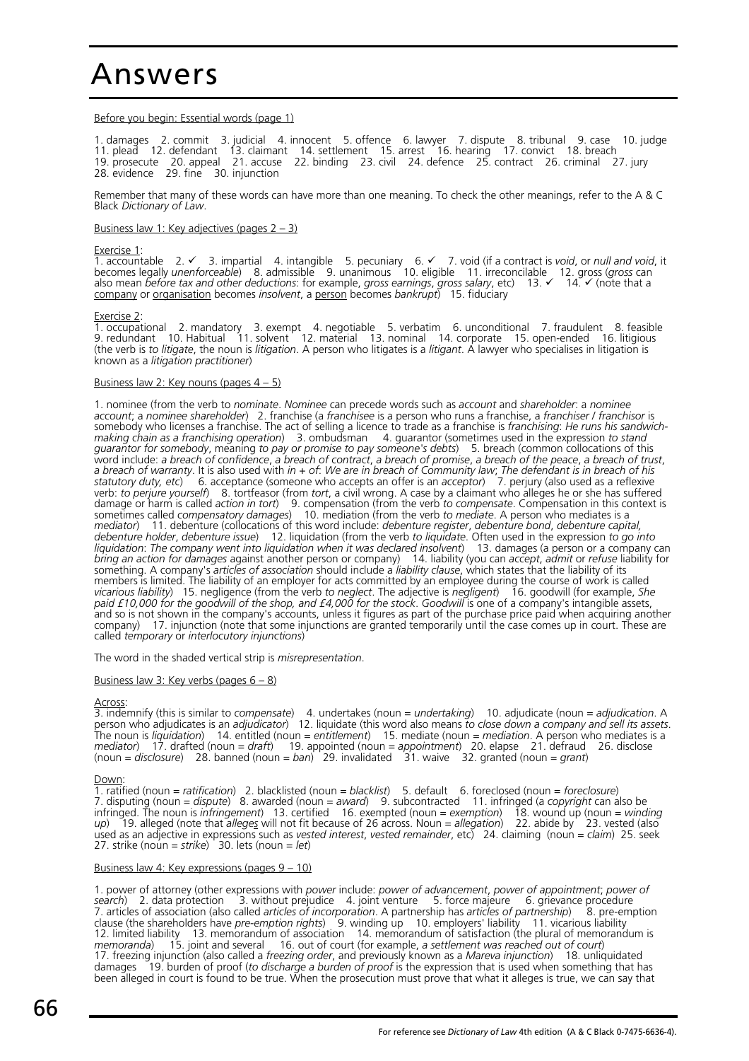# Answers

Before you begin: Essential words (page 1)

1. damages 2. commit 3. judicial 4. innocent 5. offence 6. lawyer 7. dispute 8. tribunal 9. case 10. judge 11. plead 12. defendant 13. claimant 14. settlement 15. arrest 16. hearing 17. convict 18. breach 19. prosecute 20. appeal 21. accuse 22. binding 23. civil 24. defence 25. contract 26. criminal 27. jury 28. evidence 29. fine 30. injunction

Remember that many of these words can have more than one meaning. To check the other meanings, refer to the A & C Black *Dictionary of Law*.

Business law 1: Key adjectives (pages 2 – 3)

Exercise 1:
1. accountable 2. ✓ 3. impartial 4. intangible 5. pecuniary 6. ✓ 7. void (if a contract is *void*, or *null and void*, it becomes legally *unenforceable*) 8. admissible 9. unanimous 10. eligible 11. irreconcilable 12. gross (*gross* can also mean *before tax and other deductions*: for example, *gross earnings*, *gross salary*, etc) 13. ✓ 14. ✓ (note that a company or organisation becomes *insolvent*, a person becomes *bankrupt*) 15. fiduciary

Exercise 2:
1. occupational 2. mandatory 3. exempt 4. negotiable 5. verbatim 6. unconditional 7. fraudulent 8. feasible 9. redundant 10. Habitual 11. solvent 12. material 13. nominal 14. corporate 15. open-ended 16. litigious (the verb is *to litigate*, the noun is *litigation*. A person who litigates is a *litigant*. A lawyer who specialises in litigation is known as a *litigation practitioner*)

Business law 2: Key nouns (pages 4 – 5)

1. nominee (from the verb to *nominate*. *Nominee* can precede words such as *account* and *shareholder*: a *nominee account*; a *nominee shareholder*) 2. franchise (a *franchisee* is a person who runs a franchise, a *franchiser / franchisor* is somebody who licenses a franchise. The act of selling a licence to trade as a franchise is *franchising*: *He runs his sandwich-making chain as a franchising operation*) 3. ombudsman 4. guarantor (sometimes used in the expression *to stand guarantor for somebody*, meaning *to pay or promise to pay someone's debts*) 5. breach (common collocations of this word include: *a breach of confidence*, *a breach of contract*, *a breach of promise*, *a breach of the peace*, *a breach of trust*, *a breach of warranty*. It is also used with *in* + *of*: *We are in breach of Community law*; *The defendant is in breach of his statutory duty, etc*) 6. acceptance (someone who accepts an offer is an *acceptor*) 7. perjury (also used as a reflexive verb: *to perjure yourself*) 8. tortfeasor (from *tort*, a civil wrong. A case by a claimant who alleges he or she has suffered damage or harm is called *action in tort*) 9. compensation (from the verb *to compensate*. Compensation in this context is sometimes called *compensatory damages*) 10. mediation (from the verb *to mediate*. A person who mediates is a *mediator*) 11. debenture (collocations of this word include: *debenture register*, *debenture bond*, *debenture capital*, *debenture holder*, *debenture issue*) 12. liquidation (from the verb *to liquidate*. Often used in the expression *to go into liquidation*: *The company went into liquidation when it was declared insolvent*) 13. damages (a person or a company can *bring an action for damages* against another person or company) 14. liability (you can *accept*, *admit* or *refuse* liability for something. A company's *articles of association* should include a *liability clause*, which states that the liability of its members is limited. The liability of an employer for acts committed by an employee during the course of work is called *vicarious liability*) 15. negligence (from the verb *to neglect*. The adjective is *negligent*) 16. goodwill (for example, *She paid £10,000 for the goodwill of the shop, and £4,000 for the stock*. *Goodwill* is one of a company's intangible assets, and so is not shown in the company's accounts, unless it figures as part of the purchase price paid when acquiring another company) 17. injunction (note that some injunctions are granted temporarily until the case comes up in court. These are called *temporary* or *interlocutory injunctions*)

The word in the shaded vertical strip is *misrepresentation*.

Business law 3: Key verbs (pages 6 – 8)

Across:
3. indemnify (this is similar to *compensate*) 4. undertakes (noun = *undertaking*) 10. adjudicate (noun = *adjudication*. A person who adjudicates is an *adjudicator*) 12. liquidate (this word also means *to close down a company and sell its assets*. The noun is *liquidation*) 14. entitled (noun = *entitlement*) 15. mediate (noun = *mediation*. A person who mediates is a *mediator*) 17. drafted (noun = *draft*) 19. appointed (noun = *appointment*) 20. elapse 21. defraud 26. disclose (noun = *disclosure*) 28. banned (noun = *ban*) 29. invalidated 31. waive 32. granted (noun = *grant*)

Down:
1. ratified (noun = *ratification*) 2. blacklisted (noun = *blacklist*) 5. default 6. foreclosed (noun = *foreclosure*) 7. disputing (noun = *dispute*) 8. awarded (noun = *award*) 9. subcontracted 11. infringed (a *copyright* can also be infringed. The noun is *infringement*) 13. certified 16. exempted (noun = *exemption*) 18. wound up (noun = *winding up*) 19. alleged (note that *alleges* will not fit because of 26 across. Noun = *allegation*) 22. abide by 23. vested (also used as an adjective in expressions such as *vested interest*, *vested remainder*, etc) 24. claiming (noun = *claim*) 25. seek 27. strike (noun = *strike*) 30. lets (noun = *let*)

Business law 4: Key expressions (pages 9 – 10)

1. power of attorney (other expressions with *power* include: *power of advancement*, *power of appointment*; *power of search*) 2. data protection 3. without prejudice 4. joint venture 5. force majeure 6. grievance procedure 7. articles of association (also called *articles of incorporation*. A partnership has *articles of partnership*) 8. pre-emption clause (the shareholders have *pre-emption rights*) 9. winding up 10. employers' liability 11. vicarious liability 12. limited liability 13. memorandum of association 14. memorandum of satisfaction (the plural of memorandum is *memoranda*) 15. joint and several 16. out of court (for example, *a settlement was reached out of court*) 17. freezing injunction (also called a *freezing order*, and previously known as a *Mareva injunction*) 18. unliquidated damages 19. burden of proof (*to discharge a burden of proof* is the expression that is used when something that has been alleged in court is found to be true. When the prosecution must prove that what it alleges is true, we can say that

For reference see *Dictionary of Law* 4th edition (A & C Black 0-7475-6636-4).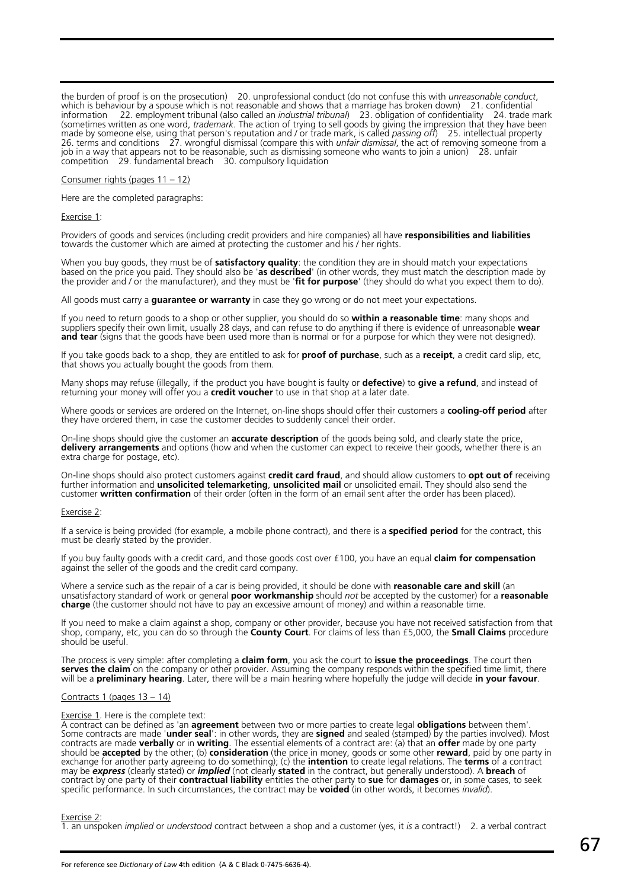the burden of proof is on the prosecution) 20. unprofessional conduct (do not confuse this with *unreasonable conduct*, which is behaviour by a spouse which is not reasonable and shows that a marriage has broken down) 21. confidential information 22. employment tribunal (also called an *industrial tribunal*) 23. obligation of confidentiality 24. trade mark (sometimes written as one word, *trademark*. The action of trying to sell goods by giving the impression that they have been made by someone else, using that person's reputation and / or trade mark, is called *passing off*) 25. intellectual property 26. terms and conditions 27. wrongful dismissal (compare this with *unfair dismissal*, the act of removing someone from a job in a way that appears not to be reasonable, such as dismissing someone who wants to join a union) 28. unfair competition 29. fundamental breach 30. compulsory liquidation

Consumer rights (pages 11 – 12)

Here are the completed paragraphs:

Exercise 1:

Providers of goods and services (including credit providers and hire companies) all have **responsibilities and liabilities** towards the customer which are aimed at protecting the customer and his / her rights.

When you buy goods, they must be of **satisfactory quality**: the condition they are in should match your expectations based on the price you paid. They should also be '**as described**' (in other words, they must match the description made by the provider and / or the manufacturer), and they must be '**fit for purpose**' (they should do what you expect them to do).

All goods must carry a **guarantee or warranty** in case they go wrong or do not meet your expectations.

If you need to return goods to a shop or other supplier, you should do so **within a reasonable time**: many shops and suppliers specify their own limit, usually 28 days, and can refuse to do anything if there is evidence of unreasonable **wear and tear** (signs that the goods have been used more than is normal or for a purpose for which they were not designed).

If you take goods back to a shop, they are entitled to ask for **proof of purchase**, such as a **receipt**, a credit card slip, etc, that shows you actually bought the goods from them.

Many shops may refuse (illegally, if the product you have bought is faulty or **defective**) to **give a refund**, and instead of returning your money will offer you a **credit voucher** to use in that shop at a later date.

Where goods or services are ordered on the Internet, on-line shops should offer their customers a **cooling-off period** after they have ordered them, in case the customer decides to suddenly cancel their order.

On-line shops should give the customer an **accurate description** of the goods being sold, and clearly state the price, **delivery arrangements** and options (how and when the customer can expect to receive their goods, whether there is an extra charge for postage, etc).

On-line shops should also protect customers against **credit card fraud**, and should allow customers to **opt out of** receiving further information and **unsolicited telemarketing**, **unsolicited mail** or unsolicited email. They should also send the customer **written confirmation** of their order (often in the form of an email sent after the order has been placed).

Exercise 2:

If a service is being provided (for example, a mobile phone contract), and there is a **specified period** for the contract, this must be clearly stated by the provider.

If you buy faulty goods with a credit card, and those goods cost over £100, you have an equal **claim for compensation** against the seller of the goods and the credit card company.

Where a service such as the repair of a car is being provided, it should be done with **reasonable care and skill** (an unsatisfactory standard of work or general **poor workmanship** should *not* be accepted by the customer) for a **reasonable charge** (the customer should not have to pay an excessive amount of money) and within a reasonable time.

If you need to make a claim against a shop, company or other provider, because you have not received satisfaction from that shop, company, etc, you can do so through the **County Court**. For claims of less than £5,000, the **Small Claims** procedure should be useful.

The process is very simple: after completing a **claim form**, you ask the court to **issue the proceedings**. The court then **serves the claim** on the company or other provider. Assuming the company responds within the specified time limit, there will be a **preliminary hearing**. Later, there will be a main hearing where hopefully the judge will decide **in your favour**.

Contracts 1 (pages 13 – 14)

Exercise 1. Here is the complete text:
A contract can be defined as 'an **agreement** between two or more parties to create legal **obligations** between them'. Some contracts are made '**under seal**': in other words, they are **signed** and sealed (stamped) by the parties involved). Most contracts are made **verbally** or in **writing**. The essential elements of a contract are: (a) that an **offer** made by one party should be **accepted** by the other; (b) **consideration** (the price in money, goods or some other **reward**, paid by one party in exchange for another party agreeing to do something); (c) the **intention** to create legal relations. The **terms** of a contract may be ***express*** (clearly stated) or ***implied*** (not clearly **stated** in the contract, but generally understood). A **breach** of contract by one party of their **contractual liability** entitles the other party to **sue** for **damages** or, in some cases, to seek specific performance. In such circumstances, the contract may be **voided** (in other words, it becomes *invalid*).

Exercise 2:
1. an unspoken *implied* or *understood* contract between a shop and a customer (yes, it *is* a contract!) 2. a verbal contract

For reference see *Dictionary of Law* 4th edition (A & C Black 0-7475-6636-4).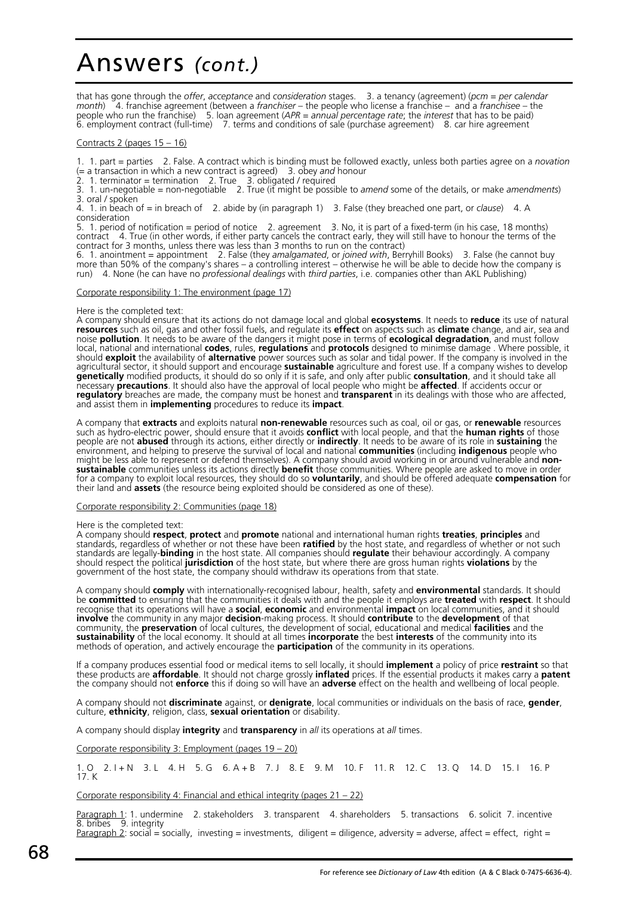# Answers *(cont.)*

that has gone through the *offer*, *acceptance* and *consideration* stages. 3. a tenancy (agreement) (*pcm* = *per calendar month*) 4. franchise agreement (between a *franchiser* – the people who license a franchise – and a *franchisee* – the people who run the franchise) 5. loan agreement (*APR* = *annual percentage rate*; the *interest* that has to be paid) 6. employment contract (full-time) 7. terms and conditions of sale (purchase agreement) 8. car hire agreement

Contracts 2 (pages 15 – 16)

1. 1. part = parties 2. False. A contract which is binding must be followed exactly, unless both parties agree on a *novation* (= a transaction in which a new contract is agreed) 3. obey *and* honour
2. 1. terminator = termination 2. True 3. obligated / required
3. 1. un-negotiable = non-negotiable 2. True (it might be possible to *amend* some of the details, or make *amendments*) 3. oral / spoken
4. 1. in beach of = in breach of 2. abide by (in paragraph 1) 3. False (they breached one part, or *clause*) 4. A consideration
5. 1. period of notification = period of notice 2. agreement 3. No, it is part of a fixed-term (in his case, 18 months) contract 4. True (in other words, if either party cancels the contract early, they will still have to honour the terms of the contract for 3 months, unless there was less than 3 months to run on the contract)
6. 1. anointment = appointment 2. False (they *amalgamated*, or *joined with*, Berryhill Books) 3. False (he cannot buy more than 50% of the company's shares – a controlling interest – otherwise he will be able to decide how the company is run) 4. None (he can have no *professional dealings* with *third parties*, i.e. companies other than AKL Publishing)

Corporate responsibility 1: The environment (page 17)

Here is the completed text:

A company should ensure that its actions do not damage local and global **ecosystems**. It needs to **reduce** its use of natural **resources** such as oil, gas and other fossil fuels, and regulate its **effect** on aspects such as **climate** change, and air, sea and noise **pollution**. It needs to be aware of the dangers it might pose in terms of **ecological degradation**, and must follow local, national and international **codes**, rules, **regulations** and **protocols** designed to minimise damage . Where possible, it should **exploit** the availability of **alternative** power sources such as solar and tidal power. If the company is involved in the agricultural sector, it should support and encourage **sustainable** agriculture and forest use. If a company wishes to develop **genetically** modified products, it should do so only if it is safe, and only after public **consultation**, and it should take all necessary **precautions**. It should also have the approval of local people who might be **affected**. If accidents occur or **regulatory** breaches are made, the company must be honest and **transparent** in its dealings with those who are affected, and assist them in **implementing** procedures to reduce its **impact**.

A company that **extracts** and exploits natural **non-renewable** resources such as coal, oil or gas, or **renewable** resources such as hydro-electric power, should ensure that it avoids **conflict** with local people, and that the **human rights** of those people are not **abused** through its actions, either directly or **indirectly**. It needs to be aware of its role in **sustaining** the environment, and helping to preserve the survival of local and national **communities** (including **indigenous** people who might be less able to represent or defend themselves). A company should avoid working in or around vulnerable and **non-sustainable** communities unless its actions directly **benefit** those communities. Where people are asked to move in order for a company to exploit local resources, they should do so **voluntarily**, and should be offered adequate **compensation** for their land and **assets** (the resource being exploited should be considered as one of these).

Corporate responsibility 2: Communities (page 18)

Here is the completed text:

A company should **respect**, **protect** and **promote** national and international human rights **treaties**, **principles** and standards, regardless of whether or not these have been **ratified** by the host state, and regardless of whether or not such standards are legally-**binding** in the host state. All companies should **regulate** their behaviour accordingly. A company should respect the political **jurisdiction** of the host state, but where there are gross human rights **violations** by the government of the host state, the company should withdraw its operations from that state.

A company should **comply** with internationally-recognised labour, health, safety and **environmental** standards. It should be **committed** to ensuring that the communities it deals with and the people it employs are **treated** with **respect**. It should recognise that its operations will have a **social**, **economic** and environmental **impact** on local communities, and it should **involve** the community in any major **decision**-making process. It should **contribute** to the **development** of that community, the **preservation** of local cultures, the development of social, educational and medical **facilities** and the **sustainability** of the local economy. It should at all times **incorporate** the best **interests** of the community into its methods of operation, and actively encourage the **participation** of the community in its operations.

If a company produces essential food or medical items to sell locally, it should **implement** a policy of price **restraint** so that these products are **affordable**. It should not charge grossly **inflated** prices. If the essential products it makes carry a **patent** the company should not **enforce** this if doing so will have an **adverse** effect on the health and wellbeing of local people.

A company should not **discriminate** against, or **denigrate**, local communities or individuals on the basis of race, **gender**, culture, **ethnicity**, religion, class, **sexual orientation** or disability.

A company should display **integrity** and **transparency** in *all* its operations at *all* times.

Corporate responsibility 3: Employment (pages 19 – 20)

1. O 2. I + N 3. L 4. H 5. G 6. A + B 7. J 8. E 9. M 10. F 11. R 12. C 13. Q 14. D 15. I 16. P 17. K

Corporate responsibility 4: Financial and ethical integrity (pages 21 – 22)

Paragraph 1: 1. undermine 2. stakeholders 3. transparent 4. shareholders 5. transactions 6. solicit 7. incentive 8. bribes 9. integrity

Paragraph 2: social = socially, investing = investments, diligent = diligence, adversity = adverse, affect = effect, right =

For reference see *Dictionary of Law* 4th edition (A & C Black 0-7475-6636-4).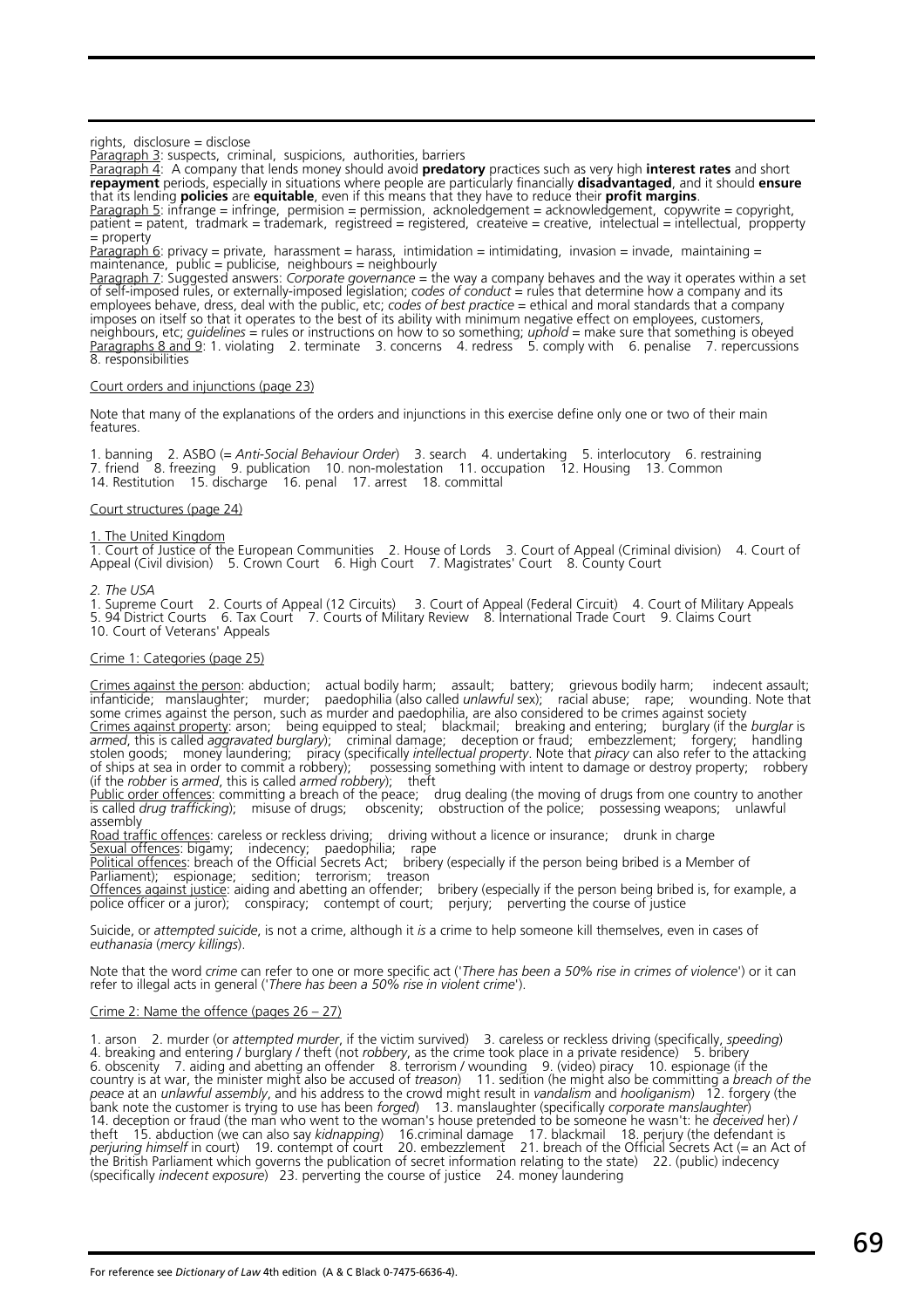rights, disclosure = disclose

Paragraph 3: suspects, criminal, suspicions, authorities, barriers

Paragraph 4: A company that lends money should avoid **predatory** practices such as very high **interest rates** and short **repayment** periods, especially in situations where people are particularly financially **disadvantaged**, and it should **ensure** that its lending **policies** are **equitable**, even if this means that they have to reduce their **profit margins**.

Paragraph 5: infrange = infringe, permision = permission, acknoledgement = acknowledgement, copywrite = copyright, patient = patent, tradmark = trademark, registreed = registered, createive = creative, intelectual = intellectual, propperty = property

Paragraph 6: privacy = private, harassment = harass, intimidation = intimidating, invasion = invade, maintaining = maintenance, public = publicise, neighbours = neighbourly

Paragraph 7: Suggested answers: *Corporate governance* = the way a company behaves and the way it operates within a set of self-imposed rules, or externally-imposed legislation; *codes of conduct* = rules that determine how a company and its employees behave, dress, deal with the public, etc; *codes of best practice* = ethical and moral standards that a company imposes on itself so that it operates to the best of its ability with minimum negative effect on employees, customers, neighbours, etc; *guidelines* = rules or instructions on how to so something; *uphold* = make sure that something is obeyed

Paragraphs 8 and 9: 1. violating 2. terminate 3. concerns 4. redress 5. comply with 6. penalise 7. repercussions 8. responsibilities

Court orders and injunctions (page 23)

Note that many of the explanations of the orders and injunctions in this exercise define only one or two of their main features.

1. banning 2. ASBO (= *Anti-Social Behaviour Order*) 3. search 4. undertaking 5. interlocutory 6. restraining 7. friend 8. freezing 9. publication 10. non-molestation 11. occupation 12. Housing 13. Common 14. Restitution 15. discharge 16. penal 17. arrest 18. committal

Court structures (page 24)

1. The United Kingdom

1. Court of Justice of the European Communities 2. House of Lords 3. Court of Appeal (Criminal division) 4. Court of Appeal (Civil division) 5. Crown Court 6. High Court 7. Magistrates' Court 8. County Court

*2. The USA*

1. Supreme Court 2. Courts of Appeal (12 Circuits) 3. Court of Appeal (Federal Circuit) 4. Court of Military Appeals 5. 94 District Courts 6. Tax Court 7. Courts of Military Review 8. International Trade Court 9. Claims Court 10. Court of Veterans' Appeals

Crime 1: Categories (page 25)

Crimes against the person: abduction; actual bodily harm; assault; battery; grievous bodily harm; indecent assault; infanticide; manslaughter; murder; paedophilia (also called *unlawful* sex); racial abuse; rape; wounding. Note that some crimes against the person, such as murder and paedophilia, are also considered to be crimes against society

Crimes against property: arson; being equipped to steal; blackmail; breaking and entering; burglary (if the *burglar* is *armed*, this is called *aggravated burglary*); criminal damage; deception or fraud; embezzlement; forgery; handling stolen goods; money laundering; piracy (specifically *intellectual property*. Note that *piracy* can also refer to the attacking of ships at sea in order to commit a robbery); possessing something with intent to damage or destroy property; robbery (if the *robber* is *armed*, this is called *armed robbery*); theft

Public order offences: committing a breach of the peace; drug dealing (the moving of drugs from one country to another is called *drug trafficking*); misuse of drugs; obscenity; obstruction of the police; possessing weapons; unlawful assembly

Road traffic offences: careless or reckless driving; driving without a licence or insurance; drunk in charge

Sexual offences: bigamy; indecency; paedophilia; rape

Political offences: breach of the Official Secrets Act; bribery (especially if the person being bribed is a Member of Parliament); espionage; sedition; terrorism; treason

Offences against justice: aiding and abetting an offender; bribery (especially if the person being bribed is, for example, a police officer or a juror); conspiracy; contempt of court; perjury; perverting the course of justice

Suicide, or *attempted suicide*, is not a crime, although it *is* a crime to help someone kill themselves, even in cases of *euthanasia* (*mercy killings*).

Note that the word *crime* can refer to one or more specific act ('*There has been a 50% rise in crimes of violence*') or it can refer to illegal acts in general ('*There has been a 50% rise in violent crime*').

Crime 2: Name the offence (pages 26 – 27)

1. arson 2. murder (or *attempted murder*, if the victim survived) 3. careless or reckless driving (specifically, *speeding*) 4. breaking and entering / burglary / theft (not *robbery*, as the crime took place in a private residence) 5. bribery 6. obscenity 7. aiding and abetting an offender 8. terrorism / wounding 9. (video) piracy 10. espionage (if the country is at war, the minister might also be accused of *treason*) 11. sedition (he might also be committing a *breach of the peace* at an *unlawful assembly*, and his address to the crowd might result in *vandalism* and *hooliganism*) 12. forgery (the bank note the customer is trying to use has been *forged*) 13. manslaughter (specifically *corporate manslaughter*) 14. deception or fraud (the man who went to the woman's house pretended to be someone he wasn't: he *deceived* her) / theft 15. abduction (we can also say *kidnapping*) 16. criminal damage 17. blackmail 18. perjury (the defendant is *perjuring himself* in court) 19. contempt of court 20. embezzlement 21. breach of the Official Secrets Act (= an Act of the British Parliament which governs the publication of secret information relating to the state) 22. (public) indecency (specifically *indecent exposure*) 23. perverting the course of justice 24. money laundering

For reference see *Dictionary of Law* 4th edition (A & C Black 0-7475-6636-4).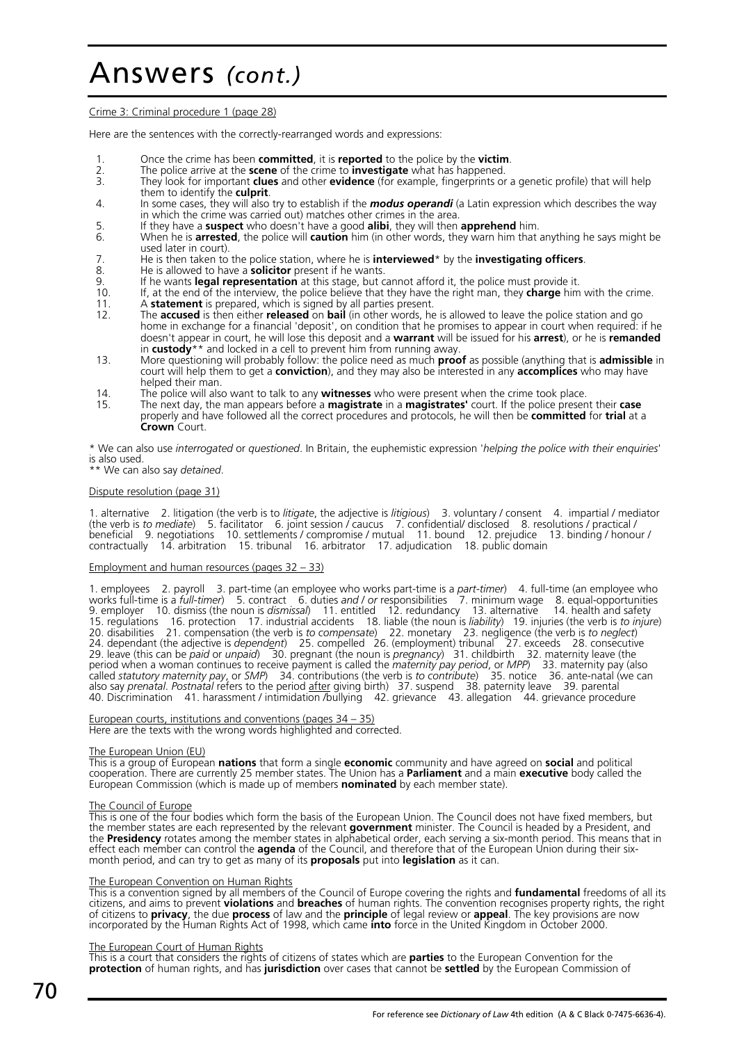# Answers *(cont.)*

Crime 3: Criminal procedure 1 (page 28)

Here are the sentences with the correctly-rearranged words and expressions:

1. Once the crime has been **committed**, it is **reported** to the police by the **victim**.
2. The police arrive at the **scene** of the crime to **investigate** what has happened.
3. They look for important **clues** and other **evidence** (for example, fingerprints or a genetic profile) that will help them to identify the **culprit**.
4. In some cases, they will also try to establish if the ***modus operandi*** (a Latin expression which describes the way in which the crime was carried out) matches other crimes in the area.
5. If they have a **suspect** who doesn't have a good **alibi**, they will then **apprehend** him.
6. When he is **arrested**, the police will **caution** him (in other words, they warn him that anything he says might be used later in court).
7. He is then taken to the police station, where he is **interviewed**\* by the **investigating officers**.
8. He is allowed to have a **solicitor** present if he wants.
9. If he wants **legal representation** at this stage, but cannot afford it, the police must provide it.
10. If, at the end of the interview, the police believe that they have the right man, they **charge** him with the crime.
11. A **statement** is prepared, which is signed by all parties present.
12. The **accused** is then either **released** on **bail** (in other words, he is allowed to leave the police station and go home in exchange for a financial 'deposit', on condition that he promises to appear in court when required: if he doesn't appear in court, he will lose this deposit and a **warrant** will be issued for his **arrest**), or he is **remanded** in **custody**\*\* and locked in a cell to prevent him from running away.
13. More questioning will probably follow: the police need as much **proof** as possible (anything that is **admissible** in court will help them to get a **conviction**), and they may also be interested in any **accomplices** who may have helped their man.
14. The police will also want to talk to any **witnesses** who were present when the crime took place.
15. The next day, the man appears before a **magistrate** in a **magistrates'** court. If the police present their **case** properly and have followed all the correct procedures and protocols, he will then be **committed** for **trial** at a **Crown** Court.

\* We can also use *interrogated* or *questioned*. In Britain, the euphemistic expression '*helping the police with their enquiries*' is also used.
\*\* We can also say *detained*.

Dispute resolution (page 31)

1. alternative 2. litigation (the verb is to *litigate*, the adjective is *litigious*) 3. voluntary / consent 4. impartial / mediator (the verb is *to mediate*) 5. facilitator 6. joint session / caucus 7. confidential/ disclosed 8. resolutions / practical / beneficial 9. negotiations 10. settlements / compromise / mutual 11. bound 12. prejudice 13. binding / honour / contractually 14. arbitration 15. tribunal 16. arbitrator 17. adjudication 18. public domain

Employment and human resources (pages 32 – 33)

1. employees 2. payroll 3. part-time (an employee who works part-time is a *part-timer*) 4. full-time (an employee who works full-time is a *full-timer*) 5. contract 6. duties *and / or* responsibilities 7. minimum wage 8. equal-opportunities 9. employer 10. dismiss (the noun is *dismissal*) 11. entitled 12. redundancy 13. alternative 14. health and safety 15. regulations 16. protection 17. industrial accidents 18. liable (the noun is *liability*) 19. injuries (the verb is *to injure*) 20. disabilities 21. compensation (the verb is *to compensate*) 22. monetary 23. negligence (the verb is *to neglect*) 24. dependant (the adjective is *dependent*) 25. compelled 26. (employment) tribunal 27. exceeds 28. consecutive 29. leave (this can be *paid* or *unpaid*) 30. pregnant (the noun is *pregnancy*) 31. childbirth 32. maternity leave (the period when a woman continues to receive payment is called the *maternity pay period*, or *MPP*) 33. maternity pay (also called *statutory maternity pay*, or *SMP*) 34. contributions (the verb is *to contribute*) 35. notice 36. ante-natal (we can also say *prenatal*. *Postnatal* refers to the period after giving birth) 37. suspend 38. paternity leave 39. parental 40. Discrimination 41. harassment / intimidation /bullying 42. grievance 43. allegation 44. grievance procedure

European courts, institutions and conventions (pages 34 – 35)
Here are the texts with the wrong words highlighted and corrected.

The European Union (EU)
This is a group of European **nations** that form a single **economic** community and have agreed on **social** and political cooperation. There are currently 25 member states. The Union has a **Parliament** and a main **executive** body called the European Commission (which is made up of members **nominated** by each member state).

The Council of Europe
This is one of the four bodies which form the basis of the European Union. The Council does not have fixed members, but the member states are each represented by the relevant **government** minister. The Council is headed by a President, and the **Presidency** rotates among the member states in alphabetical order, each serving a six-month period. This means that in effect each member can control the **agenda** of the Council, and therefore that of the European Union during their six-month period, and can try to get as many of its **proposals** put into **legislation** as it can.

The European Convention on Human Rights
This is a convention signed by all members of the Council of Europe covering the rights and **fundamental** freedoms of all its citizens, and aims to prevent **violations** and **breaches** of human rights. The convention recognises property rights, the right of citizens to **privacy**, the due **process** of law and the **principle** of legal review or **appeal**. The key provisions are now incorporated by the Human Rights Act of 1998, which came **into** force in the United Kingdom in October 2000.

The European Court of Human Rights
This is a court that considers the rights of citizens of states which are **parties** to the European Convention for the **protection** of human rights, and has **jurisdiction** over cases that cannot be **settled** by the European Commission of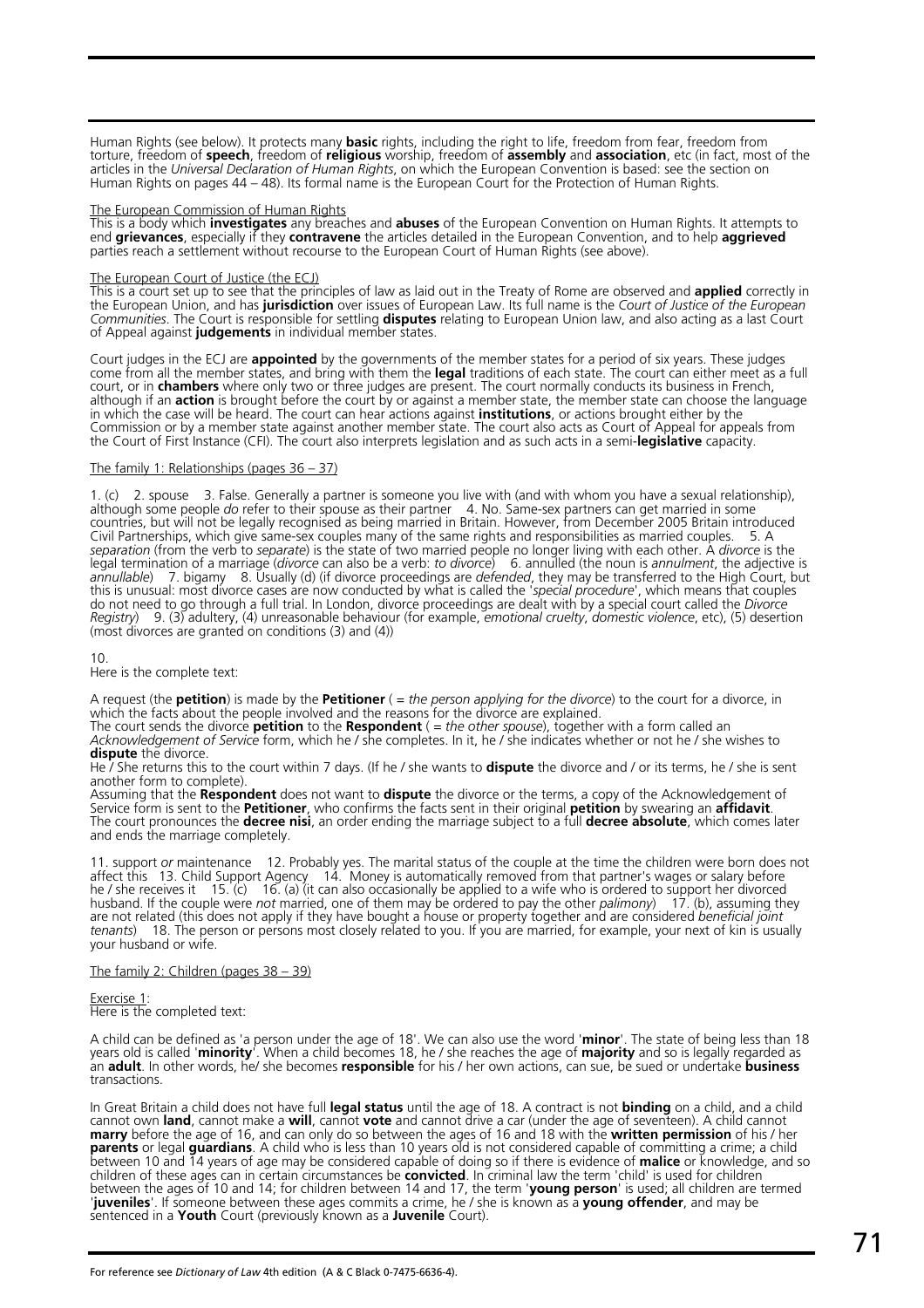Human Rights (see below). It protects many **basic** rights, including the right to life, freedom from fear, freedom from torture, freedom of **speech**, freedom of **religious** worship, freedom of **assembly** and **association**, etc (in fact, most of the articles in the *Universal Declaration of Human Rights*, on which the European Convention is based: see the section on Human Rights on pages 44 – 48). Its formal name is the European Court for the Protection of Human Rights.

The European Commission of Human Rights

This is a body which **investigates** any breaches and **abuses** of the European Convention on Human Rights. It attempts to end **grievances**, especially if they **contravene** the articles detailed in the European Convention, and to help **aggrieved** parties reach a settlement without recourse to the European Court of Human Rights (see above).

The European Court of Justice (the ECJ)

This is a court set up to see that the principles of law as laid out in the Treaty of Rome are observed and **applied** correctly in the European Union, and has **jurisdiction** over issues of European Law. Its full name is the *Court of Justice of the European Communities*. The Court is responsible for settling **disputes** relating to European Union law, and also acting as a last Court of Appeal against **judgements** in individual member states.

Court judges in the ECJ are **appointed** by the governments of the member states for a period of six years. These judges come from all the member states, and bring with them the **legal** traditions of each state. The court can either meet as a full court, or in **chambers** where only two or three judges are present. The court normally conducts its business in French, although if an **action** is brought before the court by or against a member state, the member state can choose the language in which the case will be heard. The court can hear actions against **institutions**, or actions brought either by the Commission or by a member state against another member state. The court also acts as Court of Appeal for appeals from the Court of First Instance (CFI). The court also interprets legislation and as such acts in a semi-**legislative** capacity.

The family 1: Relationships (pages 36 – 37)

1. (c) 2. spouse 3. False. Generally a partner is someone you live with (and with whom you have a sexual relationship), although some people *do* refer to their spouse as their partner 4. No. Same-sex partners can get married in some countries, but will not be legally recognised as being married in Britain. However, from December 2005 Britain introduced Civil Partnerships, which give same-sex couples many of the same rights and responsibilities as married couples. 5. A *separation* (from the verb to *separate*) is the state of two married people no longer living with each other. A *divorce* is the legal termination of a marriage (*divorce* can also be a verb: *to divorce*) 6. annulled (the noun is *annulment*, the adjective is *annullable*) 7. bigamy 8. Usually (d) (if divorce proceedings are *defended*, they may be transferred to the High Court, but this is unusual: most divorce cases are now conducted by what is called the '*special procedure*', which means that couples do not need to go through a full trial. In London, divorce proceedings are dealt with by a special court called the *Divorce Registry*) 9. (3) adultery, (4) unreasonable behaviour (for example, *emotional cruelty*, *domestic violence*, etc), (5) desertion (most divorces are granted on conditions (3) and (4))

10.

Here is the complete text:

A request (the **petition**) is made by the **Petitioner** ( = *the person applying for the divorce*) to the court for a divorce, in which the facts about the people involved and the reasons for the divorce are explained.
The court sends the divorce **petition** to the **Respondent** ( = *the other spouse*), together with a form called an *Acknowledgement of Service* form, which he / she completes. In it, he / she indicates whether or not he / she wishes to **dispute** the divorce.
He / She returns this to the court within 7 days. (If he / she wants to **dispute** the divorce and / or its terms, he / she is sent another form to complete).
Assuming that the **Respondent** does not want to **dispute** the divorce or the terms, a copy of the Acknowledgement of Service form is sent to the **Petitioner**, who confirms the facts sent in their original **petition** by swearing an **affidavit**.
The court pronounces the **decree nisi**, an order ending the marriage subject to a full **decree absolute**, which comes later and ends the marriage completely.

11. support *or* maintenance 12. Probably yes. The marital status of the couple at the time the children were born does not affect this 13. Child Support Agency 14. Money is automatically removed from that partner's wages or salary before he / she receives it 15. (c) 16. (a) (it can also occasionally be applied to a wife who is ordered to support her divorced husband. If the couple were *not* married, one of them may be ordered to pay the other *palimony*) 17. (b), assuming they are not related (this does not apply if they have bought a house or property together and are considered *beneficial joint tenants*) 18. The person or persons most closely related to you. If you are married, for example, your next of kin is usually your husband or wife.

The family 2: Children (pages 38 – 39)

Exercise 1:

Here is the completed text:

A child can be defined as 'a person under the age of 18'. We can also use the word '**minor**'. The state of being less than 18 years old is called '**minority**'. When a child becomes 18, he / she reaches the age of **majority** and so is legally regarded as an **adult**. In other words, he/ she becomes **responsible** for his / her own actions, can sue, be sued or undertake **business** transactions.

In Great Britain a child does not have full **legal status** until the age of 18. A contract is not **binding** on a child, and a child cannot own **land**, cannot make a **will**, cannot **vote** and cannot drive a car (under the age of seventeen). A child cannot **marry** before the age of 16, and can only do so between the ages of 16 and 18 with the **written permission** of his / her **parents** or legal **guardians**. A child who is less than 10 years old is not considered capable of committing a crime; a child between 10 and 14 years of age may be considered capable of doing so if there is evidence of **malice** or knowledge, and so children of these ages can in certain circumstances be **convicted**. In criminal law the term 'child' is used for children between the ages of 10 and 14; for children between 14 and 17, the term '**young person**' is used; all children are termed '**juveniles**'. If someone between these ages commits a crime, he / she is known as a **young offender**, and may be sentenced in a **Youth** Court (previously known as a **Juvenile** Court).

For reference see *Dictionary of Law* 4th edition (A & C Black 0-7475-6636-4).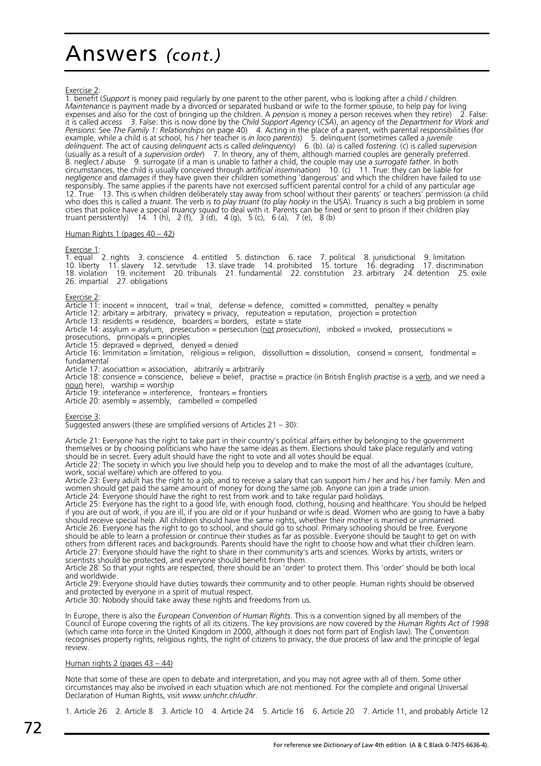# Answers *(cont.)*

Exercise 2:

1. benefit (*Support* is money paid regularly by one parent to the other parent, who is looking after a child / children. *Maintenance* is payment made by a divorced or separated husband or wife to the former spouse, to help pay for living expenses and also for the cost of bringing up the children. A *pension* is money a person receives when they retire) 2. False: it is called *access* 3. False: this is now done by the *Child Support Agency* (*CSA*), an agency of the *Department for Work and Pensions*: See *The Family 1: Relationships* on page 40) 4. Acting in the place of a parent, with parental responsibilities (for example, while a child is at school, his / her teacher is *in loco parentis*) 5. delinquent (sometimes called a *juvenile delinquent*. The act of causing *delinquent* acts is called *delinquency*) 6. (b). (a) is called *fostering*. (c) is called *supervision* (usually as a result of a *supervision order*) 7. In theory, any of them, although married couples are generally preferred. 8. neglect / abuse 9. surrogate (if a man is unable to father a child, the couple may use a *surrogate father*. In both circumstances, the child is usually conceived through *artificial insemination*) 10. (c) 11. True: they can be liable for *negligence* and *damages* if they have given their children something 'dangerous' and which the children have failed to use responsibly. The same applies if the parents have not exercised sufficient parental control for a child of any particular age 12. True 13. This is when children deliberately stay away from school without their parents' or teachers' permission (a child who does this is called a *truant*. The verb is *to play truant* (*to play hooky* in the USA). Truancy is such a big problem in some cities that police have a special *truancy squad* to deal with it. Parents can be fined or sent to prison if their children play truant persistently) 14. 1 (h), 2 (f), 3 (d), 4 (g), 5 (c), 6 (a), 7 (e), 8 (b)

Human Rights 1 (pages 40 – 42)

Exercise 1:

1. equal 2. rights 3. conscience 4. entitled 5. distinction 6. race 7. political 8. jurisdictional 9. limitation 10. liberty 11. slavery 12. servitude 13. slave trade 14. prohibited 15. torture 16. degrading 17. discrimination 18. violation 19. incitement 20. tribunals 21. fundamental 22. constitution 23. arbitrary 24. detention 25. exile 26. impartial 27. obligations

Exercise 2:

Article 11: inocent = innocent, trail = trial, defense = defence, comitted = committed, penaltey = penalty
Article 12: arbitary = arbitrary, privatecy = privacy, reputeation = reputation, projection = protection
Article 13: residents = residence, boarders = borders, estate = state
Article 14: assylum = asylum, presecution = persecution (<u>not</u> *prosecution*), inboked = invoked, prossecutions = prosecutions, principals = principles
Article 15: depraved = deprived, denyed = denied
Article 16: limmitation = limitation, religious = religion, dissolluttion = dissolution, consend = consent, fondmental = fundamental
Article 17: asociattion = association, abitrarily = arbitrarily
Article 18: consience = conscience, believe = belief, practise = practice (in British English *practise* is a <u>verb</u>, and we need a <u>noun</u> here), warship = worship
Article 19: inteferance = interference, frontears = frontiers
Article 20: asembly = assembly, cambelled = compelled

Exercise 3:

Suggested answers (these are simplified versions of Articles 21 – 30):

Article 21: Everyone has the right to take part in their country's political affairs either by belonging to the government themselves or by choosing politicians who have the same ideas as them. Elections should take place regularly and voting should be in secret. Every adult should have the right to vote and all votes should be equal.
Article 22: The society in which you live should help you to develop and to make the most of all the advantages (culture, work, social welfare) which are offered to you.
Article 23: Every adult has the right to a job, and to receive a salary that can support him / her and his / her family. Men and women should get paid the same amount of money for doing the same job. Anyone can join a trade union.
Article 24: Everyone should have the right to rest from work and to take regular paid holidays.
Article 25: Everyone has the right to a good life, with enough food, clothing, housing and healthcare. You should be helped if you are out of work, if you are ill, if you are old or if your husband or wife is dead. Women who are going to have a baby should receive special help. All children should have the same rights, whether their mother is married or unmarried.
Article 26: Everyone has the right to go to school, and should go to school. Primary schooling should be free. Everyone should be able to learn a profession or continue their studies as far as possible. Everyone should be taught to get on with others from different races and backgrounds. Parents should have the right to choose how and what their children learn.
Article 27: Everyone should have the right to share in their community's arts and sciences. Works by artists, writers or scientists should be protected, and everyone should benefit from them.
Article 28: So that your rights are respected, there should be an 'order' to protect them. This 'order' should be both local and worldwide.
Article 29: Everyone should have duties towards their community and to other people. Human rights should be observed and protected by everyone in a spirit of mutual respect.
Article 30: Nobody should take away these rights and freedoms from us.

In Europe, there is also the *European Convention of Human Rights*. This is a convention signed by all members of the Council of Europe covering the rights of all its citizens. The key provisions are now covered by the *Human Rights Act of 1998* (which came into force in the United Kingdom in 2000, although it does not form part of English law). The Convention recognises property rights, religious rights, the right of citizens to privacy, the due process of law and the principle of legal review.

Human rights 2 (pages 43 – 44)

Note that some of these are open to debate and interpretation, and you may not agree with all of them. Some other circumstances may also be involved in each situation which are not mentioned. For the complete and original Universal Declaration of Human Rights, visit *www.unhchr.ch/udhr*.

1. Article 26 2. Article 8 3. Article 10 4. Article 24 5. Article 16 6. Article 20 7. Article 11, and probably Article 12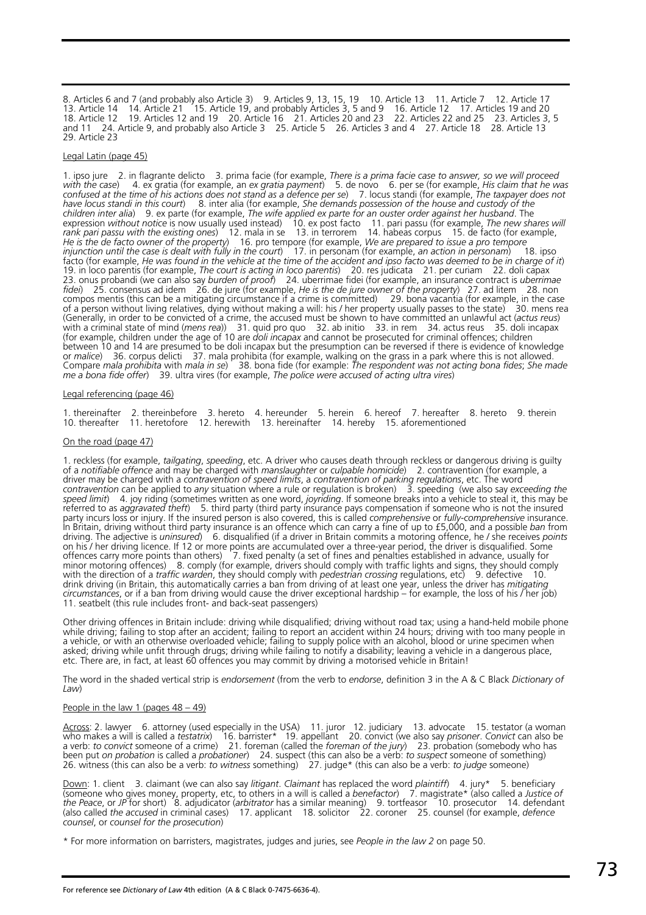8. Articles 6 and 7 (and probably also Article 3) 9. Articles 9, 13, 15, 19 10. Article 13 11. Article 7 12. Article 17 13. Article 14 14. Article 21 15. Article 19, and probably Articles 3, 5 and 9 16. Article 12 17. Articles 19 and 20 18. Article 12 19. Articles 12 and 19 20. Article 16 21. Articles 20 and 23 22. Articles 22 and 25 23. Articles 3, 5 and 11 24. Article 9, and probably also Article 3 25. Article 5 26. Articles 3 and 4 27. Article 18 28. Article 13 29. Article 23

Legal Latin (page 45)

1. ipso jure 2. in flagrante delicto 3. prima facie (for example, *There is a prima facie case to answer, so we will proceed with the case*) 4. ex gratia (for example, an *ex gratia payment*) 5. de novo 6. per se (for example, *His claim that he was confused at the time of his actions does not stand as a defence per se*) 7. locus standi (for example, *The taxpayer does not have locus standi in this court*) 8. inter alia (for example, *She demands possession of the house and custody of the children inter alia*) 9. ex parte (for example, *The wife applied ex parte for an ouster order against her husband*. The expression *without notice* is now usually used instead) 10. ex post facto 11. pari passu (for example, *The new shares will rank pari passu with the existing ones*) 12. mala in se 13. in terrorem 14. habeas corpus 15. de facto (for example, *He is the de facto owner of the property*) 16. pro tempore (for example, *We are prepared to issue a pro tempore injunction until the case is dealt with fully in the court*) 17. in personam (for example, *an action in personam*) 18. ipso facto (for example, *He was found in the vehicle at the time of the accident and ipso facto was deemed to be in charge of it*) 19. in loco parentis (for example, *The court is acting in loco parentis*) 20. res judicata 21. per curiam 22. doli capax 23. onus probandi (we can also say *burden of proof*) 24. uberrimae fidei (for example, an insurance contract is *uberrimae fidei*) 25. consensus ad idem 26. de jure (for example, *He is the de jure owner of the property*) 27. ad litem 28. non compos mentis (this can be a mitigating circumstance if a crime is committed) 29. bona vacantia (for example, in the case of a person without living relatives, dying without making a will: his / her property usually passes to the state) 30. mens rea (Generally, in order to be convicted of a crime, the accused must be shown to have committed an unlawful act (*actus reus*) with a criminal state of mind (*mens rea*)) 31. quid pro quo 32. ab initio 33. in rem 34. actus reus 35. doli incapax (for example, children under the age of 10 are *doli incapax* and cannot be prosecuted for criminal offences; children between 10 and 14 are presumed to be doli incapax but the presumption can be reversed if there is evidence of knowledge or *malice*) 36. corpus delicti 37. mala prohibita (for example, walking on the grass in a park where this is not allowed. Compare *mala prohibita* with *mala in se*) 38. bona fide (for example: *The respondent was not acting bona fides*; *She made me a bona fide offer*) 39. ultra vires (for example, *The police were accused of acting ultra vires*)

Legal referencing (page 46)

1. thereinafter 2. thereinbefore 3. hereto 4. hereunder 5. herein 6. hereof 7. hereafter 8. hereto 9. therein 10. thereafter 11. heretofore 12. herewith 13. hereinafter 14. hereby 15. aforementioned

On the road (page 47)

1. reckless (for example, *tailgating*, *speeding*, etc. A driver who causes death through reckless or dangerous driving is guilty of a *notifiable offence* and may be charged with *manslaughter* or *culpable homicide*) 2. contravention (for example, a driver may be charged with a *contravention of speed limits*, a *contravention of parking regulations*, etc. The word *contravention* can be applied to *any* situation where a rule or regulation is broken) 3. speeding (we also say *exceeding the speed limit*) 4. joy riding (sometimes written as one word, *joyriding*. If someone breaks into a vehicle to steal it, this may be referred to as *aggravated theft*) 5. third party (third party insurance pays compensation if someone who is not the insured party incurs loss or injury. If the insured person is also covered, this is called *comprehensive* or *fully-comprehensive* insurance. In Britain, driving without third party insurance is an offence which can carry a fine of up to £5,000, and a possible *ban* from driving. The adjective is *uninsured*) 6. disqualified (if a driver in Britain commits a motoring offence, he / she receives *points* on his / her driving licence. If 12 or more points are accumulated over a three-year period, the driver is disqualified. Some offences carry more points than others) 7. fixed penalty (a set of fines and penalties established in advance, usually for minor motoring offences) 8. comply (for example, drivers should comply with traffic lights and signs, they should comply with the direction of a *traffic warden*, they should comply with *pedestrian crossing* regulations, etc) 9. defective 10. drink driving (in Britain, this automatically carries a ban from driving of at least one year, unless the driver has *mitigating circumstances*, or if a ban from driving would cause the driver exceptional hardship – for example, the loss of his / her job) 11. seatbelt (this rule includes front- and back-seat passengers)

Other driving offences in Britain include: driving while disqualified; driving without road tax; using a hand-held mobile phone while driving; failing to stop after an accident; failing to report an accident within 24 hours; driving with too many people in a vehicle, or with an otherwise overloaded vehicle; failing to supply police with an alcohol, blood or urine specimen when asked; driving while unfit through drugs; driving while failing to notify a disability; leaving a vehicle in a dangerous place, etc. There are, in fact, at least 60 offences you may commit by driving a motorised vehicle in Britain!

The word in the shaded vertical strip is *endorsement* (from the verb to *endorse*, definition 3 in the A & C Black *Dictionary of Law*)

People in the law 1 (pages 48 – 49)

Across: 2. lawyer 6. attorney (used especially in the USA) 11. juror 12. judiciary 13. advocate 15. testator (a woman who makes a will is called a *testatrix*) 16. barrister* 19. appellant 20. convict (we also say *prisoner*. *Convict* can also be a verb: *to convict* someone of a crime) 21. foreman (called the *foreman of the jury*) 23. probation (somebody who has been put *on probation* is called a *probationer*) 24. suspect (this can also be a verb: *to suspect* someone of something) 26. witness (this can also be a verb: *to witness* something) 27. judge* (this can also be a verb: *to judge* someone)

Down: 1. client 3. claimant (we can also say *litigant*. *Claimant* has replaced the word *plaintiff*) 4. jury* 5. beneficiary (someone who gives money, property, etc, to others in a will is called a *benefactor*) 7. magistrate* (also called a *Justice of the Peace*, or *JP* for short) 8. adjudicator (*arbitrator* has a similar meaning) 9. tortfeasor 10. prosecutor 14. defendant (also called *the accused* in criminal cases) 17. applicant 18. solicitor 22. coroner 25. counsel (for example, *defence counsel*, or *counsel for the prosecution*)

\* For more information on barristers, magistrates, judges and juries, see *People in the law 2* on page 50.

For reference see *Dictionary of Law* 4th edition (A & C Black 0-7475-6636-4).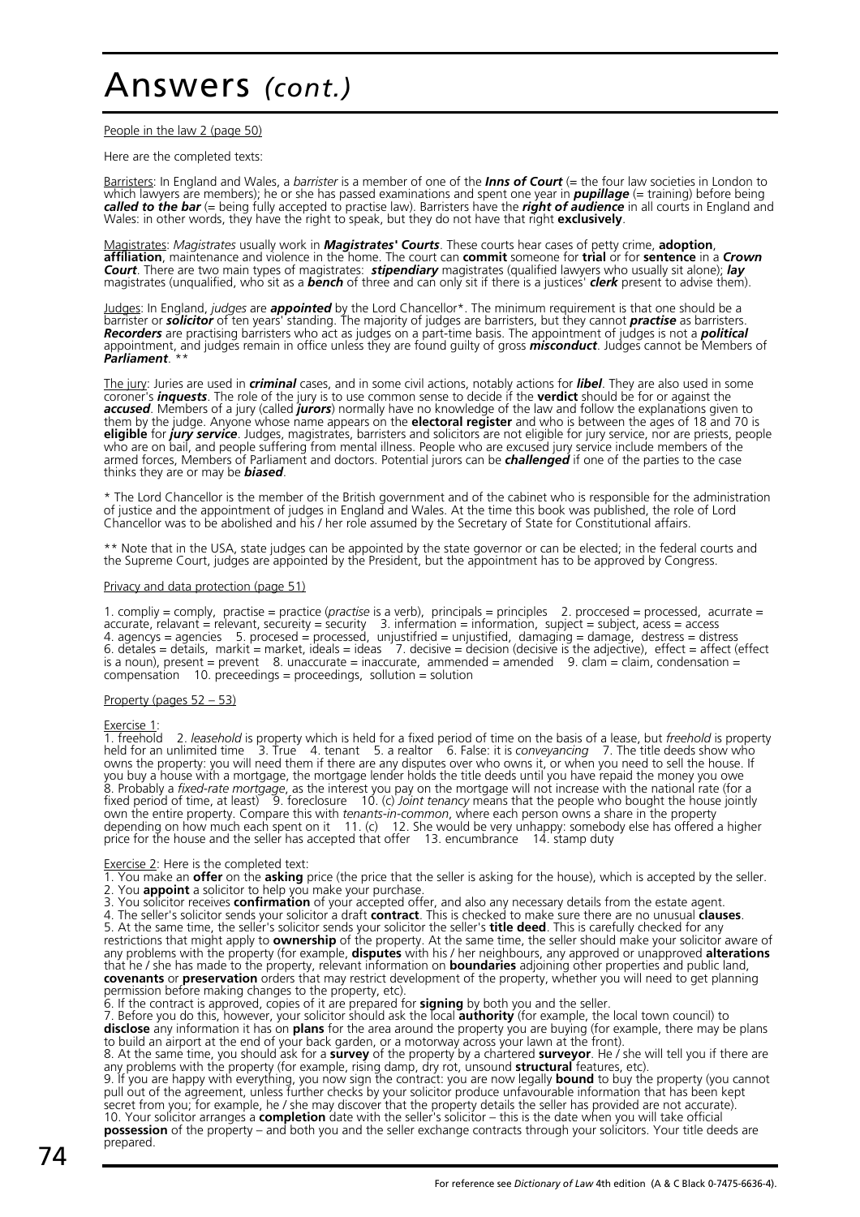# Answers *(cont.)*

People in the law 2 (page 50)

Here are the completed texts:

Barristers: In England and Wales, a *barrister* is a member of one of the ***Inns of Court*** (= the four law societies in London to which lawyers are members); he or she has passed examinations and spent one year in ***pupillage*** (= training) before being ***called to the bar*** (= being fully accepted to practise law). Barristers have the ***right of audience*** in all courts in England and Wales: in other words, they have the right to speak, but they do not have that right **exclusively**.

Magistrates: *Magistrates* usually work in ***Magistrates' Courts***. These courts hear cases of petty crime, **adoption**, **affiliation**, maintenance and violence in the home. The court can **commit** someone for **trial** or for **sentence** in a ***Crown Court***. There are two main types of magistrates: ***stipendiary*** magistrates (qualified lawyers who usually sit alone); ***lay*** magistrates (unqualified, who sit as a ***bench*** of three and can only sit if there is a justices' ***clerk*** present to advise them).

Judges: In England, *judges* are ***appointed*** by the Lord Chancellor*. The minimum requirement is that one should be a barrister or ***solicitor*** of ten years' standing. The majority of judges are barristers, but they cannot ***practise*** as barristers. ***Recorders*** are practising barristers who act as judges on a part-time basis. The appointment of judges is not a ***political*** appointment, and judges remain in office unless they are found guilty of gross ***misconduct***. Judges cannot be Members of ***Parliament***. **

The jury: Juries are used in ***criminal*** cases, and in some civil actions, notably actions for ***libel***. They are also used in some coroner's ***inquests***. The role of the jury is to use common sense to decide if the **verdict** should be for or against the ***accused***. Members of a jury (called ***jurors***) normally have no knowledge of the law and follow the explanations given to them by the judge. Anyone whose name appears on the **electoral register** and who is between the ages of 18 and 70 is **eligible** for ***jury service***. Judges, magistrates, barristers and solicitors are not eligible for jury service, nor are priests, people who are on bail, and people suffering from mental illness. People who are excused jury service include members of the armed forces, Members of Parliament and doctors. Potential jurors can be ***challenged*** if one of the parties to the case thinks they are or may be ***biased***.

\* The Lord Chancellor is the member of the British government and of the cabinet who is responsible for the administration of justice and the appointment of judges in England and Wales. At the time this book was published, the role of Lord Chancellor was to be abolished and his / her role assumed by the Secretary of State for Constitutional affairs.

\** Note that in the USA, state judges can be appointed by the state governor or can be elected; in the federal courts and the Supreme Court, judges are appointed by the President, but the appointment has to be approved by Congress.

Privacy and data protection (page 51)

1. compliy = comply, practise = practice (*practise* is a verb), principals = principles 2. proccesed = processed, acurrate = accurate, relavant = relevant, secureity = security 3. infermation = information, supject = subject, acess = access 4. agencys = agencies 5. procesed = processed, unjustifried = unjustified, damaging = damage, destress = distress 6. detales = details, markit = market, ideals = ideas 7. decisive = decision (decisive is the adjective), effect = affect (effect is a noun), present = prevent 8. unaccurate = inaccurate, ammended = amended 9. clam = claim, condensation = compensation 10. preceedings = proceedings, sollution = solution

Property (pages 52 – 53)

Exercise 1:
1. freehold 2. *leasehold* is property which is held for a fixed period of time on the basis of a lease, but *freehold* is property held for an unlimited time 3. True 4. tenant 5. a realtor 6. False: it is *conveyancing* 7. The title deeds show who owns the property: you will need them if there are any disputes over who owns it, or when you need to sell the house. If you buy a house with a mortgage, the mortgage lender holds the title deeds until you have repaid the money you owe 8. Probably a *fixed-rate mortgage*, as the interest you pay on the mortgage will not increase with the national rate (for a fixed period of time, at least) 9. foreclosure 10. (c) *Joint tenancy* means that the people who bought the house jointly own the entire property. Compare this with *tenants-in-common*, where each person owns a share in the property depending on how much each spent on it 11. (c) 12. She would be very unhappy: somebody else has offered a higher price for the house and the seller has accepted that offer 13. encumbrance 14. stamp duty

Exercise 2: Here is the completed text:
1. You make an **offer** on the **asking** price (the price that the seller is asking for the house), which is accepted by the seller.
2. You **appoint** a solicitor to help you make your purchase.
3. You solicitor receives **confirmation** of your accepted offer, and also any necessary details from the estate agent.
4. The seller's solicitor sends your solicitor a draft **contract**. This is checked to make sure there are no unusual **clauses**.
5. At the same time, the seller's solicitor sends your solicitor the seller's **title deed**. This is carefully checked for any restrictions that might apply to **ownership** of the property. At the same time, the seller should make your solicitor aware of any problems with the property (for example, **disputes** with his / her neighbours, any approved or unapproved **alterations** that he / she has made to the property, relevant information on **boundaries** adjoining other properties and public land, **covenants** or **preservation** orders that may restrict development of the property, whether you will need to get planning permission before making changes to the property, etc).
6. If the contract is approved, copies of it are prepared for **signing** by both you and the seller.
7. Before you do this, however, your solicitor should ask the local **authority** (for example, the local town council) to **disclose** any information it has on **plans** for the area around the property you are buying (for example, there may be plans to build an airport at the end of your back garden, or a motorway across your lawn at the front).
8. At the same time, you should ask for a **survey** of the property by a chartered **surveyor**. He / she will tell you if there are any problems with the property (for example, rising damp, dry rot, unsound **structural** features, etc).
9. If you are happy with everything, you now sign the contract: you are now legally **bound** to buy the property (you cannot pull out of the agreement, unless further checks by your solicitor produce unfavourable information that has been kept secret from you; for example, he / she may discover that the property details the seller has provided are not accurate).
10. Your solicitor arranges a **completion** date with the seller's solicitor – this is the date when you will take official **possession** of the property – and both you and the seller exchange contracts through your solicitors. Your title deeds are prepared.

For reference see *Dictionary of Law* 4th edition (A & C Black 0-7475-6636-4).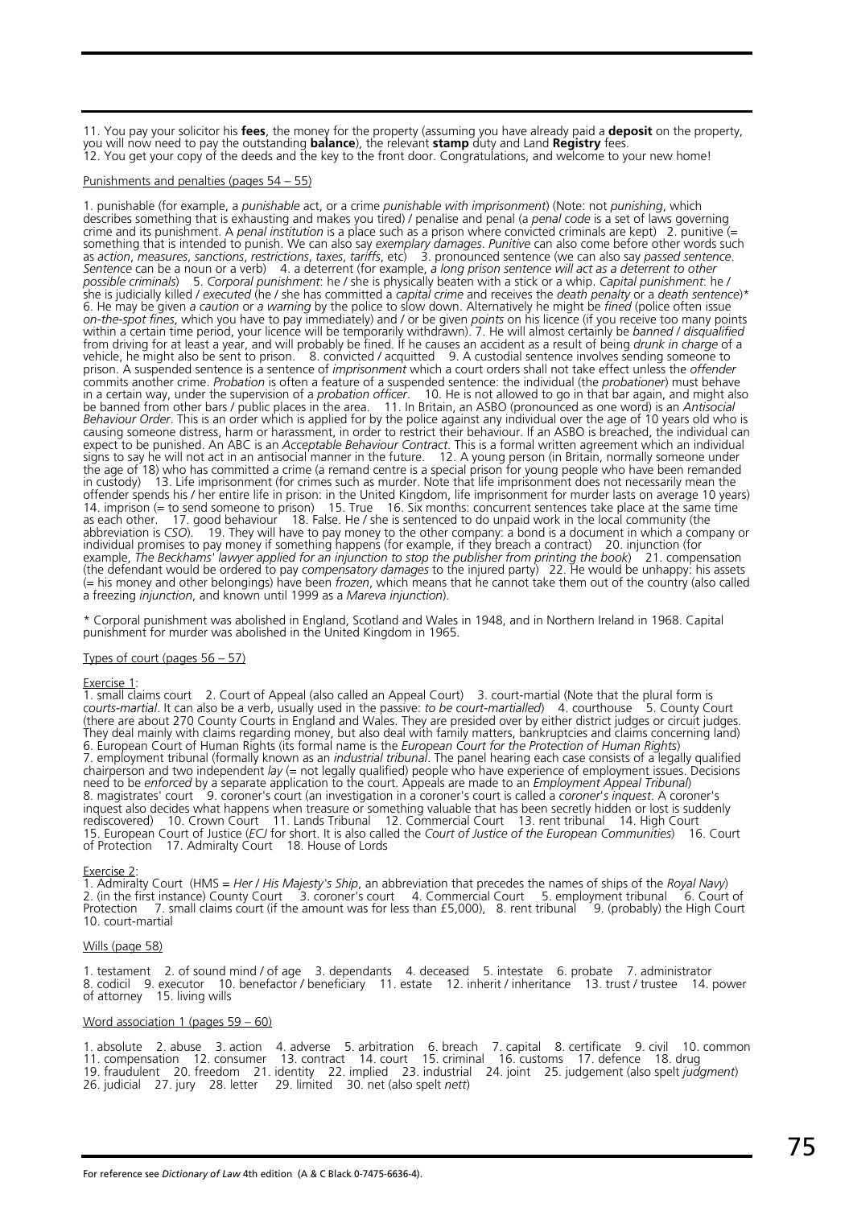11. You pay your solicitor his **fees**, the money for the property (assuming you have already paid a **deposit** on the property, you will now need to pay the outstanding **balance**), the relevant **stamp** duty and Land **Registry** fees.
12. You get your copy of the deeds and the key to the front door. Congratulations, and welcome to your new home!

Punishments and penalties (pages 54 – 55)

1. punishable (for example, a *punishable* act, or a crime *punishable with imprisonment*) (Note: not *punishing*, which describes something that is exhausting and makes you tired) / penalise and penal (a *penal code* is a set of laws governing crime and its punishment. A *penal institution* is a place such as a prison where convicted criminals are kept) 2. punitive (= something that is intended to punish. We can also say *exemplary damages*. *Punitive* can also come before other words such as *action*, *measures*, *sanctions*, *restrictions*, *taxes*, *tariffs*, etc) 3. pronounced sentence (we can also say *passed sentence*. *Sentence* can be a noun or a verb) 4. a deterrent (for example, *a long prison sentence will act as a deterrent to other possible criminals*) 5. *Corporal punishment*: he / she is physically beaten with a stick or a whip. *Capital punishment*: he / she is judicially killed / *executed* (he / she has committed a *capital crime* and receives the *death penalty* or a *death sentence*)* 6. He may be given *a caution* or *a warning* by the police to slow down. Alternatively he might be *fined* (police often issue *on-the-spot fines*, which you have to pay immediately) and / or be given *points* on his licence (if you receive too many points within a certain time period, your licence will be temporarily withdrawn). 7. He will almost certainly be *banned* / *disqualified* from driving for at least a year, and will probably be fined. If he causes an accident as a result of being *drunk in charge* of a vehicle, he might also be sent to prison. 8. convicted / acquitted 9. A custodial sentence involves sending someone to prison. A suspended sentence is a sentence of *imprisonment* which a court orders shall not take effect unless the *offender* commits another crime. *Probation* is often a feature of a suspended sentence: the individual (the *probationer*) must behave in a certain way, under the supervision of a *probation officer*. 10. He is not allowed to go in that bar again, and might also be banned from other bars / public places in the area. 11. In Britain, an ASBO (pronounced as one word) is an *Antisocial Behaviour Order*. This is an order which is applied for by the police against any individual over the age of 10 years old who is causing someone distress, harm or harassment, in order to restrict their behaviour. If an ASBO is breached, the individual can expect to be punished. An ABC is an *Acceptable Behaviour Contract*. This is a formal written agreement which an individual signs to say he will not act in an antisocial manner in the future. 12. A young person (in Britain, normally someone under the age of 18) who has committed a crime (a remand centre is a special prison for young people who have been remanded in custody) 13. Life imprisonment (for crimes such as murder. Note that life imprisonment does not necessarily mean the offender spends his / her entire life in prison: in the United Kingdom, life imprisonment for murder lasts on average 10 years) 14. imprison (= to send someone to prison) 15. True 16. Six months: concurrent sentences take place at the same time as each other. 17. good behaviour 18. False. He / she is sentenced to do unpaid work in the local community (the abbreviation is *CSO*). 19. They will have to pay money to the other company: a bond is a document in which a company or individual promises to pay money if something happens (for example, if they breach a contract) 20. injunction (for example, *The Beckhams' lawyer applied for an injunction to stop the publisher from printing the book*) 21. compensation (the defendant would be ordered to pay *compensatory damages* to the injured party) 22. He would be unhappy: his assets (= his money and other belongings) have been *frozen*, which means that he cannot take them out of the country (also called a freezing *injunction*, and known until 1999 as a *Mareva injunction*).

\* Corporal punishment was abolished in England, Scotland and Wales in 1948, and in Northern Ireland in 1968. Capital punishment for murder was abolished in the United Kingdom in 1965.

Types of court (pages 56 – 57)

Exercise 1:
1. small claims court 2. Court of Appeal (also called an Appeal Court) 3. court-martial (Note that the plural form is *courts-martial*. It can also be a verb, usually used in the passive: *to be court-martialled*) 4. courthouse 5. County Court (there are about 270 County Courts in England and Wales. They are presided over by either district judges or circuit judges. They deal mainly with claims regarding money, but also deal with family matters, bankruptcies and claims concerning land) 6. European Court of Human Rights (its formal name is the *European Court for the Protection of Human Rights*) 7. employment tribunal (formally known as an *industrial tribunal*. The panel hearing each case consists of a legally qualified chairperson and two independent *lay* (= not legally qualified) people who have experience of employment issues. Decisions need to be *enforced* by a separate application to the court. Appeals are made to an *Employment Appeal Tribunal*) 8. magistrates' court 9. coroner's court (an investigation in a coroner's court is called a *coroner's inquest*. A coroner's inquest also decides what happens when treasure or something valuable that has been secretly hidden or lost is suddenly rediscovered) 10. Crown Court 11. Lands Tribunal 12. Commercial Court 13. rent tribunal 14. High Court 15. European Court of Justice (*ECJ* for short. It is also called the *Court of Justice of the European Communities*) 16. Court of Protection 17. Admiralty Court 18. House of Lords

Exercise 2:
1. Admiralty Court (HMS = *Her / His Majesty's Ship*, an abbreviation that precedes the names of ships of the *Royal Navy*) 2. (in the first instance) County Court 3. coroner's court 4. Commercial Court 5. employment tribunal 6. Court of Protection 7. small claims court (if the amount was for less than £5,000), 8. rent tribunal 9. (probably) the High Court 10. court-martial

Wills (page 58)

1. testament 2. of sound mind / of age 3. dependants 4. deceased 5. intestate 6. probate 7. administrator 8. codicil 9. executor 10. benefactor / beneficiary 11. estate 12. inherit / inheritance 13. trust / trustee 14. power of attorney 15. living wills

Word association 1 (pages 59 – 60)

1. absolute 2. abuse 3. action 4. adverse 5. arbitration 6. breach 7. capital 8. certificate 9. civil 10. common 11. compensation 12. consumer 13. contract 14. court 15. criminal 16. customs 17. defence 18. drug 19. fraudulent 20. freedom 21. identity 22. implied 23. industrial 24. joint 25. judgement (also spelt *judgment*) 26. judicial 27. jury 28. letter 29. limited 30. net (also spelt *nett*)

For reference see *Dictionary of Law* 4th edition (A & C Black 0-7475-6636-4).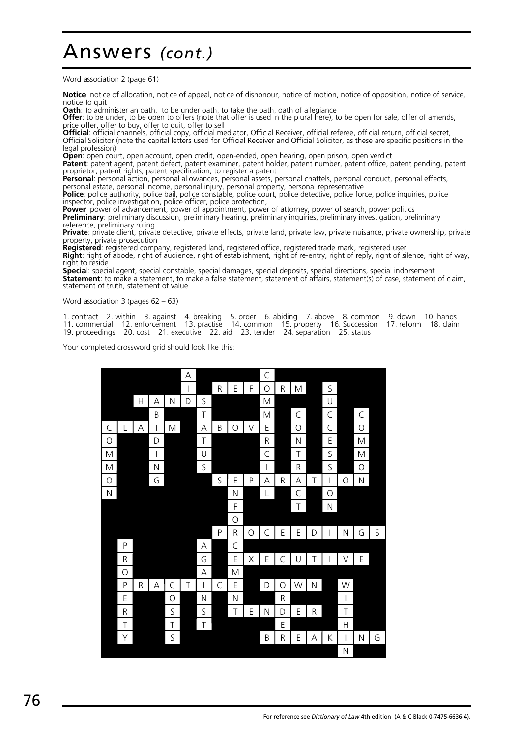# Answers *(cont.)*

Word association 2 (page 61)

**Notice**: notice of allocation, notice of appeal, notice of dishonour, notice of motion, notice of opposition, notice of service, notice to quit
**Oath**: to administer an oath, to be under oath, to take the oath, oath of allegiance
**Offer**: to be under, to be open to offers (note that offer is used in the plural here), to be open for sale, offer of amends, price offer, offer to buy, offer to quit, offer to sell
**Official**: official channels, official copy, official mediator, Official Receiver, official referee, official return, official secret, Official Solicitor (note the capital letters used for Official Receiver and Official Solicitor, as these are specific positions in the legal profession)
**Open**: open court, open account, open credit, open-ended, open hearing, open prison, open verdict
**Patent**: patent agent, patent defect, patent examiner, patent holder, patent number, patent office, patent pending, patent proprietor, patent rights, patent specification, to register a patent
**Personal**: personal action, personal allowances, personal assets, personal chattels, personal conduct, personal effects, personal estate, personal income, personal injury, personal property, personal representative
**Police**: police authority, police bail, police constable, police court, police detective, police force, police inquiries, police inspector, police investigation, police officer, police protection,
**Power**: power of advancement, power of appointment, power of attorney, power of search, power politics
**Preliminary**: preliminary discussion, preliminary hearing, preliminary inquiries, preliminary investigation, preliminary reference, preliminary ruling
**Private**: private client, private detective, private effects, private land, private law, private nuisance, private ownership, private property, private prosecution
**Registered**: registered company, registered land, registered office, registered trade mark, registered user
**Right**: right of abode, right of audience, right of establishment, right of re-entry, right of reply, right of silence, right of way, right to reside
**Special**: special agent, special constable, special damages, special deposits, special directions, special indorsement
**Statement**: to make a statement, to make a false statement, statement of affairs, statement(s) of case, statement of claim, statement of truth, statement of value

Word association 3 (pages 62 – 63)

1. contract 2. within 3. against 4. breaking 5. order 6. abiding 7. above 8. common 9. down 10. hands 11. commercial 12. enforcement 13. practise 14. common 15. property 16. Succession 17. reform 18. claim 19. proceedings 20. cost 21. executive 22. aid 23. tender 24. separation 25. status

Your completed crossword grid should look like this:

| | | | | | | | | | | | | | | | | | |
|---|---|---|---|---|---|---|---|---|---|---|---|---|---|---|---|---|---|
| | | | | | A | | | | | C | | | | | | | |
| | | | | | I | | R | E | F | O | R | M | | S | | | |
| | | H | A | N | D | S | | | | M | | | | U | | | |
| | | | B | | | T | | | | M | | C | | C | | C | |
| C | L | A | I | M | | A | B | O | V | E | | O | | C | | O | |
| O | | | D | | | T | | | | R | | N | | E | | M | |
| M | | | I | | | U | | | | C | | T | | S | | M | |
| M | | | N | | | S | | | | I | | R | | S | | O | |
| O | | | G | | | | S | E | P | A | R | A | T | I | O | N | |
| N | | | | | | | | N | | L | | C | | O | | | |
| | | | | | | | | F | | | | T | | N | | | |
| | | | | | | | | O | | | | | | | | | |
| | | | | | | | P | R | O | C | E | E | D | I | N | G | S |
| | P | | | | | A | | C | | | | | | | | | |
| | R | | | | | G | | E | X | E | C | U | T | I | V | E | |
| | O | | | | | A | | M | | | | | | | | | |
| | P | R | A | C | T | I | C | E | | D | O | W | N | | W | | |
| | E | | | O | | N | | N | | | R | | | | I | | |
| | R | | | S | | S | | T | E | N | D | E | R | | T | | |
| | T | | | T | | T | | | | | E | | | | H | | |
| | Y | | | S | | | | | | B | R | E | A | K | I | N | G |
| | | | | | | | | | | | | | | | N | | |

For reference see *Dictionary of Law* 4th edition (A & C Black 0-7475-6636-4).